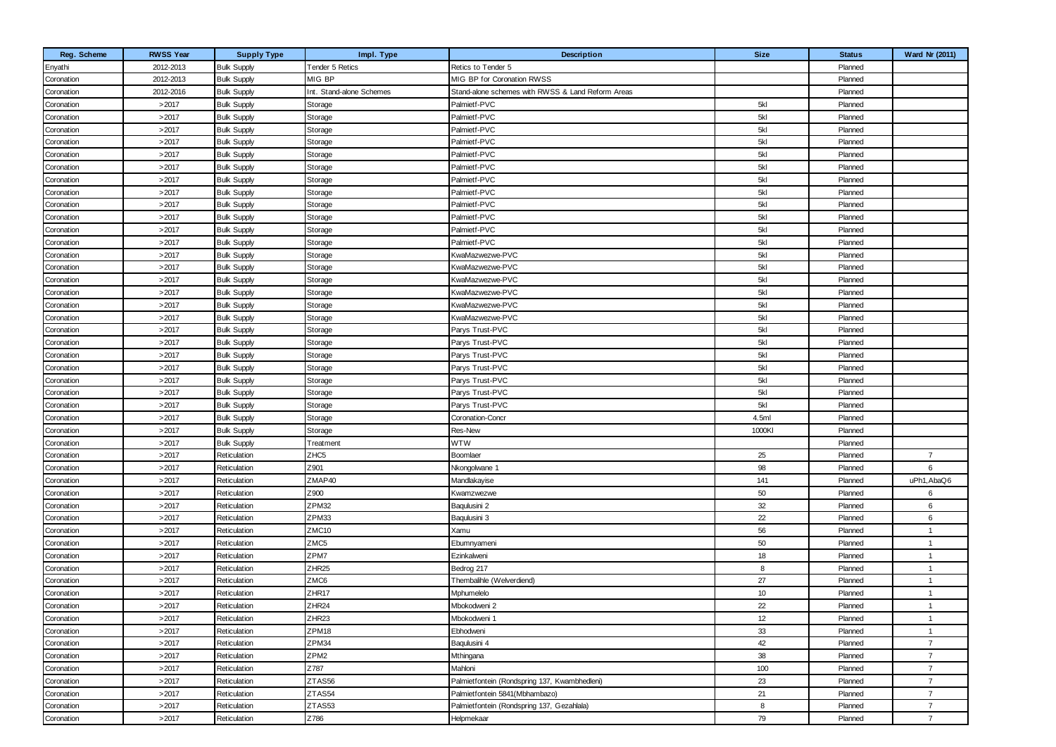| Reg. Scheme | RWSS Year | Supply Type | Impl. Type | Description | Size | Status | Ward Nr (2011) |
|---|---|---|---|---|---|---|---|
| Enyathi | 2012-2013 | Bulk Supply | Tender 5 Retics | Retics to Tender 5 | | Planned | |
| Coronation | 2012-2013 | Bulk Supply | MIG BP | MIG BP for Coronation RWSS | | Planned | |
| Coronation | 2012-2016 | Bulk Supply | Int. Stand-alone Schemes | Stand-alone schemes with RWSS & Land Reform Areas | | Planned | |
| Coronation | >2017 | Bulk Supply | Storage | Palmietf-PVC | 5kl | Planned | |
| Coronation | >2017 | Bulk Supply | Storage | Palmietf-PVC | 5kl | Planned | |
| Coronation | >2017 | Bulk Supply | Storage | Palmietf-PVC | 5kl | Planned | |
| Coronation | >2017 | Bulk Supply | Storage | Palmietf-PVC | 5kl | Planned | |
| Coronation | >2017 | Bulk Supply | Storage | Palmietf-PVC | 5kl | Planned | |
| Coronation | >2017 | Bulk Supply | Storage | Palmietf-PVC | 5kl | Planned | |
| Coronation | >2017 | Bulk Supply | Storage | Palmietf-PVC | 5kl | Planned | |
| Coronation | >2017 | Bulk Supply | Storage | Palmietf-PVC | 5kl | Planned | |
| Coronation | >2017 | Bulk Supply | Storage | Palmietf-PVC | 5kl | Planned | |
| Coronation | >2017 | Bulk Supply | Storage | Palmietf-PVC | 5kl | Planned | |
| Coronation | >2017 | Bulk Supply | Storage | Palmietf-PVC | 5kl | Planned | |
| Coronation | >2017 | Bulk Supply | Storage | Palmietf-PVC | 5kl | Planned | |
| Coronation | >2017 | Bulk Supply | Storage | KwaMazwezwe-PVC | 5kl | Planned | |
| Coronation | >2017 | Bulk Supply | Storage | KwaMazwezwe-PVC | 5kl | Planned | |
| Coronation | >2017 | Bulk Supply | Storage | KwaMazwezwe-PVC | 5kl | Planned | |
| Coronation | >2017 | Bulk Supply | Storage | KwaMazwezwe-PVC | 5kl | Planned | |
| Coronation | >2017 | Bulk Supply | Storage | KwaMazwezwe-PVC | 5kl | Planned | |
| Coronation | >2017 | Bulk Supply | Storage | KwaMazwezwe-PVC | 5kl | Planned | |
| Coronation | >2017 | Bulk Supply | Storage | Parys Trust-PVC | 5kl | Planned | |
| Coronation | >2017 | Bulk Supply | Storage | Parys Trust-PVC | 5kl | Planned | |
| Coronation | >2017 | Bulk Supply | Storage | Parys Trust-PVC | 5kl | Planned | |
| Coronation | >2017 | Bulk Supply | Storage | Parys Trust-PVC | 5kl | Planned | |
| Coronation | >2017 | Bulk Supply | Storage | Parys Trust-PVC | 5kl | Planned | |
| Coronation | >2017 | Bulk Supply | Storage | Parys Trust-PVC | 5kl | Planned | |
| Coronation | >2017 | Bulk Supply | Storage | Parys Trust-PVC | 5kl | Planned | |
| Coronation | >2017 | Bulk Supply | Storage | Coronation-Concr | 4.5ml | Planned | |
| Coronation | >2017 | Bulk Supply | Storage | Res-New | 1000Kl | Planned | |
| Coronation | >2017 | Bulk Supply | Treatment | WTW | | Planned | |
| Coronation | >2017 | Reticulation | ZHC5 | Boomlaer | 25 | Planned | 7 |
| Coronation | >2017 | Reticulation | Z901 | Nkongolwane 1 | 98 | Planned | 6 |
| Coronation | >2017 | Reticulation | ZMAP40 | Mandlakayise | 141 | Planned | uPh1,AbaQ6 |
| Coronation | >2017 | Reticulation | Z900 | Kwamzwezwe | 50 | Planned | 6 |
| Coronation | >2017 | Reticulation | ZPM32 | Baqulusini 2 | 32 | Planned | 6 |
| Coronation | >2017 | Reticulation | ZPM33 | Baqulusini 3 | 22 | Planned | 6 |
| Coronation | >2017 | Reticulation | ZMC10 | Xamu | 56 | Planned | 1 |
| Coronation | >2017 | Reticulation | ZMC5 | Ebumnyameni | 50 | Planned | 1 |
| Coronation | >2017 | Reticulation | ZPM7 | Ezinkalweni | 18 | Planned | 1 |
| Coronation | >2017 | Reticulation | ZHR25 | Bedrog 217 | 8 | Planned | 1 |
| Coronation | >2017 | Reticulation | ZMC6 | Thembalihle (Welverdiend) | 27 | Planned | 1 |
| Coronation | >2017 | Reticulation | ZHR17 | Mphumelelo | 10 | Planned | 1 |
| Coronation | >2017 | Reticulation | ZHR24 | Mbokodweni 2 | 22 | Planned | 1 |
| Coronation | >2017 | Reticulation | ZHR23 | Mbokodweni 1 | 12 | Planned | 1 |
| Coronation | >2017 | Reticulation | ZPM18 | Ebhodweni | 33 | Planned | 1 |
| Coronation | >2017 | Reticulation | ZPM34 | Baqulusini 4 | 42 | Planned | 7 |
| Coronation | >2017 | Reticulation | ZPM2 | Mthingana | 38 | Planned | 7 |
| Coronation | >2017 | Reticulation | Z787 | Mahloni | 100 | Planned | 7 |
| Coronation | >2017 | Reticulation | ZTAS56 | Palmietfontein (Rondspring 137, Kwambhedleni) | 23 | Planned | 7 |
| Coronation | >2017 | Reticulation | ZTAS54 | Palmietfontein 5841(Mbhambazo) | 21 | Planned | 7 |
| Coronation | >2017 | Reticulation | ZTAS53 | Palmietfontein (Rondspring 137, Gezahlala) | 8 | Planned | 7 |
| Coronation | >2017 | Reticulation | Z786 | Helpmekaar | 79 | Planned | 7 |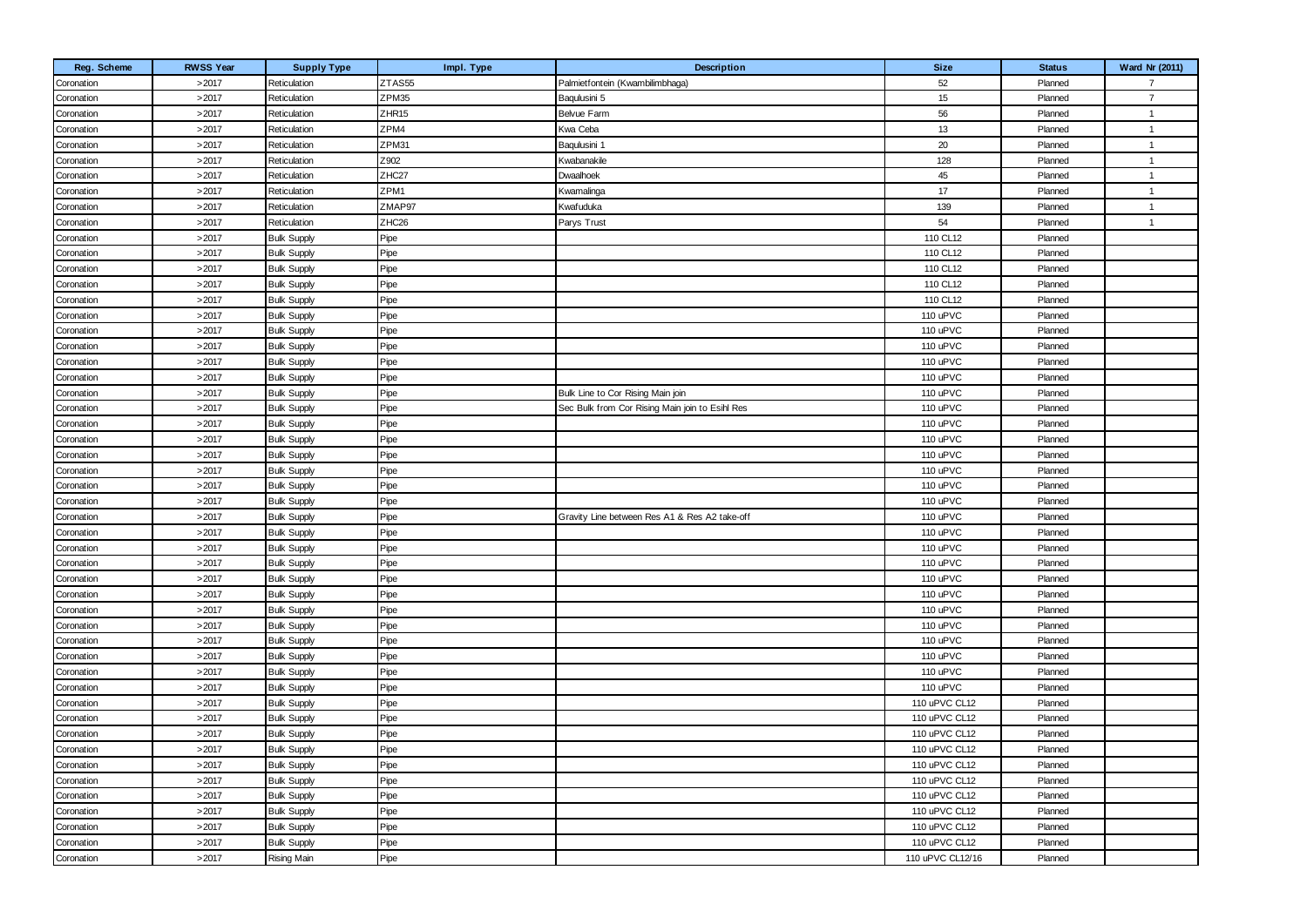| Reg. Scheme | RWSS Year | Supply Type | Impl. Type | Description | Size | Status | Ward Nr (2011) |
|---|---|---|---|---|---|---|---|
| Coronation | >2017 | Reticulation | ZTAS55 | Palmietfontein (Kwambilimbhaga) | 52 | Planned | 7 |
| Coronation | >2017 | Reticulation | ZPM35 | Baqulusini 5 | 15 | Planned | 7 |
| Coronation | >2017 | Reticulation | ZHR15 | Belvue Farm | 56 | Planned | 1 |
| Coronation | >2017 | Reticulation | ZPM4 | Kwa Ceba | 13 | Planned | 1 |
| Coronation | >2017 | Reticulation | ZPM31 | Baqulusini 1 | 20 | Planned | 1 |
| Coronation | >2017 | Reticulation | Z902 | Kwabanakile | 128 | Planned | 1 |
| Coronation | >2017 | Reticulation | ZHC27 | Dwaalhoek | 45 | Planned | 1 |
| Coronation | >2017 | Reticulation | ZPM1 | Kwamalinga | 17 | Planned | 1 |
| Coronation | >2017 | Reticulation | ZMAP97 | Kwafuduka | 139 | Planned | 1 |
| Coronation | >2017 | Reticulation | ZHC26 | Parys Trust | 54 | Planned | 1 |
| Coronation | >2017 | Bulk Supply | Pipe | | 110 CL12 | Planned | |
| Coronation | >2017 | Bulk Supply | Pipe | | 110 CL12 | Planned | |
| Coronation | >2017 | Bulk Supply | Pipe | | 110 CL12 | Planned | |
| Coronation | >2017 | Bulk Supply | Pipe | | 110 CL12 | Planned | |
| Coronation | >2017 | Bulk Supply | Pipe | | 110 CL12 | Planned | |
| Coronation | >2017 | Bulk Supply | Pipe | | 110 uPVC | Planned | |
| Coronation | >2017 | Bulk Supply | Pipe | | 110 uPVC | Planned | |
| Coronation | >2017 | Bulk Supply | Pipe | | 110 uPVC | Planned | |
| Coronation | >2017 | Bulk Supply | Pipe | | 110 uPVC | Planned | |
| Coronation | >2017 | Bulk Supply | Pipe | | 110 uPVC | Planned | |
| Coronation | >2017 | Bulk Supply | Pipe | Bulk Line to Cor Rising Main join | 110 uPVC | Planned | |
| Coronation | >2017 | Bulk Supply | Pipe | Sec Bulk from Cor Rising Main join to Esihl Res | 110 uPVC | Planned | |
| Coronation | >2017 | Bulk Supply | Pipe | | 110 uPVC | Planned | |
| Coronation | >2017 | Bulk Supply | Pipe | | 110 uPVC | Planned | |
| Coronation | >2017 | Bulk Supply | Pipe | | 110 uPVC | Planned | |
| Coronation | >2017 | Bulk Supply | Pipe | | 110 uPVC | Planned | |
| Coronation | >2017 | Bulk Supply | Pipe | | 110 uPVC | Planned | |
| Coronation | >2017 | Bulk Supply | Pipe | | 110 uPVC | Planned | |
| Coronation | >2017 | Bulk Supply | Pipe | Gravity Line between Res A1 & Res A2 take-off | 110 uPVC | Planned | |
| Coronation | >2017 | Bulk Supply | Pipe | | 110 uPVC | Planned | |
| Coronation | >2017 | Bulk Supply | Pipe | | 110 uPVC | Planned | |
| Coronation | >2017 | Bulk Supply | Pipe | | 110 uPVC | Planned | |
| Coronation | >2017 | Bulk Supply | Pipe | | 110 uPVC | Planned | |
| Coronation | >2017 | Bulk Supply | Pipe | | 110 uPVC | Planned | |
| Coronation | >2017 | Bulk Supply | Pipe | | 110 uPVC | Planned | |
| Coronation | >2017 | Bulk Supply | Pipe | | 110 uPVC | Planned | |
| Coronation | >2017 | Bulk Supply | Pipe | | 110 uPVC | Planned | |
| Coronation | >2017 | Bulk Supply | Pipe | | 110 uPVC | Planned | |
| Coronation | >2017 | Bulk Supply | Pipe | | 110 uPVC | Planned | |
| Coronation | >2017 | Bulk Supply | Pipe | | 110 uPVC CL12 | Planned | |
| Coronation | >2017 | Bulk Supply | Pipe | | 110 uPVC CL12 | Planned | |
| Coronation | >2017 | Bulk Supply | Pipe | | 110 uPVC CL12 | Planned | |
| Coronation | >2017 | Bulk Supply | Pipe | | 110 uPVC CL12 | Planned | |
| Coronation | >2017 | Bulk Supply | Pipe | | 110 uPVC CL12 | Planned | |
| Coronation | >2017 | Bulk Supply | Pipe | | 110 uPVC CL12 | Planned | |
| Coronation | >2017 | Bulk Supply | Pipe | | 110 uPVC CL12 | Planned | |
| Coronation | >2017 | Bulk Supply | Pipe | | 110 uPVC CL12 | Planned | |
| Coronation | >2017 | Bulk Supply | Pipe | | 110 uPVC CL12 | Planned | |
| Coronation | >2017 | Bulk Supply | Pipe | | 110 uPVC CL12 | Planned | |
| Coronation | >2017 | Rising Main | Pipe | | 110 uPVC CL12/16 | Planned | |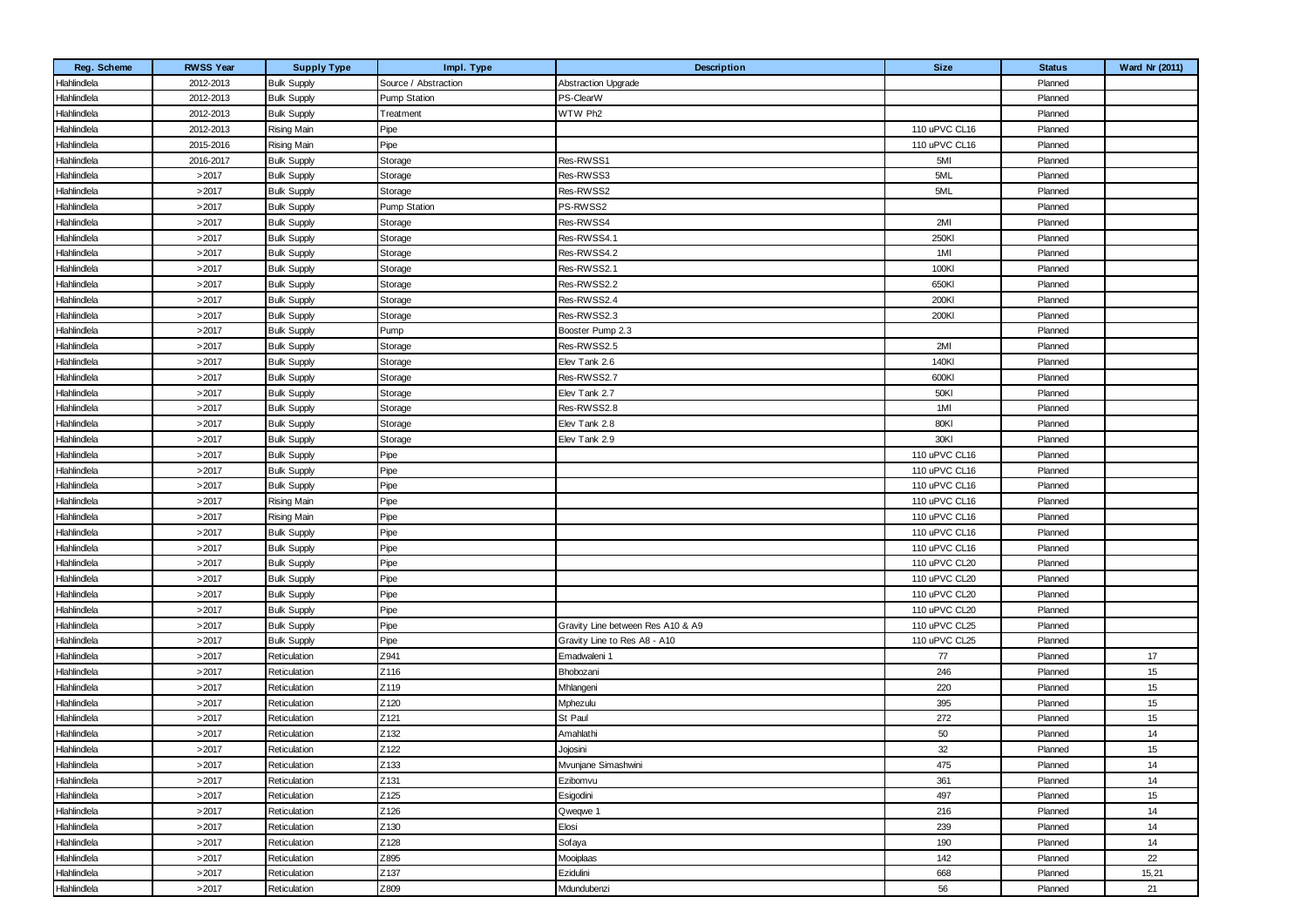| Reg. Scheme | RWSS Year | Supply Type | Impl. Type | Description | Size | Status | Ward Nr (2011) |
|---|---|---|---|---|---|---|---|
| Hlahlindlela | 2012-2013 | Bulk Supply | Source / Abstraction | Abstraction Upgrade | | Planned | |
| Hlahlindlela | 2012-2013 | Bulk Supply | Pump Station | PS-ClearW | | Planned | |
| Hlahlindlela | 2012-2013 | Bulk Supply | Treatment | WTW Ph2 | | Planned | |
| Hlahlindlela | 2012-2013 | Rising Main | Pipe | | 110 uPVC CL16 | Planned | |
| Hlahlindlela | 2015-2016 | Rising Main | Pipe | | 110 uPVC CL16 | Planned | |
| Hlahlindlela | 2016-2017 | Bulk Supply | Storage | Res-RWSS1 | 5Ml | Planned | |
| Hlahlindlela | >2017 | Bulk Supply | Storage | Res-RWSS3 | 5ML | Planned | |
| Hlahlindlela | >2017 | Bulk Supply | Storage | Res-RWSS2 | 5ML | Planned | |
| Hlahlindlela | >2017 | Bulk Supply | Pump Station | PS-RWSS2 | | Planned | |
| Hlahlindlela | >2017 | Bulk Supply | Storage | Res-RWSS4 | 2Ml | Planned | |
| Hlahlindlela | >2017 | Bulk Supply | Storage | Res-RWSS4.1 | 250Kl | Planned | |
| Hlahlindlela | >2017 | Bulk Supply | Storage | Res-RWSS4.2 | 1Ml | Planned | |
| Hlahlindlela | >2017 | Bulk Supply | Storage | Res-RWSS2.1 | 100Kl | Planned | |
| Hlahlindlela | >2017 | Bulk Supply | Storage | Res-RWSS2.2 | 650Kl | Planned | |
| Hlahlindlela | >2017 | Bulk Supply | Storage | Res-RWSS2.4 | 200Kl | Planned | |
| Hlahlindlela | >2017 | Bulk Supply | Storage | Res-RWSS2.3 | 200Kl | Planned | |
| Hlahlindlela | >2017 | Bulk Supply | Pump | Booster Pump 2.3 | | Planned | |
| Hlahlindlela | >2017 | Bulk Supply | Storage | Res-RWSS2.5 | 2Ml | Planned | |
| Hlahlindlela | >2017 | Bulk Supply | Storage | Elev Tank 2.6 | 140Kl | Planned | |
| Hlahlindlela | >2017 | Bulk Supply | Storage | Res-RWSS2.7 | 600Kl | Planned | |
| Hlahlindlela | >2017 | Bulk Supply | Storage | Elev Tank 2.7 | 50Kl | Planned | |
| Hlahlindlela | >2017 | Bulk Supply | Storage | Res-RWSS2.8 | 1Ml | Planned | |
| Hlahlindlela | >2017 | Bulk Supply | Storage | Elev Tank 2.8 | 80Kl | Planned | |
| Hlahlindlela | >2017 | Bulk Supply | Storage | Elev Tank 2.9 | 30Kl | Planned | |
| Hlahlindlela | >2017 | Bulk Supply | Pipe | | 110 uPVC CL16 | Planned | |
| Hlahlindlela | >2017 | Bulk Supply | Pipe | | 110 uPVC CL16 | Planned | |
| Hlahlindlela | >2017 | Bulk Supply | Pipe | | 110 uPVC CL16 | Planned | |
| Hlahlindlela | >2017 | Rising Main | Pipe | | 110 uPVC CL16 | Planned | |
| Hlahlindlela | >2017 | Rising Main | Pipe | | 110 uPVC CL16 | Planned | |
| Hlahlindlela | >2017 | Bulk Supply | Pipe | | 110 uPVC CL16 | Planned | |
| Hlahlindlela | >2017 | Bulk Supply | Pipe | | 110 uPVC CL16 | Planned | |
| Hlahlindlela | >2017 | Bulk Supply | Pipe | | 110 uPVC CL20 | Planned | |
| Hlahlindlela | >2017 | Bulk Supply | Pipe | | 110 uPVC CL20 | Planned | |
| Hlahlindlela | >2017 | Bulk Supply | Pipe | | 110 uPVC CL20 | Planned | |
| Hlahlindlela | >2017 | Bulk Supply | Pipe | | 110 uPVC CL20 | Planned | |
| Hlahlindlela | >2017 | Bulk Supply | Pipe | Gravity Line between Res A10 & A9 | 110 uPVC CL25 | Planned | |
| Hlahlindlela | >2017 | Bulk Supply | Pipe | Gravity Line to Res A8 - A10 | 110 uPVC CL25 | Planned | |
| Hlahlindlela | >2017 | Reticulation | Z941 | Emadwaleni 1 | 77 | Planned | 17 |
| Hlahlindlela | >2017 | Reticulation | Z116 | Bhobozani | 246 | Planned | 15 |
| Hlahlindlela | >2017 | Reticulation | Z119 | Mhlangeni | 220 | Planned | 15 |
| Hlahlindlela | >2017 | Reticulation | Z120 | Mphezulu | 395 | Planned | 15 |
| Hlahlindlela | >2017 | Reticulation | Z121 | St Paul | 272 | Planned | 15 |
| Hlahlindlela | >2017 | Reticulation | Z132 | Amahlathi | 50 | Planned | 14 |
| Hlahlindlela | >2017 | Reticulation | Z122 | Jojosini | 32 | Planned | 15 |
| Hlahlindlela | >2017 | Reticulation | Z133 | Mvunjane Simashwini | 475 | Planned | 14 |
| Hlahlindlela | >2017 | Reticulation | Z131 | Ezibomvu | 361 | Planned | 14 |
| Hlahlindlela | >2017 | Reticulation | Z125 | Esigodini | 497 | Planned | 15 |
| Hlahlindlela | >2017 | Reticulation | Z126 | Qweqwe 1 | 216 | Planned | 14 |
| Hlahlindlela | >2017 | Reticulation | Z130 | Elosi | 239 | Planned | 14 |
| Hlahlindlela | >2017 | Reticulation | Z128 | Sofaya | 190 | Planned | 14 |
| Hlahlindlela | >2017 | Reticulation | Z895 | Mooiplaas | 142 | Planned | 22 |
| Hlahlindlela | >2017 | Reticulation | Z137 | Ezidulini | 668 | Planned | 15,21 |
| Hlahlindlela | >2017 | Reticulation | Z809 | Mdundubenzi | 56 | Planned | 21 |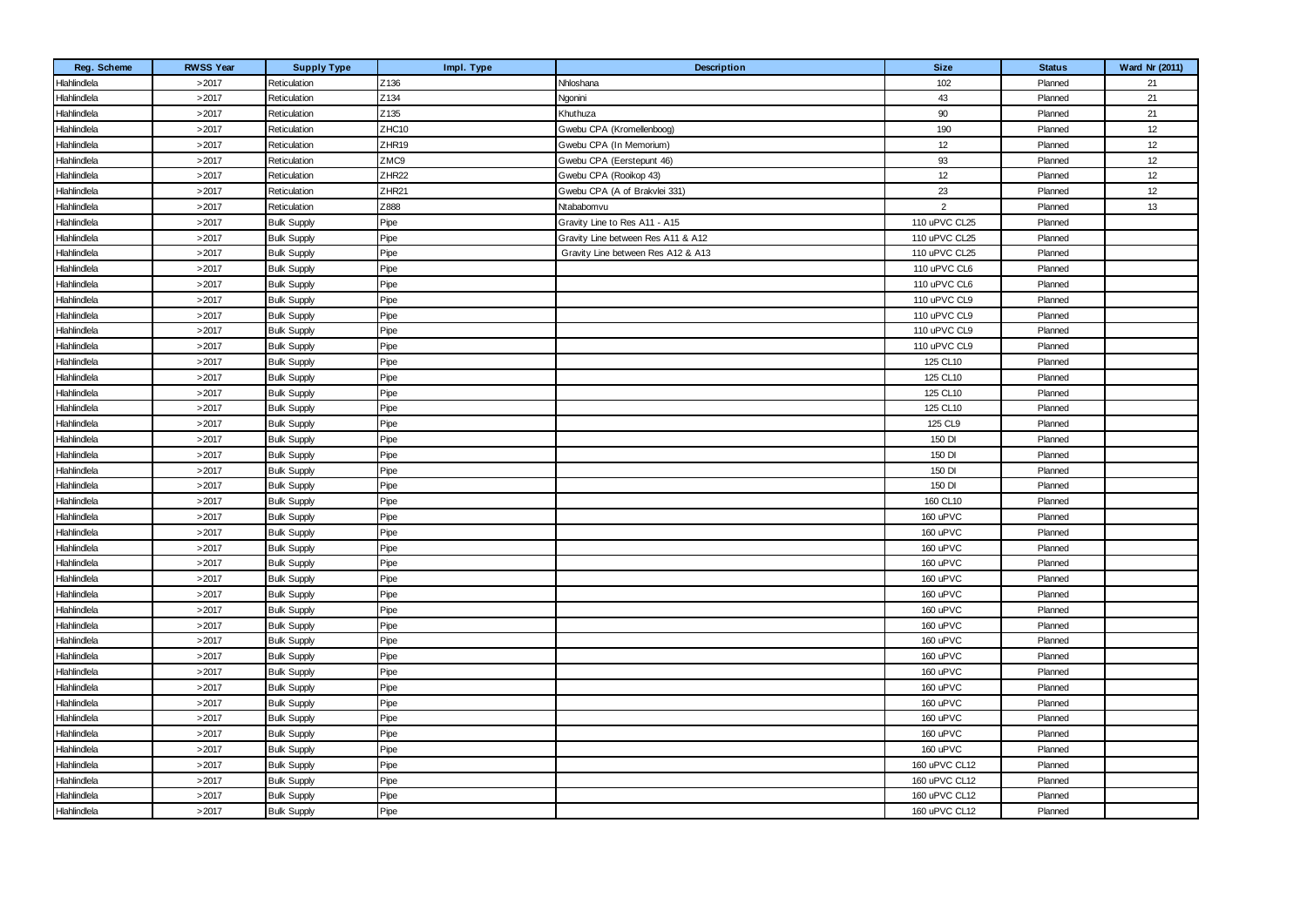| Reg. Scheme | RWSS Year | Supply Type | Impl. Type | Description | Size | Status | Ward Nr (2011) |
| --- | --- | --- | --- | --- | --- | --- | --- |
| Hlahlindlela | >2017 | Reticulation | Z136 | Nhloshana | 102 | Planned | 21 |
| Hlahlindlela | >2017 | Reticulation | Z134 | Ngonini | 43 | Planned | 21 |
| Hlahlindlela | >2017 | Reticulation | Z135 | Khuthuza | 90 | Planned | 21 |
| Hlahlindlela | >2017 | Reticulation | ZHC10 | Gwebu CPA (Kromellenboog) | 190 | Planned | 12 |
| Hlahlindlela | >2017 | Reticulation | ZHR19 | Gwebu CPA (In Memorium) | 12 | Planned | 12 |
| Hlahlindlela | >2017 | Reticulation | ZMC9 | Gwebu CPA (Eerstepunt 46) | 93 | Planned | 12 |
| Hlahlindlela | >2017 | Reticulation | ZHR22 | Gwebu CPA (Rooikop 43) | 12 | Planned | 12 |
| Hlahlindlela | >2017 | Reticulation | ZHR21 | Gwebu CPA (A of Brakvlei 331) | 23 | Planned | 12 |
| Hlahlindlela | >2017 | Reticulation | Z888 | Ntababomvu | 2 | Planned | 13 |
| Hlahlindlela | >2017 | Bulk Supply | Pipe | Gravity Line to Res A11 - A15 | 110 uPVC CL25 | Planned | |
| Hlahlindlela | >2017 | Bulk Supply | Pipe | Gravity Line between Res A11 & A12 | 110 uPVC CL25 | Planned | |
| Hlahlindlela | >2017 | Bulk Supply | Pipe | Gravity Line between Res A12 & A13 | 110 uPVC CL25 | Planned | |
| Hlahlindlela | >2017 | Bulk Supply | Pipe | | 110 uPVC CL6 | Planned | |
| Hlahlindlela | >2017 | Bulk Supply | Pipe | | 110 uPVC CL6 | Planned | |
| Hlahlindlela | >2017 | Bulk Supply | Pipe | | 110 uPVC CL9 | Planned | |
| Hlahlindlela | >2017 | Bulk Supply | Pipe | | 110 uPVC CL9 | Planned | |
| Hlahlindlela | >2017 | Bulk Supply | Pipe | | 110 uPVC CL9 | Planned | |
| Hlahlindlela | >2017 | Bulk Supply | Pipe | | 110 uPVC CL9 | Planned | |
| Hlahlindlela | >2017 | Bulk Supply | Pipe | | 125 CL10 | Planned | |
| Hlahlindlela | >2017 | Bulk Supply | Pipe | | 125 CL10 | Planned | |
| Hlahlindlela | >2017 | Bulk Supply | Pipe | | 125 CL10 | Planned | |
| Hlahlindlela | >2017 | Bulk Supply | Pipe | | 125 CL10 | Planned | |
| Hlahlindlela | >2017 | Bulk Supply | Pipe | | 125 CL9 | Planned | |
| Hlahlindlela | >2017 | Bulk Supply | Pipe | | 150 DI | Planned | |
| Hlahlindlela | >2017 | Bulk Supply | Pipe | | 150 DI | Planned | |
| Hlahlindlela | >2017 | Bulk Supply | Pipe | | 150 DI | Planned | |
| Hlahlindlela | >2017 | Bulk Supply | Pipe | | 150 DI | Planned | |
| Hlahlindlela | >2017 | Bulk Supply | Pipe | | 160 CL10 | Planned | |
| Hlahlindlela | >2017 | Bulk Supply | Pipe | | 160 uPVC | Planned | |
| Hlahlindlela | >2017 | Bulk Supply | Pipe | | 160 uPVC | Planned | |
| Hlahlindlela | >2017 | Bulk Supply | Pipe | | 160 uPVC | Planned | |
| Hlahlindlela | >2017 | Bulk Supply | Pipe | | 160 uPVC | Planned | |
| Hlahlindlela | >2017 | Bulk Supply | Pipe | | 160 uPVC | Planned | |
| Hlahlindlela | >2017 | Bulk Supply | Pipe | | 160 uPVC | Planned | |
| Hlahlindlela | >2017 | Bulk Supply | Pipe | | 160 uPVC | Planned | |
| Hlahlindlela | >2017 | Bulk Supply | Pipe | | 160 uPVC | Planned | |
| Hlahlindlela | >2017 | Bulk Supply | Pipe | | 160 uPVC | Planned | |
| Hlahlindlela | >2017 | Bulk Supply | Pipe | | 160 uPVC | Planned | |
| Hlahlindlela | >2017 | Bulk Supply | Pipe | | 160 uPVC | Planned | |
| Hlahlindlela | >2017 | Bulk Supply | Pipe | | 160 uPVC | Planned | |
| Hlahlindlela | >2017 | Bulk Supply | Pipe | | 160 uPVC | Planned | |
| Hlahlindlela | >2017 | Bulk Supply | Pipe | | 160 uPVC | Planned | |
| Hlahlindlela | >2017 | Bulk Supply | Pipe | | 160 uPVC | Planned | |
| Hlahlindlela | >2017 | Bulk Supply | Pipe | | 160 uPVC CL12 | Planned | |
| Hlahlindlela | >2017 | Bulk Supply | Pipe | | 160 uPVC CL12 | Planned | |
| Hlahlindlela | >2017 | Bulk Supply | Pipe | | 160 uPVC CL12 | Planned | |
| Hlahlindlela | >2017 | Bulk Supply | Pipe | | 160 uPVC CL12 | Planned | |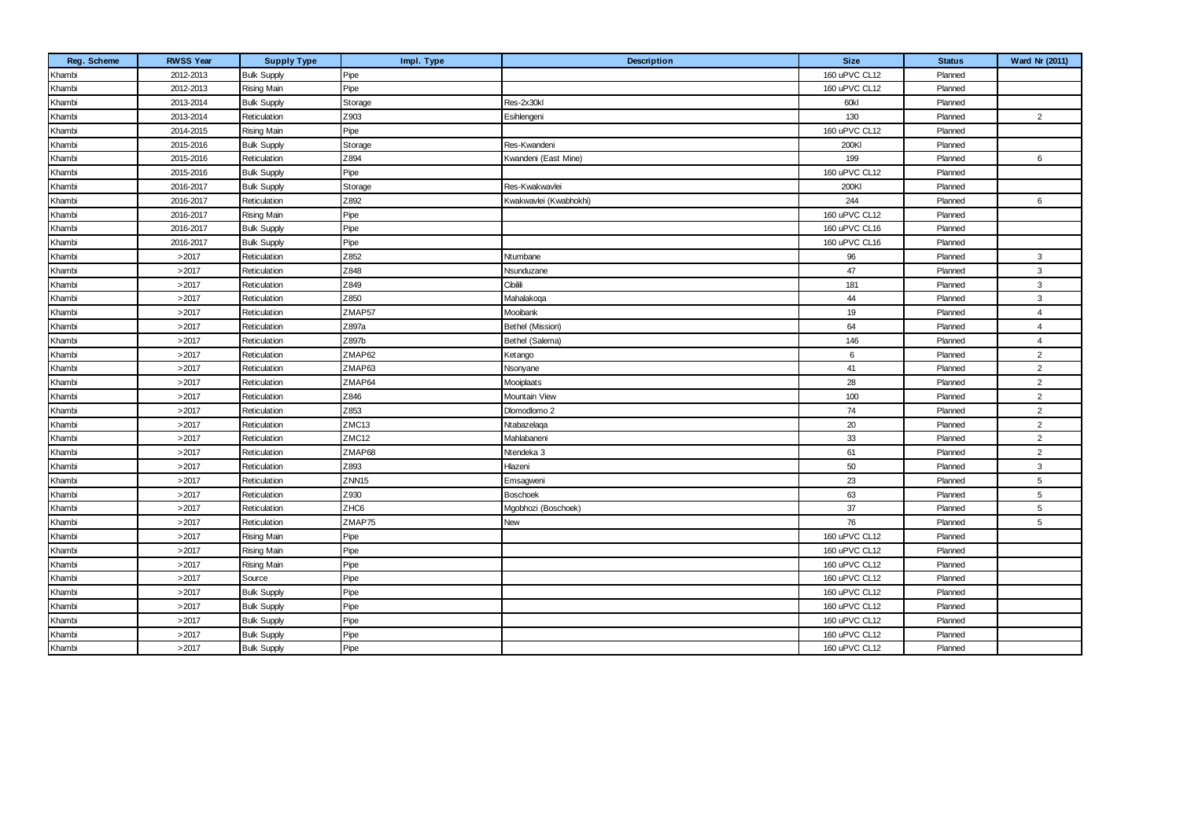| Reg. Scheme | RWSS Year | Supply Type | Impl. Type | Description | Size | Status | Ward Nr (2011) |
|---|---|---|---|---|---|---|---|
| Khambi | 2012-2013 | Bulk Supply | Pipe | | 160 uPVC CL12 | Planned | |
| Khambi | 2012-2013 | Rising Main | Pipe | | 160 uPVC CL12 | Planned | |
| Khambi | 2013-2014 | Bulk Supply | Storage | Res-2x30kl | 60kl | Planned | |
| Khambi | 2013-2014 | Reticulation | Z903 | Esihlengeni | 130 | Planned | 2 |
| Khambi | 2014-2015 | Rising Main | Pipe | | 160 uPVC CL12 | Planned | |
| Khambi | 2015-2016 | Bulk Supply | Storage | Res-Kwandeni | 200Kl | Planned | |
| Khambi | 2015-2016 | Reticulation | Z894 | Kwandeni (East Mine) | 199 | Planned | 6 |
| Khambi | 2015-2016 | Bulk Supply | Pipe | | 160 uPVC CL12 | Planned | |
| Khambi | 2016-2017 | Bulk Supply | Storage | Res-Kwakwavlei | 200Kl | Planned | |
| Khambi | 2016-2017 | Reticulation | Z892 | Kwakwavlei (Kwabhokhi) | 244 | Planned | 6 |
| Khambi | 2016-2017 | Rising Main | Pipe | | 160 uPVC CL12 | Planned | |
| Khambi | 2016-2017 | Bulk Supply | Pipe | | 160 uPVC CL16 | Planned | |
| Khambi | 2016-2017 | Bulk Supply | Pipe | | 160 uPVC CL16 | Planned | |
| Khambi | >2017 | Reticulation | Z852 | Ntumbane | 96 | Planned | 3 |
| Khambi | >2017 | Reticulation | Z848 | Nsunduzane | 47 | Planned | 3 |
| Khambi | >2017 | Reticulation | Z849 | Cibilili | 181 | Planned | 3 |
| Khambi | >2017 | Reticulation | Z850 | Mahalakoqa | 44 | Planned | 3 |
| Khambi | >2017 | Reticulation | ZMAP57 | Mooibank | 19 | Planned | 4 |
| Khambi | >2017 | Reticulation | Z897a | Bethel (Mission) | 64 | Planned | 4 |
| Khambi | >2017 | Reticulation | Z897b | Bethel (Salema) | 146 | Planned | 4 |
| Khambi | >2017 | Reticulation | ZMAP62 | Ketango | 6 | Planned | 2 |
| Khambi | >2017 | Reticulation | ZMAP63 | Nsonyane | 41 | Planned | 2 |
| Khambi | >2017 | Reticulation | ZMAP64 | Mooiplaats | 28 | Planned | 2 |
| Khambi | >2017 | Reticulation | Z846 | Mountain View | 100 | Planned | 2 |
| Khambi | >2017 | Reticulation | Z853 | Dlomodlomo 2 | 74 | Planned | 2 |
| Khambi | >2017 | Reticulation | ZMC13 | Ntabazelaqa | 20 | Planned | 2 |
| Khambi | >2017 | Reticulation | ZMC12 | Mahlabaneni | 33 | Planned | 2 |
| Khambi | >2017 | Reticulation | ZMAP68 | Ntendeka 3 | 61 | Planned | 2 |
| Khambi | >2017 | Reticulation | Z893 | Hlazeni | 50 | Planned | 3 |
| Khambi | >2017 | Reticulation | ZNN15 | Emsagweni | 23 | Planned | 5 |
| Khambi | >2017 | Reticulation | Z930 | Boschoek | 63 | Planned | 5 |
| Khambi | >2017 | Reticulation | ZHC6 | Mgobhozi (Boschoek) | 37 | Planned | 5 |
| Khambi | >2017 | Reticulation | ZMAP75 | New | 76 | Planned | 5 |
| Khambi | >2017 | Rising Main | Pipe | | 160 uPVC CL12 | Planned | |
| Khambi | >2017 | Rising Main | Pipe | | 160 uPVC CL12 | Planned | |
| Khambi | >2017 | Rising Main | Pipe | | 160 uPVC CL12 | Planned | |
| Khambi | >2017 | Source | Pipe | | 160 uPVC CL12 | Planned | |
| Khambi | >2017 | Bulk Supply | Pipe | | 160 uPVC CL12 | Planned | |
| Khambi | >2017 | Bulk Supply | Pipe | | 160 uPVC CL12 | Planned | |
| Khambi | >2017 | Bulk Supply | Pipe | | 160 uPVC CL12 | Planned | |
| Khambi | >2017 | Bulk Supply | Pipe | | 160 uPVC CL12 | Planned | |
| Khambi | >2017 | Bulk Supply | Pipe | | 160 uPVC CL12 | Planned | |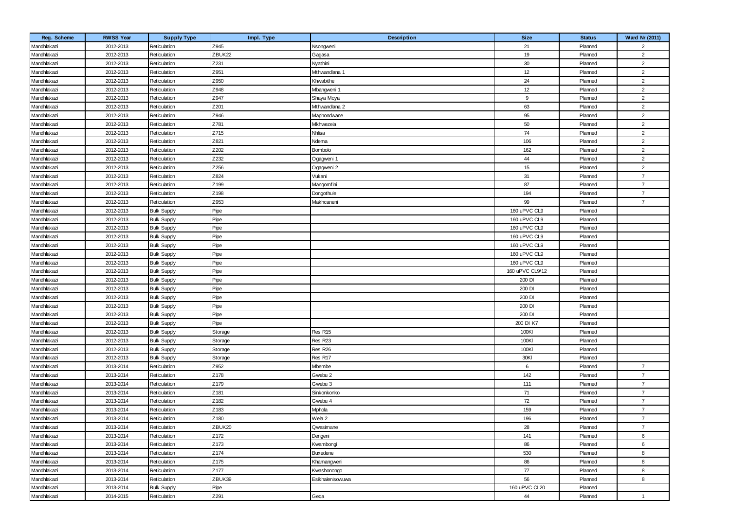| Reg. Scheme | RWSS Year | Supply Type | Impl. Type | Description | Size | Status | Ward Nr (2011) |
| --- | --- | --- | --- | --- | --- | --- | --- |
| Mandhlakazi | 2012-2013 | Reticulation | Z945 | Nsongweni | 21 | Planned | 2 |
| Mandhlakazi | 2012-2013 | Reticulation | ZBUK22 | Gagasa | 19 | Planned | 2 |
| Mandhlakazi | 2012-2013 | Reticulation | Z231 | Nyathini | 30 | Planned | 2 |
| Mandhlakazi | 2012-2013 | Reticulation | Z951 | Mthwandlana 1 | 12 | Planned | 2 |
| Mandhlakazi | 2012-2013 | Reticulation | Z950 | Khwabithe | 24 | Planned | 2 |
| Mandhlakazi | 2012-2013 | Reticulation | Z948 | Mbangweni 1 | 12 | Planned | 2 |
| Mandhlakazi | 2012-2013 | Reticulation | Z947 | Shaya Moya | 9 | Planned | 2 |
| Mandhlakazi | 2012-2013 | Reticulation | Z201 | Mthwandlana 2 | 63 | Planned | 2 |
| Mandhlakazi | 2012-2013 | Reticulation | Z946 | Maphondwane | 95 | Planned | 2 |
| Mandhlakazi | 2012-2013 | Reticulation | Z781 | Mkhwezela | 50 | Planned | 2 |
| Mandhlakazi | 2012-2013 | Reticulation | Z715 | Nhlisa | 74 | Planned | 2 |
| Mandhlakazi | 2012-2013 | Reticulation | Z821 | Ndema | 106 | Planned | 2 |
| Mandhlakazi | 2012-2013 | Reticulation | Z202 | Bombolo | 162 | Planned | 2 |
| Mandhlakazi | 2012-2013 | Reticulation | Z232 | Ogagweni 1 | 44 | Planned | 2 |
| Mandhlakazi | 2012-2013 | Reticulation | Z256 | Ogagweni 2 | 15 | Planned | 2 |
| Mandhlakazi | 2012-2013 | Reticulation | Z824 | Vukani | 31 | Planned | 7 |
| Mandhlakazi | 2012-2013 | Reticulation | Z199 | Manqomfini | 87 | Planned | 7 |
| Mandhlakazi | 2012-2013 | Reticulation | Z198 | Dongothule | 194 | Planned | 7 |
| Mandhlakazi | 2012-2013 | Reticulation | Z953 | Makhcaneni | 99 | Planned | 7 |
| Mandhlakazi | 2012-2013 | Bulk Supply | Pipe | | 160 uPVC CL9 | Planned | |
| Mandhlakazi | 2012-2013 | Bulk Supply | Pipe | | 160 uPVC CL9 | Planned | |
| Mandhlakazi | 2012-2013 | Bulk Supply | Pipe | | 160 uPVC CL9 | Planned | |
| Mandhlakazi | 2012-2013 | Bulk Supply | Pipe | | 160 uPVC CL9 | Planned | |
| Mandhlakazi | 2012-2013 | Bulk Supply | Pipe | | 160 uPVC CL9 | Planned | |
| Mandhlakazi | 2012-2013 | Bulk Supply | Pipe | | 160 uPVC CL9 | Planned | |
| Mandhlakazi | 2012-2013 | Bulk Supply | Pipe | | 160 uPVC CL9 | Planned | |
| Mandhlakazi | 2012-2013 | Bulk Supply | Pipe | | 160 uPVC CL9/12 | Planned | |
| Mandhlakazi | 2012-2013 | Bulk Supply | Pipe | | 200 DI | Planned | |
| Mandhlakazi | 2012-2013 | Bulk Supply | Pipe | | 200 DI | Planned | |
| Mandhlakazi | 2012-2013 | Bulk Supply | Pipe | | 200 DI | Planned | |
| Mandhlakazi | 2012-2013 | Bulk Supply | Pipe | | 200 DI | Planned | |
| Mandhlakazi | 2012-2013 | Bulk Supply | Pipe | | 200 DI | Planned | |
| Mandhlakazi | 2012-2013 | Bulk Supply | Pipe | | 200 DI K7 | Planned | |
| Mandhlakazi | 2012-2013 | Bulk Supply | Storage | Res R15 | 100Kl | Planned | |
| Mandhlakazi | 2012-2013 | Bulk Supply | Storage | Res R23 | 100Kl | Planned | |
| Mandhlakazi | 2012-2013 | Bulk Supply | Storage | Res R26 | 100Kl | Planned | |
| Mandhlakazi | 2012-2013 | Bulk Supply | Storage | Res R17 | 30Kl | Planned | |
| Mandhlakazi | 2013-2014 | Reticulation | Z952 | Mbembe | 6 | Planned | 7 |
| Mandhlakazi | 2013-2014 | Reticulation | Z178 | Gwebu 2 | 142 | Planned | 7 |
| Mandhlakazi | 2013-2014 | Reticulation | Z179 | Gwebu 3 | 111 | Planned | 7 |
| Mandhlakazi | 2013-2014 | Reticulation | Z181 | Sinkonkonko | 71 | Planned | 7 |
| Mandhlakazi | 2013-2014 | Reticulation | Z182 | Gwebu 4 | 72 | Planned | 7 |
| Mandhlakazi | 2013-2014 | Reticulation | Z183 | Mphola | 159 | Planned | 7 |
| Mandhlakazi | 2013-2014 | Reticulation | Z180 | Wela 2 | 196 | Planned | 7 |
| Mandhlakazi | 2013-2014 | Reticulation | ZBUK20 | Qwasimane | 28 | Planned | 7 |
| Mandhlakazi | 2013-2014 | Reticulation | Z172 | Dengeni | 141 | Planned | 6 |
| Mandhlakazi | 2013-2014 | Reticulation | Z173 | Kwambongi | 86 | Planned | 6 |
| Mandhlakazi | 2013-2014 | Reticulation | Z174 | Buxedene | 530 | Planned | 8 |
| Mandhlakazi | 2013-2014 | Reticulation | Z175 | Khamangweni | 86 | Planned | 8 |
| Mandhlakazi | 2013-2014 | Reticulation | Z177 | Kwashonongo | 77 | Planned | 8 |
| Mandhlakazi | 2013-2014 | Reticulation | ZBUK39 | Esikhalenisowuwa | 56 | Planned | 8 |
| Mandhlakazi | 2013-2014 | Bulk Supply | Pipe | | 160 uPVC CL20 | Planned | |
| Mandhlakazi | 2014-2015 | Reticulation | Z291 | Geqa | 44 | Planned | 1 |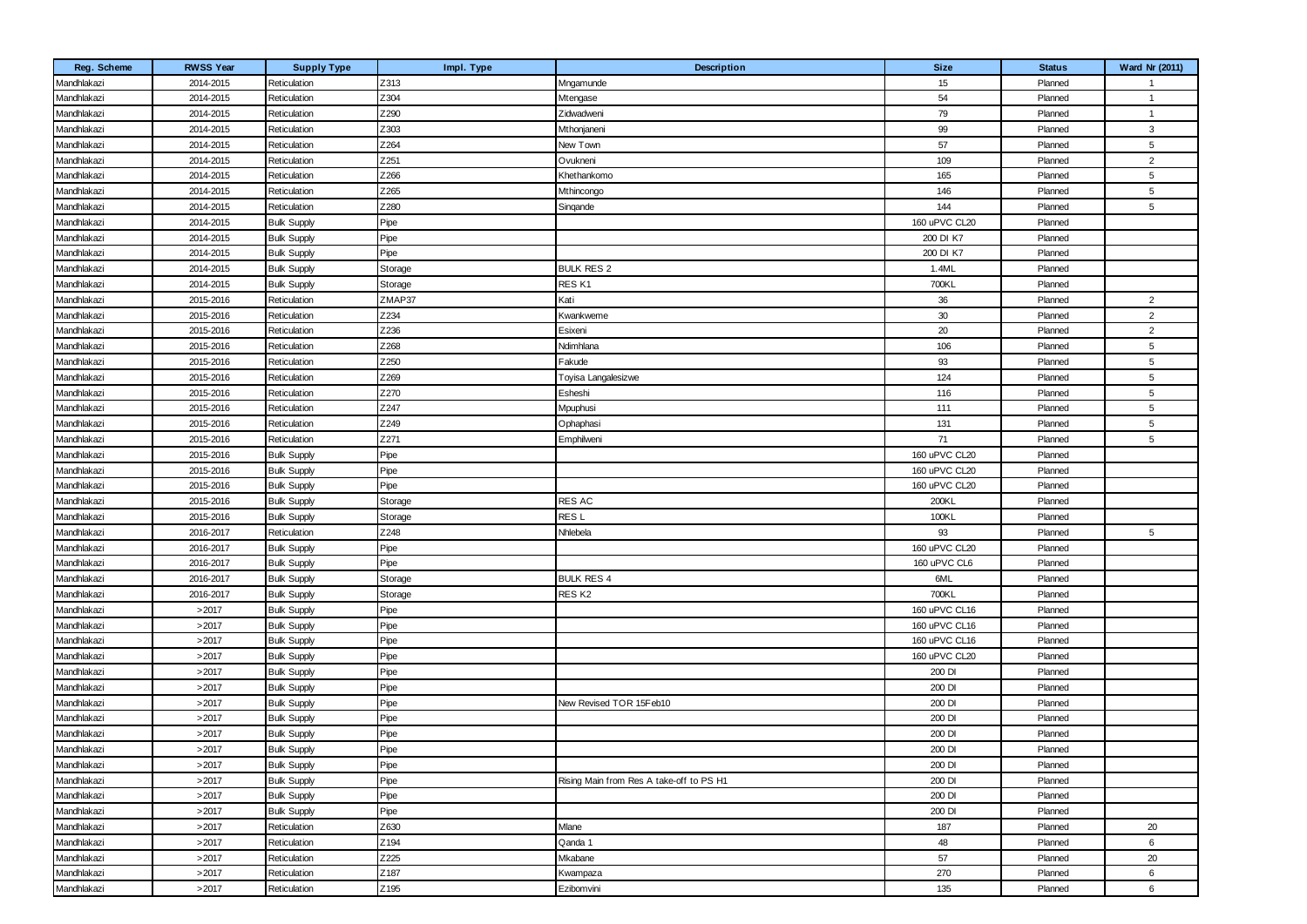| Reg. Scheme | RWSS Year | Supply Type | Impl. Type | Description | Size | Status | Ward Nr (2011) |
|---|---|---|---|---|---|---|---|
| Mandhlakazi | 2014-2015 | Reticulation | Z313 | Mngamunde | 15 | Planned | 1 |
| Mandhlakazi | 2014-2015 | Reticulation | Z304 | Mtengase | 54 | Planned | 1 |
| Mandhlakazi | 2014-2015 | Reticulation | Z290 | Zidwadweni | 79 | Planned | 1 |
| Mandhlakazi | 2014-2015 | Reticulation | Z303 | Mthonjaneni | 99 | Planned | 3 |
| Mandhlakazi | 2014-2015 | Reticulation | Z264 | New Town | 57 | Planned | 5 |
| Mandhlakazi | 2014-2015 | Reticulation | Z251 | Ovukneni | 109 | Planned | 2 |
| Mandhlakazi | 2014-2015 | Reticulation | Z266 | Khethankomo | 165 | Planned | 5 |
| Mandhlakazi | 2014-2015 | Reticulation | Z265 | Mthincongo | 146 | Planned | 5 |
| Mandhlakazi | 2014-2015 | Reticulation | Z280 | Sinqande | 144 | Planned | 5 |
| Mandhlakazi | 2014-2015 | Bulk Supply | Pipe | | 160 uPVC CL20 | Planned | |
| Mandhlakazi | 2014-2015 | Bulk Supply | Pipe | | 200 DI K7 | Planned | |
| Mandhlakazi | 2014-2015 | Bulk Supply | Pipe | | 200 DI K7 | Planned | |
| Mandhlakazi | 2014-2015 | Bulk Supply | Storage | BULK RES 2 | 1.4ML | Planned | |
| Mandhlakazi | 2014-2015 | Bulk Supply | Storage | RES K1 | 700KL | Planned | |
| Mandhlakazi | 2015-2016 | Reticulation | ZMAP37 | Kati | 36 | Planned | 2 |
| Mandhlakazi | 2015-2016 | Reticulation | Z234 | Kwankweme | 30 | Planned | 2 |
| Mandhlakazi | 2015-2016 | Reticulation | Z236 | Esixeni | 20 | Planned | 2 |
| Mandhlakazi | 2015-2016 | Reticulation | Z268 | Ndimhlana | 106 | Planned | 5 |
| Mandhlakazi | 2015-2016 | Reticulation | Z250 | Fakude | 93 | Planned | 5 |
| Mandhlakazi | 2015-2016 | Reticulation | Z269 | Toyisa Langalesizwe | 124 | Planned | 5 |
| Mandhlakazi | 2015-2016 | Reticulation | Z270 | Esheshi | 116 | Planned | 5 |
| Mandhlakazi | 2015-2016 | Reticulation | Z247 | Mpuphusi | 111 | Planned | 5 |
| Mandhlakazi | 2015-2016 | Reticulation | Z249 | Ophaphasi | 131 | Planned | 5 |
| Mandhlakazi | 2015-2016 | Reticulation | Z271 | Emphilweni | 71 | Planned | 5 |
| Mandhlakazi | 2015-2016 | Bulk Supply | Pipe | | 160 uPVC CL20 | Planned | |
| Mandhlakazi | 2015-2016 | Bulk Supply | Pipe | | 160 uPVC CL20 | Planned | |
| Mandhlakazi | 2015-2016 | Bulk Supply | Pipe | | 160 uPVC CL20 | Planned | |
| Mandhlakazi | 2015-2016 | Bulk Supply | Storage | RES AC | 200KL | Planned | |
| Mandhlakazi | 2015-2016 | Bulk Supply | Storage | RES L | 100KL | Planned | |
| Mandhlakazi | 2016-2017 | Reticulation | Z248 | Nhlebela | 93 | Planned | 5 |
| Mandhlakazi | 2016-2017 | Bulk Supply | Pipe | | 160 uPVC CL20 | Planned | |
| Mandhlakazi | 2016-2017 | Bulk Supply | Pipe | | 160 uPVC CL6 | Planned | |
| Mandhlakazi | 2016-2017 | Bulk Supply | Storage | BULK RES 4 | 6ML | Planned | |
| Mandhlakazi | 2016-2017 | Bulk Supply | Storage | RES K2 | 700KL | Planned | |
| Mandhlakazi | >2017 | Bulk Supply | Pipe | | 160 uPVC CL16 | Planned | |
| Mandhlakazi | >2017 | Bulk Supply | Pipe | | 160 uPVC CL16 | Planned | |
| Mandhlakazi | >2017 | Bulk Supply | Pipe | | 160 uPVC CL16 | Planned | |
| Mandhlakazi | >2017 | Bulk Supply | Pipe | | 160 uPVC CL20 | Planned | |
| Mandhlakazi | >2017 | Bulk Supply | Pipe | | 200 DI | Planned | |
| Mandhlakazi | >2017 | Bulk Supply | Pipe | | 200 DI | Planned | |
| Mandhlakazi | >2017 | Bulk Supply | Pipe | New Revised TOR 15Feb10 | 200 DI | Planned | |
| Mandhlakazi | >2017 | Bulk Supply | Pipe | | 200 DI | Planned | |
| Mandhlakazi | >2017 | Bulk Supply | Pipe | | 200 DI | Planned | |
| Mandhlakazi | >2017 | Bulk Supply | Pipe | | 200 DI | Planned | |
| Mandhlakazi | >2017 | Bulk Supply | Pipe | | 200 DI | Planned | |
| Mandhlakazi | >2017 | Bulk Supply | Pipe | Rising Main from Res A take-off to PS H1 | 200 DI | Planned | |
| Mandhlakazi | >2017 | Bulk Supply | Pipe | | 200 DI | Planned | |
| Mandhlakazi | >2017 | Bulk Supply | Pipe | | 200 DI | Planned | |
| Mandhlakazi | >2017 | Reticulation | Z630 | Mlane | 187 | Planned | 20 |
| Mandhlakazi | >2017 | Reticulation | Z194 | Qanda 1 | 48 | Planned | 6 |
| Mandhlakazi | >2017 | Reticulation | Z225 | Mkabane | 57 | Planned | 20 |
| Mandhlakazi | >2017 | Reticulation | Z187 | Kwampaza | 270 | Planned | 6 |
| Mandhlakazi | >2017 | Reticulation | Z195 | Ezibomvini | 135 | Planned | 6 |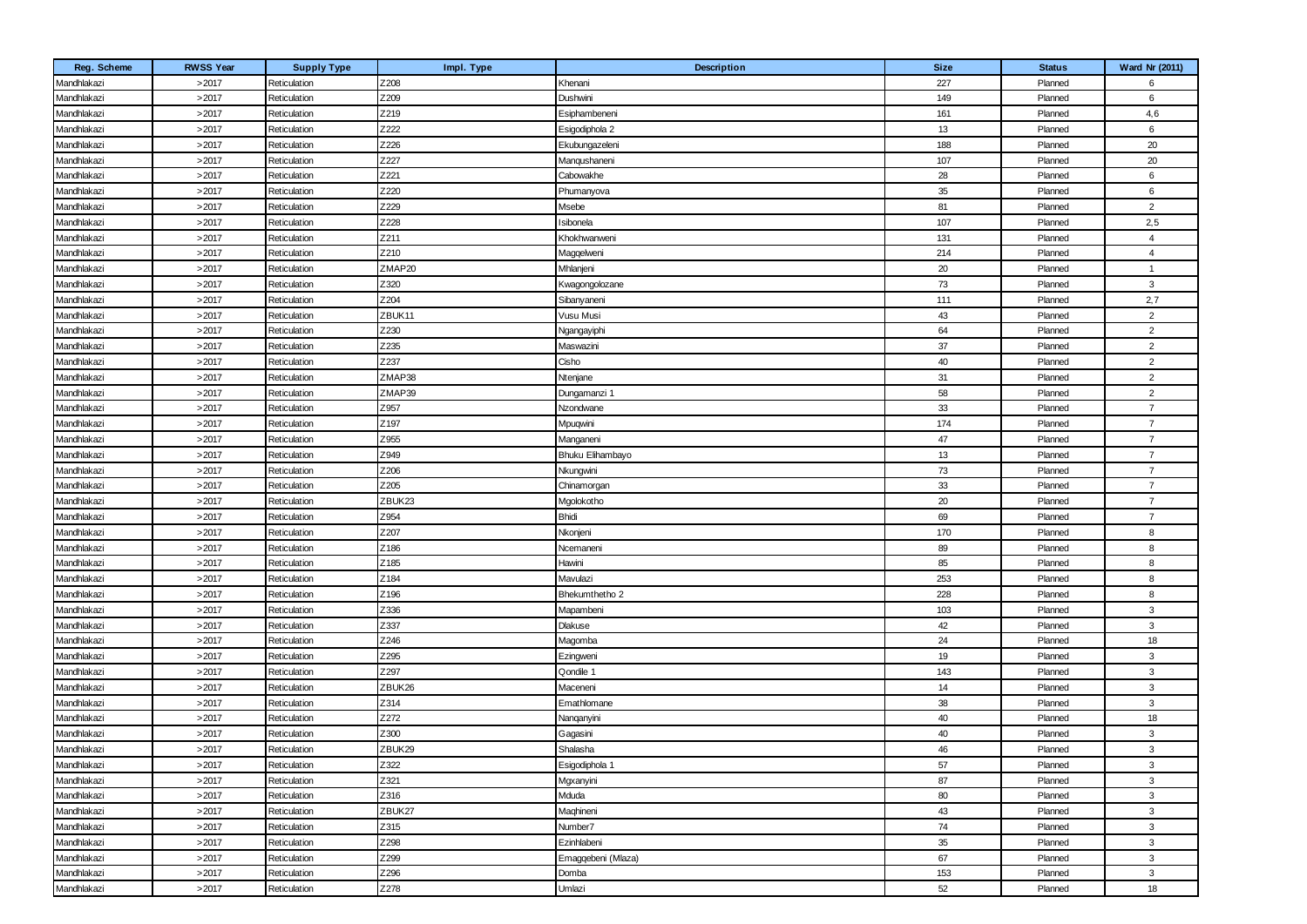| Reg. Scheme | RWSS Year | Supply Type | Impl. Type | Description | Size | Status | Ward Nr (2011) |
|---|---|---|---|---|---|---|---|
| Mandhlakazi | >2017 | Reticulation | Z208 | Khenani | 227 | Planned | 6 |
| Mandhlakazi | >2017 | Reticulation | Z209 | Dushwini | 149 | Planned | 6 |
| Mandhlakazi | >2017 | Reticulation | Z219 | Esiphambeneni | 161 | Planned | 4,6 |
| Mandhlakazi | >2017 | Reticulation | Z222 | Esigodiphola 2 | 13 | Planned | 6 |
| Mandhlakazi | >2017 | Reticulation | Z226 | Ekubungazeleni | 188 | Planned | 20 |
| Mandhlakazi | >2017 | Reticulation | Z227 | Manqushaneni | 107 | Planned | 20 |
| Mandhlakazi | >2017 | Reticulation | Z221 | Cabowakhe | 28 | Planned | 6 |
| Mandhlakazi | >2017 | Reticulation | Z220 | Phumanyova | 35 | Planned | 6 |
| Mandhlakazi | >2017 | Reticulation | Z229 | Msebe | 81 | Planned | 2 |
| Mandhlakazi | >2017 | Reticulation | Z228 | Isibonela | 107 | Planned | 2,5 |
| Mandhlakazi | >2017 | Reticulation | Z211 | Khokhwanweni | 131 | Planned | 4 |
| Mandhlakazi | >2017 | Reticulation | Z210 | Magqelweni | 214 | Planned | 4 |
| Mandhlakazi | >2017 | Reticulation | ZMAP20 | Mhlanjeni | 20 | Planned | 1 |
| Mandhlakazi | >2017 | Reticulation | Z320 | Kwagongolozane | 73 | Planned | 3 |
| Mandhlakazi | >2017 | Reticulation | Z204 | Sibanyaneni | 111 | Planned | 2,7 |
| Mandhlakazi | >2017 | Reticulation | ZBUK11 | Vusu Musi | 43 | Planned | 2 |
| Mandhlakazi | >2017 | Reticulation | Z230 | Ngangayiphi | 64 | Planned | 2 |
| Mandhlakazi | >2017 | Reticulation | Z235 | Maswazini | 37 | Planned | 2 |
| Mandhlakazi | >2017 | Reticulation | Z237 | Cisho | 40 | Planned | 2 |
| Mandhlakazi | >2017 | Reticulation | ZMAP38 | Ntenjane | 31 | Planned | 2 |
| Mandhlakazi | >2017 | Reticulation | ZMAP39 | Dungamanzi 1 | 58 | Planned | 2 |
| Mandhlakazi | >2017 | Reticulation | Z957 | Nzondwane | 33 | Planned | 7 |
| Mandhlakazi | >2017 | Reticulation | Z197 | Mpuqwini | 174 | Planned | 7 |
| Mandhlakazi | >2017 | Reticulation | Z955 | Manganeni | 47 | Planned | 7 |
| Mandhlakazi | >2017 | Reticulation | Z949 | Bhuku Elihambayo | 13 | Planned | 7 |
| Mandhlakazi | >2017 | Reticulation | Z206 | Nkungwini | 73 | Planned | 7 |
| Mandhlakazi | >2017 | Reticulation | Z205 | Chinamorgan | 33 | Planned | 7 |
| Mandhlakazi | >2017 | Reticulation | ZBUK23 | Mgolokotho | 20 | Planned | 7 |
| Mandhlakazi | >2017 | Reticulation | Z954 | Bhidi | 69 | Planned | 7 |
| Mandhlakazi | >2017 | Reticulation | Z207 | Nkonjeni | 170 | Planned | 8 |
| Mandhlakazi | >2017 | Reticulation | Z186 | Ncemaneni | 89 | Planned | 8 |
| Mandhlakazi | >2017 | Reticulation | Z185 | Hawini | 85 | Planned | 8 |
| Mandhlakazi | >2017 | Reticulation | Z184 | Mavulazi | 253 | Planned | 8 |
| Mandhlakazi | >2017 | Reticulation | Z196 | Bhekumthetho 2 | 228 | Planned | 8 |
| Mandhlakazi | >2017 | Reticulation | Z336 | Mapambeni | 103 | Planned | 3 |
| Mandhlakazi | >2017 | Reticulation | Z337 | Dlakuse | 42 | Planned | 3 |
| Mandhlakazi | >2017 | Reticulation | Z246 | Magomba | 24 | Planned | 18 |
| Mandhlakazi | >2017 | Reticulation | Z295 | Ezingweni | 19 | Planned | 3 |
| Mandhlakazi | >2017 | Reticulation | Z297 | Qondile 1 | 143 | Planned | 3 |
| Mandhlakazi | >2017 | Reticulation | ZBUK26 | Maceneni | 14 | Planned | 3 |
| Mandhlakazi | >2017 | Reticulation | Z314 | Emathlomane | 38 | Planned | 3 |
| Mandhlakazi | >2017 | Reticulation | Z272 | Nanqanyini | 40 | Planned | 18 |
| Mandhlakazi | >2017 | Reticulation | Z300 | Gagasini | 40 | Planned | 3 |
| Mandhlakazi | >2017 | Reticulation | ZBUK29 | Shalasha | 46 | Planned | 3 |
| Mandhlakazi | >2017 | Reticulation | Z322 | Esigodiphola 1 | 57 | Planned | 3 |
| Mandhlakazi | >2017 | Reticulation | Z321 | Mgxanyini | 87 | Planned | 3 |
| Mandhlakazi | >2017 | Reticulation | Z316 | Mduda | 80 | Planned | 3 |
| Mandhlakazi | >2017 | Reticulation | ZBUK27 | Maqhineni | 43 | Planned | 3 |
| Mandhlakazi | >2017 | Reticulation | Z315 | Number7 | 74 | Planned | 3 |
| Mandhlakazi | >2017 | Reticulation | Z298 | Ezinhlabeni | 35 | Planned | 3 |
| Mandhlakazi | >2017 | Reticulation | Z299 | Emaggebeni (Mlaza) | 67 | Planned | 3 |
| Mandhlakazi | >2017 | Reticulation | Z296 | Domba | 153 | Planned | 3 |
| Mandhlakazi | >2017 | Reticulation | Z278 | Umlazi | 52 | Planned | 18 |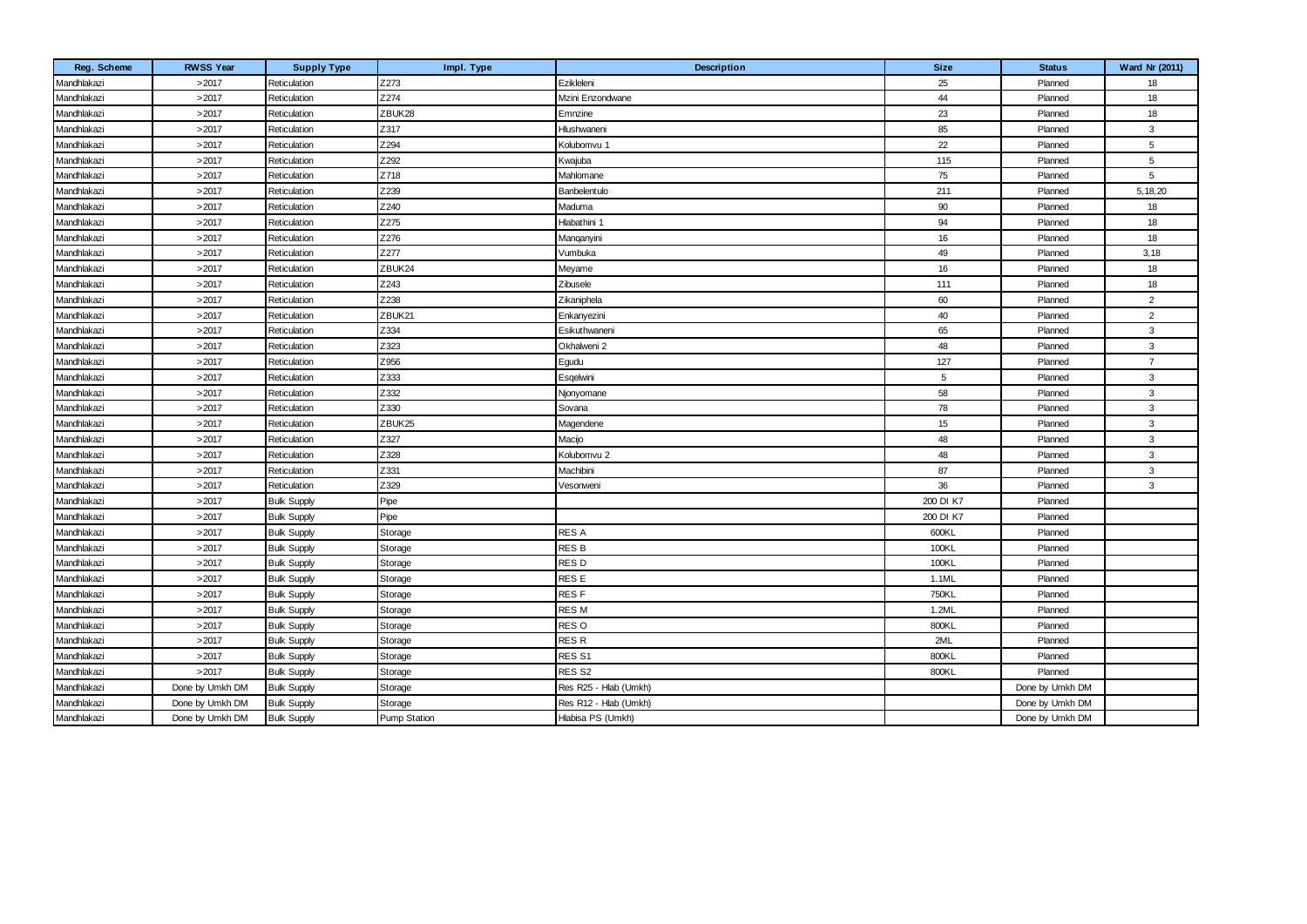| Reg. Scheme | RWSS Year | Supply Type | Impl. Type | Description | Size | Status | Ward Nr (2011) |
|---|---|---|---|---|---|---|---|
| Mandhlakazi | >2017 | Reticulation | Z273 | Ezikleleni | 25 | Planned | 18 |
| Mandhlakazi | >2017 | Reticulation | Z274 | Mzini Enzondwane | 44 | Planned | 18 |
| Mandhlakazi | >2017 | Reticulation | ZBUK28 | Emnzine | 23 | Planned | 18 |
| Mandhlakazi | >2017 | Reticulation | Z317 | Hlushwaneni | 85 | Planned | 3 |
| Mandhlakazi | >2017 | Reticulation | Z294 | Kolubomvu 1 | 22 | Planned | 5 |
| Mandhlakazi | >2017 | Reticulation | Z292 | Kwajuba | 115 | Planned | 5 |
| Mandhlakazi | >2017 | Reticulation | Z718 | Mahlomane | 75 | Planned | 5 |
| Mandhlakazi | >2017 | Reticulation | Z239 | Banbelentulo | 211 | Planned | 5,18,20 |
| Mandhlakazi | >2017 | Reticulation | Z240 | Maduma | 90 | Planned | 18 |
| Mandhlakazi | >2017 | Reticulation | Z275 | Hlabathini 1 | 94 | Planned | 18 |
| Mandhlakazi | >2017 | Reticulation | Z276 | Manqanyini | 16 | Planned | 18 |
| Mandhlakazi | >2017 | Reticulation | Z277 | Vumbuka | 49 | Planned | 3,18 |
| Mandhlakazi | >2017 | Reticulation | ZBUK24 | Meyame | 16 | Planned | 18 |
| Mandhlakazi | >2017 | Reticulation | Z243 | Zibusele | 111 | Planned | 18 |
| Mandhlakazi | >2017 | Reticulation | Z238 | Zikaniphela | 60 | Planned | 2 |
| Mandhlakazi | >2017 | Reticulation | ZBUK21 | Enkanyezini | 40 | Planned | 2 |
| Mandhlakazi | >2017 | Reticulation | Z334 | Esikuthwaneni | 65 | Planned | 3 |
| Mandhlakazi | >2017 | Reticulation | Z323 | Okhalweni 2 | 48 | Planned | 3 |
| Mandhlakazi | >2017 | Reticulation | Z956 | Egudu | 127 | Planned | 7 |
| Mandhlakazi | >2017 | Reticulation | Z333 | Esqelwini | 5 | Planned | 3 |
| Mandhlakazi | >2017 | Reticulation | Z332 | Njonyomane | 58 | Planned | 3 |
| Mandhlakazi | >2017 | Reticulation | Z330 | Sovana | 78 | Planned | 3 |
| Mandhlakazi | >2017 | Reticulation | ZBUK25 | Magendene | 15 | Planned | 3 |
| Mandhlakazi | >2017 | Reticulation | Z327 | Macijo | 48 | Planned | 3 |
| Mandhlakazi | >2017 | Reticulation | Z328 | Kolubomvu 2 | 48 | Planned | 3 |
| Mandhlakazi | >2017 | Reticulation | Z331 | Machibini | 87 | Planned | 3 |
| Mandhlakazi | >2017 | Reticulation | Z329 | Vesonweni | 36 | Planned | 3 |
| Mandhlakazi | >2017 | Bulk Supply | Pipe | | 200 DI K7 | Planned | |
| Mandhlakazi | >2017 | Bulk Supply | Pipe | | 200 DI K7 | Planned | |
| Mandhlakazi | >2017 | Bulk Supply | Storage | RES A | 600KL | Planned | |
| Mandhlakazi | >2017 | Bulk Supply | Storage | RES B | 100KL | Planned | |
| Mandhlakazi | >2017 | Bulk Supply | Storage | RES D | 100KL | Planned | |
| Mandhlakazi | >2017 | Bulk Supply | Storage | RES E | 1.1ML | Planned | |
| Mandhlakazi | >2017 | Bulk Supply | Storage | RES F | 750KL | Planned | |
| Mandhlakazi | >2017 | Bulk Supply | Storage | RES M | 1.2ML | Planned | |
| Mandhlakazi | >2017 | Bulk Supply | Storage | RES O | 800KL | Planned | |
| Mandhlakazi | >2017 | Bulk Supply | Storage | RES R | 2ML | Planned | |
| Mandhlakazi | >2017 | Bulk Supply | Storage | RES S1 | 800KL | Planned | |
| Mandhlakazi | >2017 | Bulk Supply | Storage | RES S2 | 800KL | Planned | |
| Mandhlakazi | Done by Umkh DM | Bulk Supply | Storage | Res R25 - Hlab (Umkh) | | Done by Umkh DM | |
| Mandhlakazi | Done by Umkh DM | Bulk Supply | Storage | Res R12 - Hlab (Umkh) | | Done by Umkh DM | |
| Mandhlakazi | Done by Umkh DM | Bulk Supply | Pump Station | Hlabisa PS (Umkh) | | Done by Umkh DM | |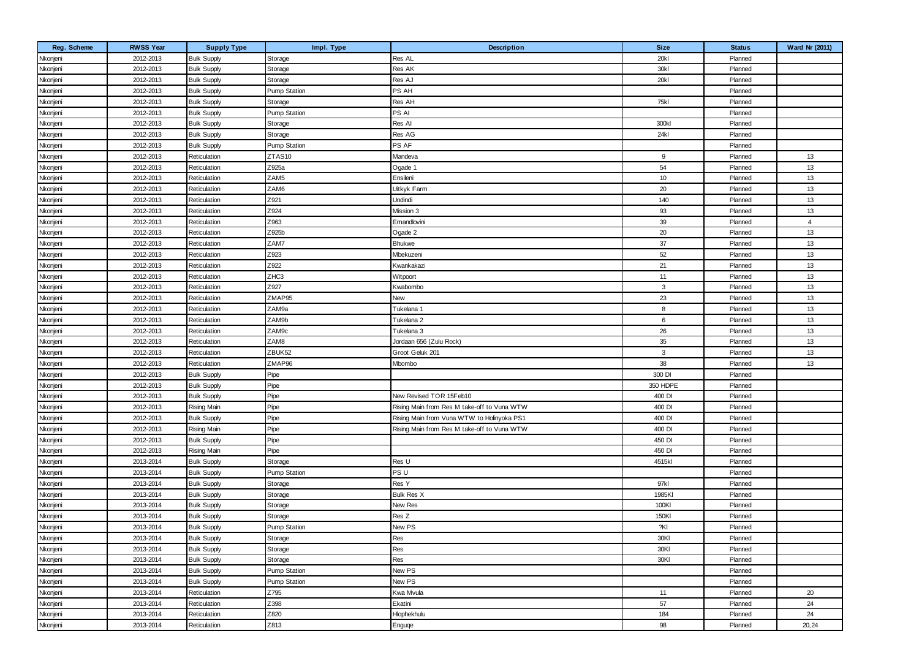| Reg. Scheme | RWSS Year | Supply Type | Impl. Type | Description | Size | Status | Ward Nr (2011) |
|---|---|---|---|---|---|---|---|
| Nkonjeni | 2012-2013 | Bulk Supply | Storage | Res AL | 20kl | Planned | |
| Nkonjeni | 2012-2013 | Bulk Supply | Storage | Res AK | 30kl | Planned | |
| Nkonjeni | 2012-2013 | Bulk Supply | Storage | Res AJ | 20kl | Planned | |
| Nkonjeni | 2012-2013 | Bulk Supply | Pump Station | PS AH | | Planned | |
| Nkonjeni | 2012-2013 | Bulk Supply | Storage | Res AH | 75kl | Planned | |
| Nkonjeni | 2012-2013 | Bulk Supply | Pump Station | PS AI | | Planned | |
| Nkonjeni | 2012-2013 | Bulk Supply | Storage | Res AI | 300kl | Planned | |
| Nkonjeni | 2012-2013 | Bulk Supply | Storage | Res AG | 24kl | Planned | |
| Nkonjeni | 2012-2013 | Bulk Supply | Pump Station | PS AF | | Planned | |
| Nkonjeni | 2012-2013 | Reticulation | ZTAS10 | Mandeva | 9 | Planned | 13 |
| Nkonjeni | 2012-2013 | Reticulation | Z925a | Ogade 1 | 54 | Planned | 13 |
| Nkonjeni | 2012-2013 | Reticulation | ZAM5 | Ensileni | 10 | Planned | 13 |
| Nkonjeni | 2012-2013 | Reticulation | ZAM6 | Uitkyk Farm | 20 | Planned | 13 |
| Nkonjeni | 2012-2013 | Reticulation | Z921 | Undindi | 140 | Planned | 13 |
| Nkonjeni | 2012-2013 | Reticulation | Z924 | Mission 3 | 93 | Planned | 13 |
| Nkonjeni | 2012-2013 | Reticulation | Z963 | Emandlovini | 39 | Planned | 4 |
| Nkonjeni | 2012-2013 | Reticulation | Z925b | Ogade 2 | 20 | Planned | 13 |
| Nkonjeni | 2012-2013 | Reticulation | ZAM7 | Bhukwe | 37 | Planned | 13 |
| Nkonjeni | 2012-2013 | Reticulation | Z923 | Mbekuzeni | 52 | Planned | 13 |
| Nkonjeni | 2012-2013 | Reticulation | Z922 | Kwankakazi | 21 | Planned | 13 |
| Nkonjeni | 2012-2013 | Reticulation | ZHC3 | Witpoort | 11 | Planned | 13 |
| Nkonjeni | 2012-2013 | Reticulation | Z927 | Kwabombo | 3 | Planned | 13 |
| Nkonjeni | 2012-2013 | Reticulation | ZMAP95 | New | 23 | Planned | 13 |
| Nkonjeni | 2012-2013 | Reticulation | ZAM9a | Tukelana 1 | 8 | Planned | 13 |
| Nkonjeni | 2012-2013 | Reticulation | ZAM9b | Tukelana 2 | 6 | Planned | 13 |
| Nkonjeni | 2012-2013 | Reticulation | ZAM9c | Tukelana 3 | 26 | Planned | 13 |
| Nkonjeni | 2012-2013 | Reticulation | ZAM8 | Jordaan 656 (Zulu Rock) | 35 | Planned | 13 |
| Nkonjeni | 2012-2013 | Reticulation | ZBUK52 | Groot Geluk 201 | 3 | Planned | 13 |
| Nkonjeni | 2012-2013 | Reticulation | ZMAP96 | Mbombo | 38 | Planned | 13 |
| Nkonjeni | 2012-2013 | Bulk Supply | Pipe | | 300 DI | Planned | |
| Nkonjeni | 2012-2013 | Bulk Supply | Pipe | | 350 HDPE | Planned | |
| Nkonjeni | 2012-2013 | Bulk Supply | Pipe | New Revised TOR 15Feb10 | 400 DI | Planned | |
| Nkonjeni | 2012-2013 | Rising Main | Pipe | Rising Main from Res M take-off to Vuna WTW | 400 DI | Planned | |
| Nkonjeni | 2012-2013 | Bulk Supply | Pipe | Rising Main from Vuna WTW to Holinyoka PS1 | 400 DI | Planned | |
| Nkonjeni | 2012-2013 | Rising Main | Pipe | Rising Main from Res M take-off to Vuna WTW | 400 DI | Planned | |
| Nkonjeni | 2012-2013 | Bulk Supply | Pipe | | 450 DI | Planned | |
| Nkonjeni | 2012-2013 | Rising Main | Pipe | | 450 DI | Planned | |
| Nkonjeni | 2013-2014 | Bulk Supply | Storage | Res U | 4515kl | Planned | |
| Nkonjeni | 2013-2014 | Bulk Supply | Pump Station | PS U | | Planned | |
| Nkonjeni | 2013-2014 | Bulk Supply | Storage | Res Y | 97kl | Planned | |
| Nkonjeni | 2013-2014 | Bulk Supply | Storage | Bulk Res X | 1985Kl | Planned | |
| Nkonjeni | 2013-2014 | Bulk Supply | Storage | New Res | 100Kl | Planned | |
| Nkonjeni | 2013-2014 | Bulk Supply | Storage | Res Z | 150Kl | Planned | |
| Nkonjeni | 2013-2014 | Bulk Supply | Pump Station | New PS | ?Kl | Planned | |
| Nkonjeni | 2013-2014 | Bulk Supply | Storage | Res | 30Kl | Planned | |
| Nkonjeni | 2013-2014 | Bulk Supply | Storage | Res | 30Kl | Planned | |
| Nkonjeni | 2013-2014 | Bulk Supply | Storage | Res | 30Kl | Planned | |
| Nkonjeni | 2013-2014 | Bulk Supply | Pump Station | New PS | | Planned | |
| Nkonjeni | 2013-2014 | Bulk Supply | Pump Station | New PS | | Planned | |
| Nkonjeni | 2013-2014 | Reticulation | Z795 | Kwa Mvula | 11 | Planned | 20 |
| Nkonjeni | 2013-2014 | Reticulation | Z398 | Ekatini | 57 | Planned | 24 |
| Nkonjeni | 2013-2014 | Reticulation | Z820 | Hlophekhulu | 184 | Planned | 24 |
| Nkonjeni | 2013-2014 | Reticulation | Z813 | Enguqe | 98 | Planned | 20, 24 |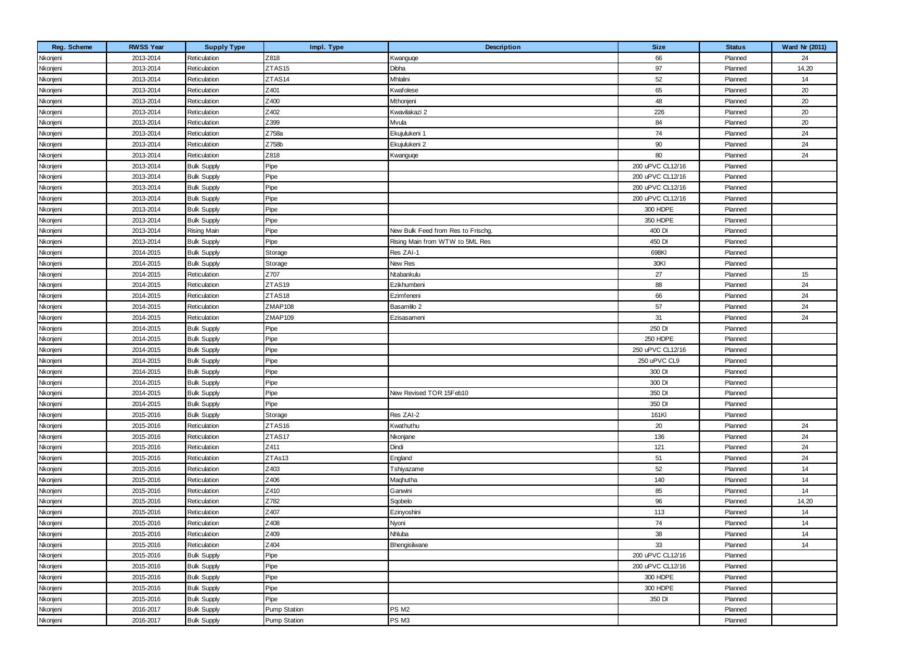| Reg. Scheme | RWSS Year | Supply Type | Impl. Type | Description | Size | Status | Ward Nr (2011) |
|---|---|---|---|---|---|---|---|
| Nkonjeni | 2013-2014 | Reticulation | Z818 | Kwanguqe | 66 | Planned | 24 |
| Nkonjeni | 2013-2014 | Reticulation | ZTAS15 | Dibha | 97 | Planned | 14,20 |
| Nkonjeni | 2013-2014 | Reticulation | ZTAS14 | Mhlalini | 52 | Planned | 14 |
| Nkonjeni | 2013-2014 | Reticulation | Z401 | Kwafolese | 65 | Planned | 20 |
| Nkonjeni | 2013-2014 | Reticulation | Z400 | Mthonjeni | 48 | Planned | 20 |
| Nkonjeni | 2013-2014 | Reticulation | Z402 | Kwavilakazi 2 | 226 | Planned | 20 |
| Nkonjeni | 2013-2014 | Reticulation | Z399 | Mvula | 84 | Planned | 20 |
| Nkonjeni | 2013-2014 | Reticulation | Z758a | Ekujulukeni 1 | 74 | Planned | 24 |
| Nkonjeni | 2013-2014 | Reticulation | Z758b | Ekujulukeni 2 | 90 | Planned | 24 |
| Nkonjeni | 2013-2014 | Reticulation | Z818 | Kwanguqe | 80 | Planned | 24 |
| Nkonjeni | 2013-2014 | Bulk Supply | Pipe | | 200 uPVC CL12/16 | Planned | |
| Nkonjeni | 2013-2014 | Bulk Supply | Pipe | | 200 uPVC CL12/16 | Planned | |
| Nkonjeni | 2013-2014 | Bulk Supply | Pipe | | 200 uPVC CL12/16 | Planned | |
| Nkonjeni | 2013-2014 | Bulk Supply | Pipe | | 200 uPVC CL12/16 | Planned | |
| Nkonjeni | 2013-2014 | Bulk Supply | Pipe | | 300 HDPE | Planned | |
| Nkonjeni | 2013-2014 | Bulk Supply | Pipe | | 350 HDPE | Planned | |
| Nkonjeni | 2013-2014 | Rising Main | Pipe | New Bulk Feed from Res to Frischg. | 400 DI | Planned | |
| Nkonjeni | 2013-2014 | Bulk Supply | Pipe | Rising Main from WTW to 5ML Res | 450 DI | Planned | |
| Nkonjeni | 2014-2015 | Bulk Supply | Storage | Res ZAI-1 | 698Kl | Planned | |
| Nkonjeni | 2014-2015 | Bulk Supply | Storage | New Res | 30Kl | Planned | |
| Nkonjeni | 2014-2015 | Reticulation | Z707 | Ntabankulu | 27 | Planned | 15 |
| Nkonjeni | 2014-2015 | Reticulation | ZTAS19 | Ezikhumbeni | 88 | Planned | 24 |
| Nkonjeni | 2014-2015 | Reticulation | ZTAS18 | Ezimfeneni | 66 | Planned | 24 |
| Nkonjeni | 2014-2015 | Reticulation | ZMAP108 | Basamlilo 2 | 57 | Planned | 24 |
| Nkonjeni | 2014-2015 | Reticulation | ZMAP109 | Ezisasameni | 31 | Planned | 24 |
| Nkonjeni | 2014-2015 | Bulk Supply | Pipe | | 250 DI | Planned | |
| Nkonjeni | 2014-2015 | Bulk Supply | Pipe | | 250 HDPE | Planned | |
| Nkonjeni | 2014-2015 | Bulk Supply | Pipe | | 250 uPVC CL12/16 | Planned | |
| Nkonjeni | 2014-2015 | Bulk Supply | Pipe | | 250 uPVC CL9 | Planned | |
| Nkonjeni | 2014-2015 | Bulk Supply | Pipe | | 300 DI | Planned | |
| Nkonjeni | 2014-2015 | Bulk Supply | Pipe | | 300 DI | Planned | |
| Nkonjeni | 2014-2015 | Bulk Supply | Pipe | New Revised TOR 15Feb10 | 350 DI | Planned | |
| Nkonjeni | 2014-2015 | Bulk Supply | Pipe | | 350 DI | Planned | |
| Nkonjeni | 2015-2016 | Bulk Supply | Storage | Res ZAI-2 | 161Kl | Planned | |
| Nkonjeni | 2015-2016 | Reticulation | ZTAS16 | Kwathuthu | 20 | Planned | 24 |
| Nkonjeni | 2015-2016 | Reticulation | ZTAS17 | Nkonjane | 136 | Planned | 24 |
| Nkonjeni | 2015-2016 | Reticulation | Z411 | Dindi | 121 | Planned | 24 |
| Nkonjeni | 2015-2016 | Reticulation | ZTAs13 | England | 51 | Planned | 24 |
| Nkonjeni | 2015-2016 | Reticulation | Z403 | Tshiyazame | 52 | Planned | 14 |
| Nkonjeni | 2015-2016 | Reticulation | Z406 | Maqhutha | 140 | Planned | 14 |
| Nkonjeni | 2015-2016 | Reticulation | Z410 | Ganwini | 85 | Planned | 14 |
| Nkonjeni | 2015-2016 | Reticulation | Z782 | Sqobelo | 96 | Planned | 14,20 |
| Nkonjeni | 2015-2016 | Reticulation | Z407 | Ezinyoshini | 113 | Planned | 14 |
| Nkonjeni | 2015-2016 | Reticulation | Z408 | Nyoni | 74 | Planned | 14 |
| Nkonjeni | 2015-2016 | Reticulation | Z409 | Nhluba | 38 | Planned | 14 |
| Nkonjeni | 2015-2016 | Reticulation | Z404 | Bhengisilwane | 33 | Planned | 14 |
| Nkonjeni | 2015-2016 | Bulk Supply | Pipe | | 200 uPVC CL12/16 | Planned | |
| Nkonjeni | 2015-2016 | Bulk Supply | Pipe | | 200 uPVC CL12/16 | Planned | |
| Nkonjeni | 2015-2016 | Bulk Supply | Pipe | | 300 HDPE | Planned | |
| Nkonjeni | 2015-2016 | Bulk Supply | Pipe | | 300 HDPE | Planned | |
| Nkonjeni | 2015-2016 | Bulk Supply | Pipe | | 350 DI | Planned | |
| Nkonjeni | 2016-2017 | Bulk Supply | Pump Station | PS M2 | | Planned | |
| Nkonjeni | 2016-2017 | Bulk Supply | Pump Station | PS M3 | | Planned | |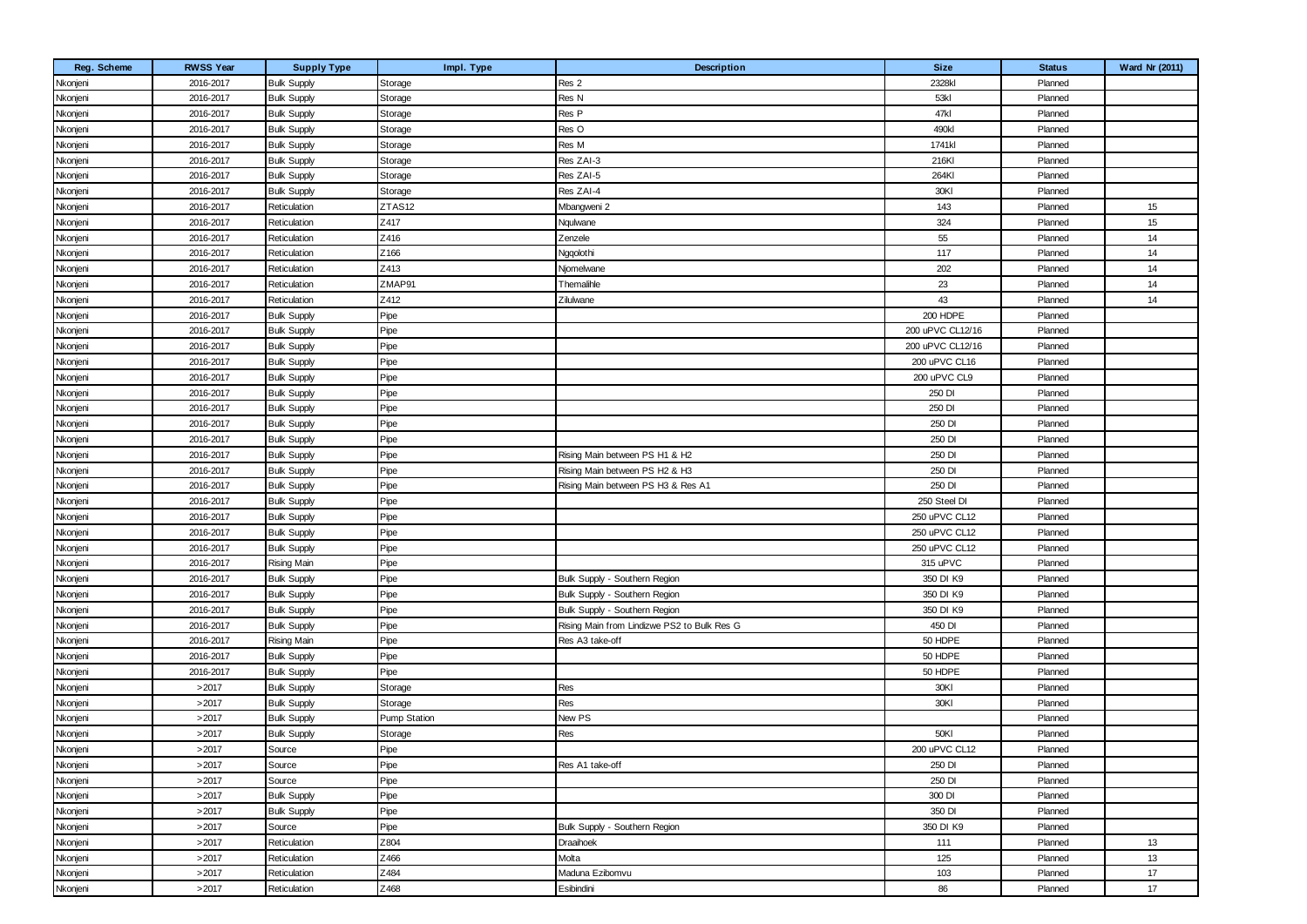| Reg. Scheme | RWSS Year | Supply Type | Impl. Type | Description | Size | Status | Ward Nr (2011) |
|---|---|---|---|---|---|---|---|
| Nkonjeni | 2016-2017 | Bulk Supply | Storage | Res 2 | 2328kl | Planned | |
| Nkonjeni | 2016-2017 | Bulk Supply | Storage | Res N | 53kl | Planned | |
| Nkonjeni | 2016-2017 | Bulk Supply | Storage | Res P | 47kl | Planned | |
| Nkonjeni | 2016-2017 | Bulk Supply | Storage | Res O | 490kl | Planned | |
| Nkonjeni | 2016-2017 | Bulk Supply | Storage | Res M | 1741kl | Planned | |
| Nkonjeni | 2016-2017 | Bulk Supply | Storage | Res ZAI-3 | 216Kl | Planned | |
| Nkonjeni | 2016-2017 | Bulk Supply | Storage | Res ZAI-5 | 264Kl | Planned | |
| Nkonjeni | 2016-2017 | Bulk Supply | Storage | Res ZAI-4 | 30Kl | Planned | |
| Nkonjeni | 2016-2017 | Reticulation | ZTAS12 | Mbangweni 2 | 143 | Planned | 15 |
| Nkonjeni | 2016-2017 | Reticulation | Z417 | Nqulwane | 324 | Planned | 15 |
| Nkonjeni | 2016-2017 | Reticulation | Z416 | Zenzele | 55 | Planned | 14 |
| Nkonjeni | 2016-2017 | Reticulation | Z166 | Ngqolothi | 117 | Planned | 14 |
| Nkonjeni | 2016-2017 | Reticulation | Z413 | Njomelwane | 202 | Planned | 14 |
| Nkonjeni | 2016-2017 | Reticulation | ZMAP91 | Themalihle | 23 | Planned | 14 |
| Nkonjeni | 2016-2017 | Reticulation | Z412 | Zilulwane | 43 | Planned | 14 |
| Nkonjeni | 2016-2017 | Bulk Supply | Pipe | | 200 HDPE | Planned | |
| Nkonjeni | 2016-2017 | Bulk Supply | Pipe | | 200 uPVC CL12/16 | Planned | |
| Nkonjeni | 2016-2017 | Bulk Supply | Pipe | | 200 uPVC CL12/16 | Planned | |
| Nkonjeni | 2016-2017 | Bulk Supply | Pipe | | 200 uPVC CL16 | Planned | |
| Nkonjeni | 2016-2017 | Bulk Supply | Pipe | | 200 uPVC CL9 | Planned | |
| Nkonjeni | 2016-2017 | Bulk Supply | Pipe | | 250 DI | Planned | |
| Nkonjeni | 2016-2017 | Bulk Supply | Pipe | | 250 DI | Planned | |
| Nkonjeni | 2016-2017 | Bulk Supply | Pipe | | 250 DI | Planned | |
| Nkonjeni | 2016-2017 | Bulk Supply | Pipe | | 250 DI | Planned | |
| Nkonjeni | 2016-2017 | Bulk Supply | Pipe | Rising Main between PS H1 & H2 | 250 DI | Planned | |
| Nkonjeni | 2016-2017 | Bulk Supply | Pipe | Rising Main between PS H2 & H3 | 250 DI | Planned | |
| Nkonjeni | 2016-2017 | Bulk Supply | Pipe | Rising Main between PS H3 & Res A1 | 250 DI | Planned | |
| Nkonjeni | 2016-2017 | Bulk Supply | Pipe | | 250 Steel DI | Planned | |
| Nkonjeni | 2016-2017 | Bulk Supply | Pipe | | 250 uPVC CL12 | Planned | |
| Nkonjeni | 2016-2017 | Bulk Supply | Pipe | | 250 uPVC CL12 | Planned | |
| Nkonjeni | 2016-2017 | Bulk Supply | Pipe | | 250 uPVC CL12 | Planned | |
| Nkonjeni | 2016-2017 | Rising Main | Pipe | | 315 uPVC | Planned | |
| Nkonjeni | 2016-2017 | Bulk Supply | Pipe | Bulk Supply - Southern Region | 350 DI K9 | Planned | |
| Nkonjeni | 2016-2017 | Bulk Supply | Pipe | Bulk Supply - Southern Region | 350 DI K9 | Planned | |
| Nkonjeni | 2016-2017 | Bulk Supply | Pipe | Bulk Supply - Southern Region | 350 DI K9 | Planned | |
| Nkonjeni | 2016-2017 | Bulk Supply | Pipe | Rising Main from Lindizwe PS2 to Bulk Res G | 450 DI | Planned | |
| Nkonjeni | 2016-2017 | Rising Main | Pipe | Res A3 take-off | 50 HDPE | Planned | |
| Nkonjeni | 2016-2017 | Bulk Supply | Pipe | | 50 HDPE | Planned | |
| Nkonjeni | 2016-2017 | Bulk Supply | Pipe | | 50 HDPE | Planned | |
| Nkonjeni | >2017 | Bulk Supply | Storage | Res | 30Kl | Planned | |
| Nkonjeni | >2017 | Bulk Supply | Storage | Res | 30Kl | Planned | |
| Nkonjeni | >2017 | Bulk Supply | Pump Station | New PS | | Planned | |
| Nkonjeni | >2017 | Bulk Supply | Storage | Res | 50Kl | Planned | |
| Nkonjeni | >2017 | Source | Pipe | | 200 uPVC CL12 | Planned | |
| Nkonjeni | >2017 | Source | Pipe | Res A1 take-off | 250 DI | Planned | |
| Nkonjeni | >2017 | Source | Pipe | | 250 DI | Planned | |
| Nkonjeni | >2017 | Bulk Supply | Pipe | | 300 DI | Planned | |
| Nkonjeni | >2017 | Bulk Supply | Pipe | | 350 DI | Planned | |
| Nkonjeni | >2017 | Source | Pipe | Bulk Supply - Southern Region | 350 DI K9 | Planned | |
| Nkonjeni | >2017 | Reticulation | Z804 | Draaihoek | 111 | Planned | 13 |
| Nkonjeni | >2017 | Reticulation | Z466 | Molta | 125 | Planned | 13 |
| Nkonjeni | >2017 | Reticulation | Z484 | Maduna Ezibomvu | 103 | Planned | 17 |
| Nkonjeni | >2017 | Reticulation | Z468 | Esibindini | 86 | Planned | 17 |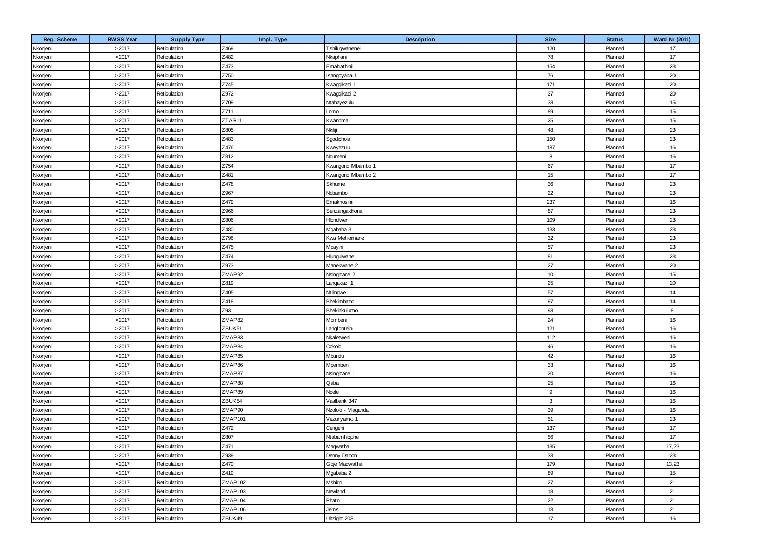| Reg. Scheme | RWSS Year | Supply Type | Impl. Type | Description | Size | Status | Ward Nr (2011) |
|---|---|---|---|---|---|---|---|
| Nkonjeni | >2017 | Reticulation | Z469 | Tshilugwanenei | 120 | Planned | 17 |
| Nkonjeni | >2017 | Reticulation | Z482 | Nkaphani | 78 | Planned | 17 |
| Nkonjeni | >2017 | Reticulation | Z473 | Emahlathini | 154 | Planned | 23 |
| Nkonjeni | >2017 | Reticulation | Z750 | Isangoyana 1 | 76 | Planned | 20 |
| Nkonjeni | >2017 | Reticulation | Z745 | Kwagqikazi 1 | 171 | Planned | 20 |
| Nkonjeni | >2017 | Reticulation | Z972 | Kwagqikazi 2 | 37 | Planned | 20 |
| Nkonjeni | >2017 | Reticulation | Z709 | Ntabayezulu | 38 | Planned | 15 |
| Nkonjeni | >2017 | Reticulation | Z711 | Lomo | 89 | Planned | 15 |
| Nkonjeni | >2017 | Reticulation | ZTAS11 | Kwanoma | 25 | Planned | 15 |
| Nkonjeni | >2017 | Reticulation | Z805 | Nkiliji | 48 | Planned | 23 |
| Nkonjeni | >2017 | Reticulation | Z483 | Sgodiphola | 150 | Planned | 23 |
| Nkonjeni | >2017 | Reticulation | Z476 | Kweyezulu | 187 | Planned | 16 |
| Nkonjeni | >2017 | Reticulation | Z812 | Ndumeni | 8 | Planned | 16 |
| Nkonjeni | >2017 | Reticulation | Z754 | Kwangono Mbambo 1 | 67 | Planned | 17 |
| Nkonjeni | >2017 | Reticulation | Z481 | Kwangono Mbambo 2 | 15 | Planned | 17 |
| Nkonjeni | >2017 | Reticulation | Z478 | Skhume | 36 | Planned | 23 |
| Nkonjeni | >2017 | Reticulation | Z967 | Nobambo | 22 | Planned | 23 |
| Nkonjeni | >2017 | Reticulation | Z479 | Emakhosini | 237 | Planned | 16 |
| Nkonjeni | >2017 | Reticulation | Z966 | Senzangakhona | 87 | Planned | 23 |
| Nkonjeni | >2017 | Reticulation | Z806 | Hlondlweni | 109 | Planned | 23 |
| Nkonjeni | >2017 | Reticulation | Z480 | Mgababa 3 | 133 | Planned | 23 |
| Nkonjeni | >2017 | Reticulation | Z796 | Kwa Mehlomane | 32 | Planned | 23 |
| Nkonjeni | >2017 | Reticulation | Z475 | Mpayini | 57 | Planned | 23 |
| Nkonjeni | >2017 | Reticulation | Z474 | Hlungulwane | 81 | Planned | 23 |
| Nkonjeni | >2017 | Reticulation | Z973 | Manekwane 2 | 27 | Planned | 20 |
| Nkonjeni | >2017 | Reticulation | ZMAP92 | Nsingizane 2 | 10 | Planned | 15 |
| Nkonjeni | >2017 | Reticulation | Z819 | Langakazi 1 | 25 | Planned | 20 |
| Nkonjeni | >2017 | Reticulation | Z405 | Ntilingwe | 57 | Planned | 14 |
| Nkonjeni | >2017 | Reticulation | Z418 | Bhekimbazo | 97 | Planned | 14 |
| Nkonjeni | >2017 | Reticulation | Z93 | Bhekinkulumo | 93 | Planned | 8 |
| Nkonjeni | >2017 | Reticulation | ZMAP82 | Mombeni | 24 | Planned | 16 |
| Nkonjeni | >2017 | Reticulation | ZBUK51 | Langfontein | 121 | Planned | 16 |
| Nkonjeni | >2017 | Reticulation | ZMAP83 | Nkaletweni | 112 | Planned | 16 |
| Nkonjeni | >2017 | Reticulation | ZMAP84 | Cokolo | 46 | Planned | 16 |
| Nkonjeni | >2017 | Reticulation | ZMAP85 | Mbundu | 42 | Planned | 16 |
| Nkonjeni | >2017 | Reticulation | ZMAP86 | Mpembeni | 33 | Planned | 16 |
| Nkonjeni | >2017 | Reticulation | ZMAP87 | Nsingizane 1 | 20 | Planned | 16 |
| Nkonjeni | >2017 | Reticulation | ZMAP88 | Qaba | 25 | Planned | 16 |
| Nkonjeni | >2017 | Reticulation | ZMAP89 | Ncele | 9 | Planned | 16 |
| Nkonjeni | >2017 | Reticulation | ZBUK54 | Vaalbank 347 | 3 | Planned | 16 |
| Nkonjeni | >2017 | Reticulation | ZMAP90 | Nzololo - Maganda | 39 | Planned | 16 |
| Nkonjeni | >2017 | Reticulation | ZMAP101 | Vezunyamo 1 | 51 | Planned | 23 |
| Nkonjeni | >2017 | Reticulation | Z472 | Cengeni | 137 | Planned | 17 |
| Nkonjeni | >2017 | Reticulation | Z807 | Ntabamhlophe | 56 | Planned | 17 |
| Nkonjeni | >2017 | Reticulation | Z471 | Maqwatha | 135 | Planned | 17,23 |
| Nkonjeni | >2017 | Reticulation | Z939 | Denny Dalton | 33 | Planned | 23 |
| Nkonjeni | >2017 | Reticulation | Z470 | Goje Maqwatha | 179 | Planned | 13,23 |
| Nkonjeni | >2017 | Reticulation | Z419 | Mgababa 2 | 89 | Planned | 15 |
| Nkonjeni | >2017 | Reticulation | ZMAP102 | Mshiqo | 27 | Planned | 21 |
| Nkonjeni | >2017 | Reticulation | ZMAP103 | Newland | 18 | Planned | 21 |
| Nkonjeni | >2017 | Reticulation | ZMAP104 | Phato | 22 | Planned | 21 |
| Nkonjeni | >2017 | Reticulation | ZMAP106 | Jems | 13 | Planned | 21 |
| Nkonjeni | >2017 | Reticulation | ZBUK49 | Uitzight 203 | 17 | Planned | 16 |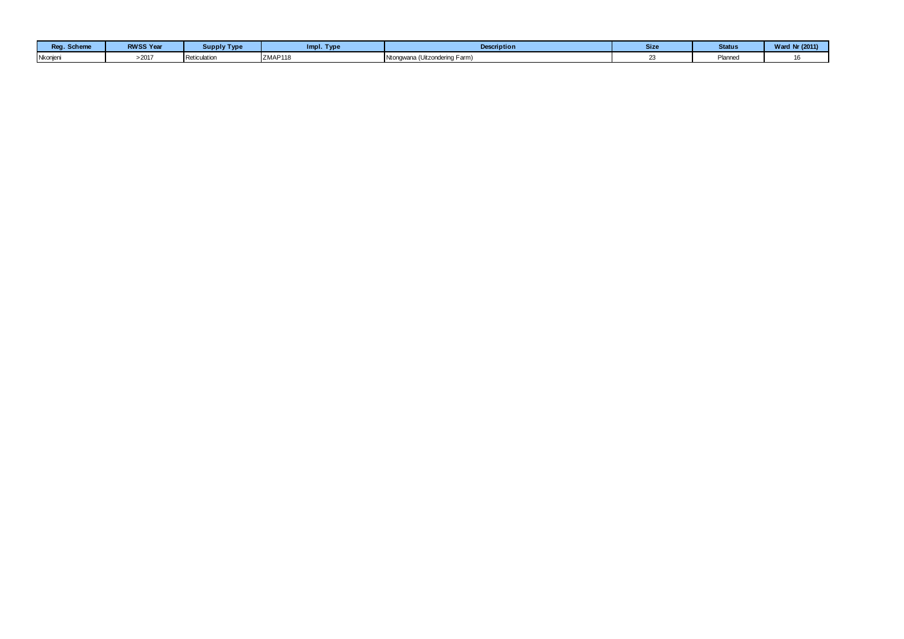| Reg. Scheme | RWSS Year | Supply Type | Impl. Type | Description | Size | Status | Ward Nr (2011) |
|---|---|---|---|---|---|---|---|
| Nkonjeni | >2017 | Reticulation | ZMAP118 | Ntongwana (Uitzondering Farm) | 23 | Planned | 16 |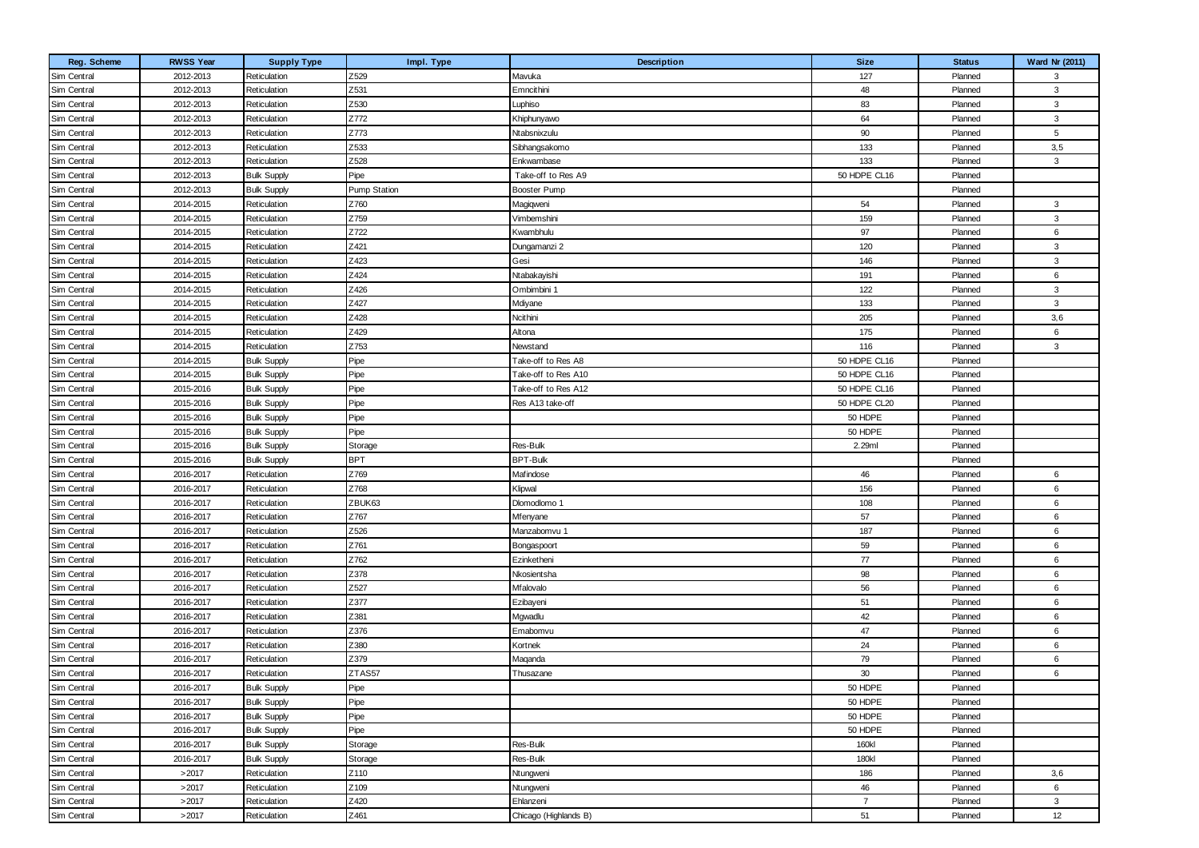| Reg. Scheme | RWSS Year | Supply Type | Impl. Type | Description | Size | Status | Ward Nr (2011) |
|---|---|---|---|---|---|---|---|
| Sim Central | 2012-2013 | Reticulation | Z529 | Mavuka | 127 | Planned | 3 |
| Sim Central | 2012-2013 | Reticulation | Z531 | Emncithini | 48 | Planned | 3 |
| Sim Central | 2012-2013 | Reticulation | Z530 | Luphiso | 83 | Planned | 3 |
| Sim Central | 2012-2013 | Reticulation | Z772 | Khiphunyawo | 64 | Planned | 3 |
| Sim Central | 2012-2013 | Reticulation | Z773 | Ntabsnixzulu | 90 | Planned | 5 |
| Sim Central | 2012-2013 | Reticulation | Z533 | Sibhangsakomo | 133 | Planned | 3,5 |
| Sim Central | 2012-2013 | Reticulation | Z528 | Enkwambase | 133 | Planned | 3 |
| Sim Central | 2012-2013 | Bulk Supply | Pipe | Take-off to Res A9 | 50 HDPE CL16 | Planned | |
| Sim Central | 2012-2013 | Bulk Supply | Pump Station | Booster Pump | | Planned | |
| Sim Central | 2014-2015 | Reticulation | Z760 | Magiqweni | 54 | Planned | 3 |
| Sim Central | 2014-2015 | Reticulation | Z759 | Vimbemshini | 159 | Planned | 3 |
| Sim Central | 2014-2015 | Reticulation | Z722 | Kwambhulu | 97 | Planned | 6 |
| Sim Central | 2014-2015 | Reticulation | Z421 | Dungamanzi 2 | 120 | Planned | 3 |
| Sim Central | 2014-2015 | Reticulation | Z423 | Gesi | 146 | Planned | 3 |
| Sim Central | 2014-2015 | Reticulation | Z424 | Ntabakayishi | 191 | Planned | 6 |
| Sim Central | 2014-2015 | Reticulation | Z426 | Ombimbini 1 | 122 | Planned | 3 |
| Sim Central | 2014-2015 | Reticulation | Z427 | Mdiyane | 133 | Planned | 3 |
| Sim Central | 2014-2015 | Reticulation | Z428 | Ncithini | 205 | Planned | 3,6 |
| Sim Central | 2014-2015 | Reticulation | Z429 | Altona | 175 | Planned | 6 |
| Sim Central | 2014-2015 | Reticulation | Z753 | Newstand | 116 | Planned | 3 |
| Sim Central | 2014-2015 | Bulk Supply | Pipe | Take-off to Res A8 | 50 HDPE CL16 | Planned | |
| Sim Central | 2014-2015 | Bulk Supply | Pipe | Take-off to Res A10 | 50 HDPE CL16 | Planned | |
| Sim Central | 2015-2016 | Bulk Supply | Pipe | Take-off to Res A12 | 50 HDPE CL16 | Planned | |
| Sim Central | 2015-2016 | Bulk Supply | Pipe | Res A13 take-off | 50 HDPE CL20 | Planned | |
| Sim Central | 2015-2016 | Bulk Supply | Pipe | | 50 HDPE | Planned | |
| Sim Central | 2015-2016 | Bulk Supply | Pipe | | 50 HDPE | Planned | |
| Sim Central | 2015-2016 | Bulk Supply | Storage | Res-Bulk | 2.29ml | Planned | |
| Sim Central | 2015-2016 | Bulk Supply | BPT | BPT-Bulk | | Planned | |
| Sim Central | 2016-2017 | Reticulation | Z769 | Mafindose | 46 | Planned | 6 |
| Sim Central | 2016-2017 | Reticulation | Z768 | Klipwal | 156 | Planned | 6 |
| Sim Central | 2016-2017 | Reticulation | ZBUK63 | Dlomodlomo 1 | 108 | Planned | 6 |
| Sim Central | 2016-2017 | Reticulation | Z767 | Mfenyane | 57 | Planned | 6 |
| Sim Central | 2016-2017 | Reticulation | Z526 | Manzabomvu 1 | 187 | Planned | 6 |
| Sim Central | 2016-2017 | Reticulation | Z761 | Bongaspoort | 59 | Planned | 6 |
| Sim Central | 2016-2017 | Reticulation | Z762 | Ezinketheni | 77 | Planned | 6 |
| Sim Central | 2016-2017 | Reticulation | Z378 | Nkosientsha | 98 | Planned | 6 |
| Sim Central | 2016-2017 | Reticulation | Z527 | Mfalovalo | 56 | Planned | 6 |
| Sim Central | 2016-2017 | Reticulation | Z377 | Ezibayeni | 51 | Planned | 6 |
| Sim Central | 2016-2017 | Reticulation | Z381 | Mgwadlu | 42 | Planned | 6 |
| Sim Central | 2016-2017 | Reticulation | Z376 | Emabomvu | 47 | Planned | 6 |
| Sim Central | 2016-2017 | Reticulation | Z380 | Kortnek | 24 | Planned | 6 |
| Sim Central | 2016-2017 | Reticulation | Z379 | Maqanda | 79 | Planned | 6 |
| Sim Central | 2016-2017 | Reticulation | ZTAS57 | Thusazane | 30 | Planned | 6 |
| Sim Central | 2016-2017 | Bulk Supply | Pipe | | 50 HDPE | Planned | |
| Sim Central | 2016-2017 | Bulk Supply | Pipe | | 50 HDPE | Planned | |
| Sim Central | 2016-2017 | Bulk Supply | Pipe | | 50 HDPE | Planned | |
| Sim Central | 2016-2017 | Bulk Supply | Pipe | | 50 HDPE | Planned | |
| Sim Central | 2016-2017 | Bulk Supply | Storage | Res-Bulk | 160kl | Planned | |
| Sim Central | 2016-2017 | Bulk Supply | Storage | Res-Bulk | 180kl | Planned | |
| Sim Central | >2017 | Reticulation | Z110 | Ntungweni | 186 | Planned | 3,6 |
| Sim Central | >2017 | Reticulation | Z109 | Ntungweni | 46 | Planned | 6 |
| Sim Central | >2017 | Reticulation | Z420 | Ehlanzeni | 7 | Planned | 3 |
| Sim Central | >2017 | Reticulation | Z461 | Chicago (Highlands B) | 51 | Planned | 12 |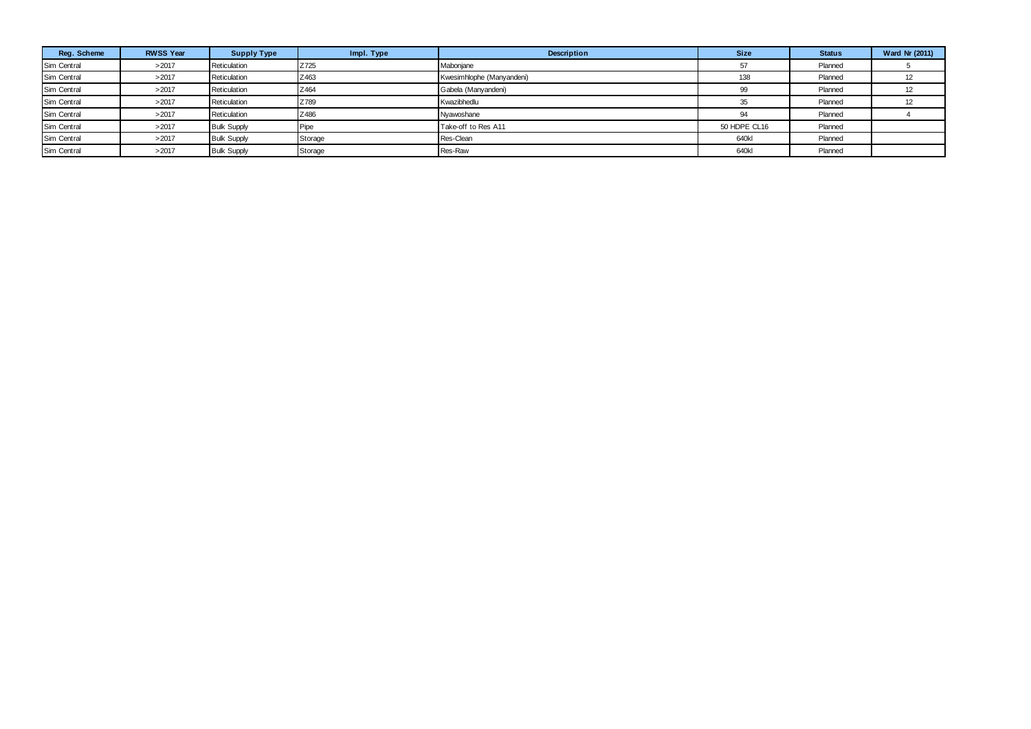| Reg. Scheme | RWSS Year | Supply Type | Impl. Type | Description | Size | Status | Ward Nr (2011) |
|---|---|---|---|---|---|---|---|
| Sim Central | >2017 | Reticulation | Z725 | Mabonjane | 57 | Planned | 5 |
| Sim Central | >2017 | Reticulation | Z463 | Kwesimhlophe (Manyandeni) | 138 | Planned | 12 |
| Sim Central | >2017 | Reticulation | Z464 | Gabela (Manyandeni) | 99 | Planned | 12 |
| Sim Central | >2017 | Reticulation | Z789 | Kwazibhedlu | 35 | Planned | 12 |
| Sim Central | >2017 | Reticulation | Z486 | Nyawoshane | 94 | Planned | 4 |
| Sim Central | >2017 | Bulk Supply | Pipe | Take-off to Res A11 | 50 HDPE CL16 | Planned | |
| Sim Central | >2017 | Bulk Supply | Storage | Res-Clean | 640kl | Planned | |
| Sim Central | >2017 | Bulk Supply | Storage | Res-Raw | 640kl | Planned | |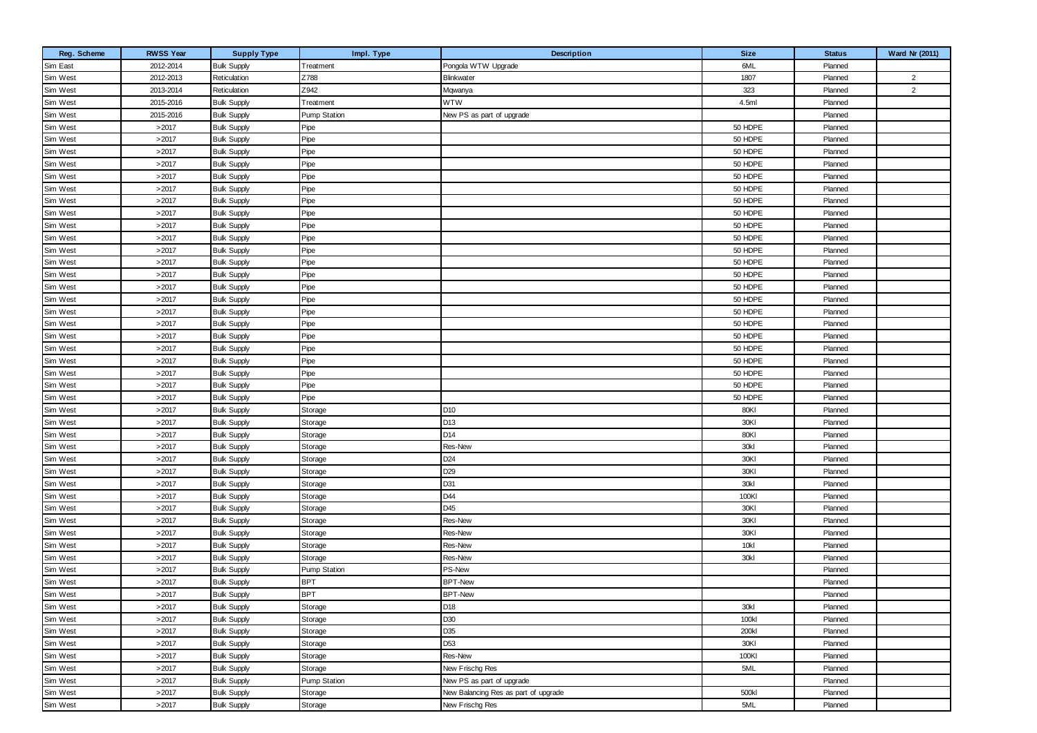| Reg. Scheme | RWSS Year | Supply Type | Impl. Type | Description | Size | Status | Ward Nr (2011) |
|---|---|---|---|---|---|---|---|
| Sim East | 2012-2014 | Bulk Supply | Treatment | Pongola WTW Upgrade | 6ML | Planned | |
| Sim West | 2012-2013 | Reticulation | Z788 | Blinkwater | 1807 | Planned | 2 |
| Sim West | 2013-2014 | Reticulation | Z942 | Mqwanya | 323 | Planned | 2 |
| Sim West | 2015-2016 | Bulk Supply | Treatment | WTW | 4.5ml | Planned | |
| Sim West | 2015-2016 | Bulk Supply | Pump Station | New PS as part of upgrade | | Planned | |
| Sim West | >2017 | Bulk Supply | Pipe | | 50 HDPE | Planned | |
| Sim West | >2017 | Bulk Supply | Pipe | | 50 HDPE | Planned | |
| Sim West | >2017 | Bulk Supply | Pipe | | 50 HDPE | Planned | |
| Sim West | >2017 | Bulk Supply | Pipe | | 50 HDPE | Planned | |
| Sim West | >2017 | Bulk Supply | Pipe | | 50 HDPE | Planned | |
| Sim West | >2017 | Bulk Supply | Pipe | | 50 HDPE | Planned | |
| Sim West | >2017 | Bulk Supply | Pipe | | 50 HDPE | Planned | |
| Sim West | >2017 | Bulk Supply | Pipe | | 50 HDPE | Planned | |
| Sim West | >2017 | Bulk Supply | Pipe | | 50 HDPE | Planned | |
| Sim West | >2017 | Bulk Supply | Pipe | | 50 HDPE | Planned | |
| Sim West | >2017 | Bulk Supply | Pipe | | 50 HDPE | Planned | |
| Sim West | >2017 | Bulk Supply | Pipe | | 50 HDPE | Planned | |
| Sim West | >2017 | Bulk Supply | Pipe | | 50 HDPE | Planned | |
| Sim West | >2017 | Bulk Supply | Pipe | | 50 HDPE | Planned | |
| Sim West | >2017 | Bulk Supply | Pipe | | 50 HDPE | Planned | |
| Sim West | >2017 | Bulk Supply | Pipe | | 50 HDPE | Planned | |
| Sim West | >2017 | Bulk Supply | Pipe | | 50 HDPE | Planned | |
| Sim West | >2017 | Bulk Supply | Pipe | | 50 HDPE | Planned | |
| Sim West | >2017 | Bulk Supply | Pipe | | 50 HDPE | Planned | |
| Sim West | >2017 | Bulk Supply | Pipe | | 50 HDPE | Planned | |
| Sim West | >2017 | Bulk Supply | Pipe | | 50 HDPE | Planned | |
| Sim West | >2017 | Bulk Supply | Pipe | | 50 HDPE | Planned | |
| Sim West | >2017 | Bulk Supply | Storage | D10 | 80Kl | Planned | |
| Sim West | >2017 | Bulk Supply | Storage | D13 | 30Kl | Planned | |
| Sim West | >2017 | Bulk Supply | Storage | D14 | 80Kl | Planned | |
| Sim West | >2017 | Bulk Supply | Storage | Res-New | 30kl | Planned | |
| Sim West | >2017 | Bulk Supply | Storage | D24 | 30Kl | Planned | |
| Sim West | >2017 | Bulk Supply | Storage | D29 | 30Kl | Planned | |
| Sim West | >2017 | Bulk Supply | Storage | D31 | 30kl | Planned | |
| Sim West | >2017 | Bulk Supply | Storage | D44 | 100Kl | Planned | |
| Sim West | >2017 | Bulk Supply | Storage | D45 | 30Kl | Planned | |
| Sim West | >2017 | Bulk Supply | Storage | Res-New | 30Kl | Planned | |
| Sim West | >2017 | Bulk Supply | Storage | Res-New | 30Kl | Planned | |
| Sim West | >2017 | Bulk Supply | Storage | Res-New | 10kl | Planned | |
| Sim West | >2017 | Bulk Supply | Storage | Res-New | 30kl | Planned | |
| Sim West | >2017 | Bulk Supply | Pump Station | PS-New | | Planned | |
| Sim West | >2017 | Bulk Supply | BPT | BPT-New | | Planned | |
| Sim West | >2017 | Bulk Supply | BPT | BPT-New | | Planned | |
| Sim West | >2017 | Bulk Supply | Storage | D18 | 30kl | Planned | |
| Sim West | >2017 | Bulk Supply | Storage | D30 | 100kl | Planned | |
| Sim West | >2017 | Bulk Supply | Storage | D35 | 200kl | Planned | |
| Sim West | >2017 | Bulk Supply | Storage | D53 | 30Kl | Planned | |
| Sim West | >2017 | Bulk Supply | Storage | Res-New | 100Kl | Planned | |
| Sim West | >2017 | Bulk Supply | Storage | New Frischg Res | 5ML | Planned | |
| Sim West | >2017 | Bulk Supply | Pump Station | New PS as part of upgrade | | Planned | |
| Sim West | >2017 | Bulk Supply | Storage | New Balancing Res as part of upgrade | 500kl | Planned | |
| Sim West | >2017 | Bulk Supply | Storage | New Frischg Res | 5ML | Planned | |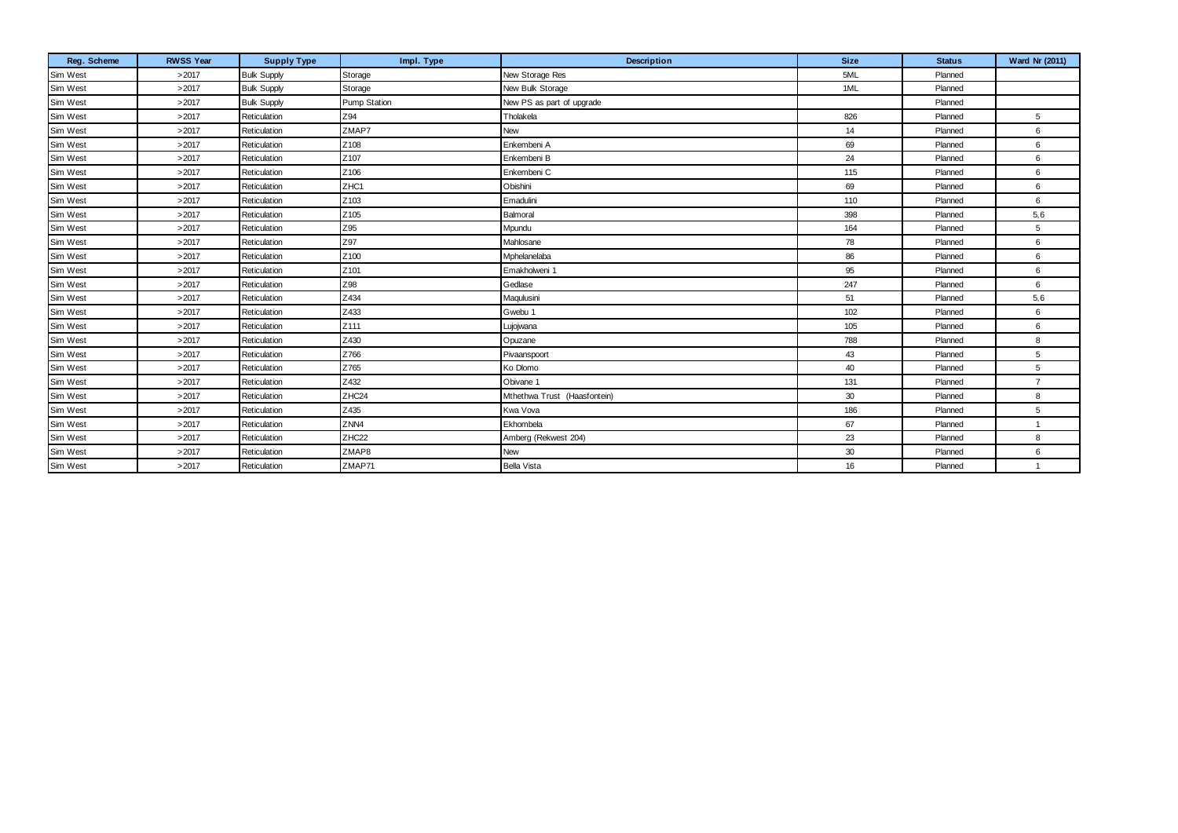| Reg. Scheme | RWSS Year | Supply Type | Impl. Type | Description | Size | Status | Ward Nr (2011) |
|---|---|---|---|---|---|---|---|
| Sim West | >2017 | Bulk Supply | Storage | New Storage Res | 5ML | Planned | |
| Sim West | >2017 | Bulk Supply | Storage | New Bulk Storage | 1ML | Planned | |
| Sim West | >2017 | Bulk Supply | Pump Station | New PS as part of upgrade | | Planned | |
| Sim West | >2017 | Reticulation | Z94 | Tholakela | 826 | Planned | 5 |
| Sim West | >2017 | Reticulation | ZMAP7 | New | 14 | Planned | 6 |
| Sim West | >2017 | Reticulation | Z108 | Enkembeni A | 69 | Planned | 6 |
| Sim West | >2017 | Reticulation | Z107 | Enkembeni B | 24 | Planned | 6 |
| Sim West | >2017 | Reticulation | Z106 | Enkembeni C | 115 | Planned | 6 |
| Sim West | >2017 | Reticulation | ZHC1 | Obishini | 69 | Planned | 6 |
| Sim West | >2017 | Reticulation | Z103 | Emadulini | 110 | Planned | 6 |
| Sim West | >2017 | Reticulation | Z105 | Balmoral | 398 | Planned | 5,6 |
| Sim West | >2017 | Reticulation | Z95 | Mpundu | 164 | Planned | 5 |
| Sim West | >2017 | Reticulation | Z97 | Mahlosane | 78 | Planned | 6 |
| Sim West | >2017 | Reticulation | Z100 | Mphelanelaba | 86 | Planned | 6 |
| Sim West | >2017 | Reticulation | Z101 | Emakholweni 1 | 95 | Planned | 6 |
| Sim West | >2017 | Reticulation | Z98 | Gedlase | 247 | Planned | 6 |
| Sim West | >2017 | Reticulation | Z434 | Maqulusini | 51 | Planned | 5,6 |
| Sim West | >2017 | Reticulation | Z433 | Gwebu 1 | 102 | Planned | 6 |
| Sim West | >2017 | Reticulation | Z111 | Lujojwana | 105 | Planned | 6 |
| Sim West | >2017 | Reticulation | Z430 | Opuzane | 788 | Planned | 8 |
| Sim West | >2017 | Reticulation | Z766 | Pivaanspoort | 43 | Planned | 5 |
| Sim West | >2017 | Reticulation | Z765 | Ko Dlomo | 40 | Planned | 5 |
| Sim West | >2017 | Reticulation | Z432 | Obivane 1 | 131 | Planned | 7 |
| Sim West | >2017 | Reticulation | ZHC24 | Mthethwa Trust (Haasfontein) | 30 | Planned | 8 |
| Sim West | >2017 | Reticulation | Z435 | Kwa Vova | 186 | Planned | 5 |
| Sim West | >2017 | Reticulation | ZNN4 | Ekhombela | 67 | Planned | 1 |
| Sim West | >2017 | Reticulation | ZHC22 | Amberg (Rekwest 204) | 23 | Planned | 8 |
| Sim West | >2017 | Reticulation | ZMAP8 | New | 30 | Planned | 6 |
| Sim West | >2017 | Reticulation | ZMAP71 | Bella Vista | 16 | Planned | 1 |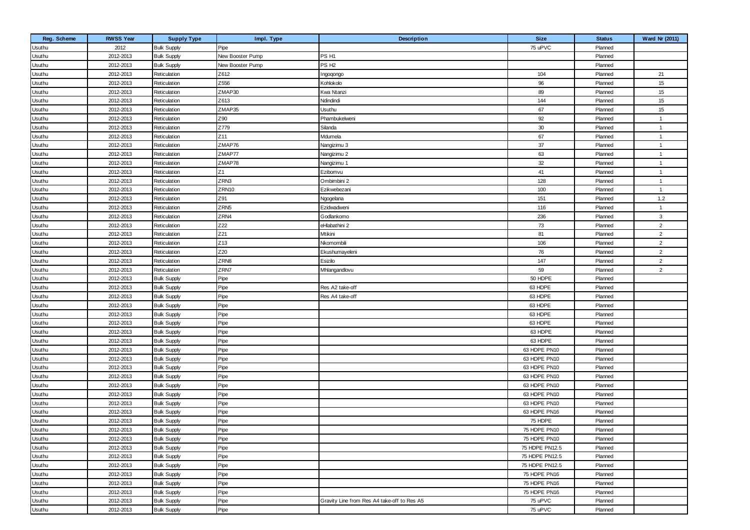| Reg. Scheme | RWSS Year | Supply Type | Impl. Type | Description | Size | Status | Ward Nr (2011) |
|---|---|---|---|---|---|---|---|
| Usuthu | 2012 | Bulk Supply | Pipe | | 75 uPVC | Planned | |
| Usuthu | 2012-2013 | Bulk Supply | New Booster Pump | PS H1 | | Planned | |
| Usuthu | 2012-2013 | Bulk Supply | New Booster Pump | PS H2 | | Planned | |
| Usuthu | 2012-2013 | Reticulation | Z612 | Ingoqongo | 104 | Planned | 21 |
| Usuthu | 2012-2013 | Reticulation | Z556 | Kohlokolo | 96 | Planned | 15 |
| Usuthu | 2012-2013 | Reticulation | ZMAP30 | Kwa Ntanzi | 89 | Planned | 15 |
| Usuthu | 2012-2013 | Reticulation | Z613 | Ndindindi | 144 | Planned | 15 |
| Usuthu | 2012-2013 | Reticulation | ZMAP35 | Usuthu | 67 | Planned | 15 |
| Usuthu | 2012-2013 | Reticulation | Z90 | Phambukelweni | 92 | Planned | 1 |
| Usuthu | 2012-2013 | Reticulation | Z779 | Silanda | 30 | Planned | 1 |
| Usuthu | 2012-2013 | Reticulation | Z11 | Mdumela | 67 | Planned | 1 |
| Usuthu | 2012-2013 | Reticulation | ZMAP76 | Nangizimu 3 | 37 | Planned | 1 |
| Usuthu | 2012-2013 | Reticulation | ZMAP77 | Nangizimu 2 | 63 | Planned | 1 |
| Usuthu | 2012-2013 | Reticulation | ZMAP78 | Nangizimu 1 | 32 | Planned | 1 |
| Usuthu | 2012-2013 | Reticulation | Z1 | Ezibomvu | 41 | Planned | 1 |
| Usuthu | 2012-2013 | Reticulation | ZRN3 | Ombimbini 2 | 128 | Planned | 1 |
| Usuthu | 2012-2013 | Reticulation | ZRN10 | Ezikwebezani | 100 | Planned | 1 |
| Usuthu | 2012-2013 | Reticulation | Z91 | Ngogelana | 151 | Planned | 1,2 |
| Usuthu | 2012-2013 | Reticulation | ZRN5 | Ezidwadweni | 116 | Planned | 1 |
| Usuthu | 2012-2013 | Reticulation | ZRN4 | Godlankomo | 236 | Planned | 3 |
| Usuthu | 2012-2013 | Reticulation | Z22 | eHlabathini 2 | 73 | Planned | 2 |
| Usuthu | 2012-2013 | Reticulation | Z21 | Mtikini | 81 | Planned | 2 |
| Usuthu | 2012-2013 | Reticulation | Z13 | Nkomombili | 106 | Planned | 2 |
| Usuthu | 2012-2013 | Reticulation | Z20 | Ekushumayeleni | 76 | Planned | 2 |
| Usuthu | 2012-2013 | Reticulation | ZRN8 | Esizilo | 147 | Planned | 2 |
| Usuthu | 2012-2013 | Reticulation | ZRN7 | Mhlangandlovu | 59 | Planned | 2 |
| Usuthu | 2012-2013 | Bulk Supply | Pipe | | 50 HDPE | Planned | |
| Usuthu | 2012-2013 | Bulk Supply | Pipe | Res A2 take-off | 63 HDPE | Planned | |
| Usuthu | 2012-2013 | Bulk Supply | Pipe | Res A4 take-off | 63 HDPE | Planned | |
| Usuthu | 2012-2013 | Bulk Supply | Pipe | | 63 HDPE | Planned | |
| Usuthu | 2012-2013 | Bulk Supply | Pipe | | 63 HDPE | Planned | |
| Usuthu | 2012-2013 | Bulk Supply | Pipe | | 63 HDPE | Planned | |
| Usuthu | 2012-2013 | Bulk Supply | Pipe | | 63 HDPE | Planned | |
| Usuthu | 2012-2013 | Bulk Supply | Pipe | | 63 HDPE | Planned | |
| Usuthu | 2012-2013 | Bulk Supply | Pipe | | 63 HDPE PN10 | Planned | |
| Usuthu | 2012-2013 | Bulk Supply | Pipe | | 63 HDPE PN10 | Planned | |
| Usuthu | 2012-2013 | Bulk Supply | Pipe | | 63 HDPE PN10 | Planned | |
| Usuthu | 2012-2013 | Bulk Supply | Pipe | | 63 HDPE PN10 | Planned | |
| Usuthu | 2012-2013 | Bulk Supply | Pipe | | 63 HDPE PN10 | Planned | |
| Usuthu | 2012-2013 | Bulk Supply | Pipe | | 63 HDPE PN10 | Planned | |
| Usuthu | 2012-2013 | Bulk Supply | Pipe | | 63 HDPE PN10 | Planned | |
| Usuthu | 2012-2013 | Bulk Supply | Pipe | | 63 HDPE PN16 | Planned | |
| Usuthu | 2012-2013 | Bulk Supply | Pipe | | 75 HDPE | Planned | |
| Usuthu | 2012-2013 | Bulk Supply | Pipe | | 75 HDPE PN10 | Planned | |
| Usuthu | 2012-2013 | Bulk Supply | Pipe | | 75 HDPE PN10 | Planned | |
| Usuthu | 2012-2013 | Bulk Supply | Pipe | | 75 HDPE PN12.5 | Planned | |
| Usuthu | 2012-2013 | Bulk Supply | Pipe | | 75 HDPE PN12.5 | Planned | |
| Usuthu | 2012-2013 | Bulk Supply | Pipe | | 75 HDPE PN12.5 | Planned | |
| Usuthu | 2012-2013 | Bulk Supply | Pipe | | 75 HDPE PN16 | Planned | |
| Usuthu | 2012-2013 | Bulk Supply | Pipe | | 75 HDPE PN16 | Planned | |
| Usuthu | 2012-2013 | Bulk Supply | Pipe | | 75 HDPE PN16 | Planned | |
| Usuthu | 2012-2013 | Bulk Supply | Pipe | Gravity Line from Res A4 take-off to Res A5 | 75 uPVC | Planned | |
| Usuthu | 2012-2013 | Bulk Supply | Pipe | | 75 uPVC | Planned | |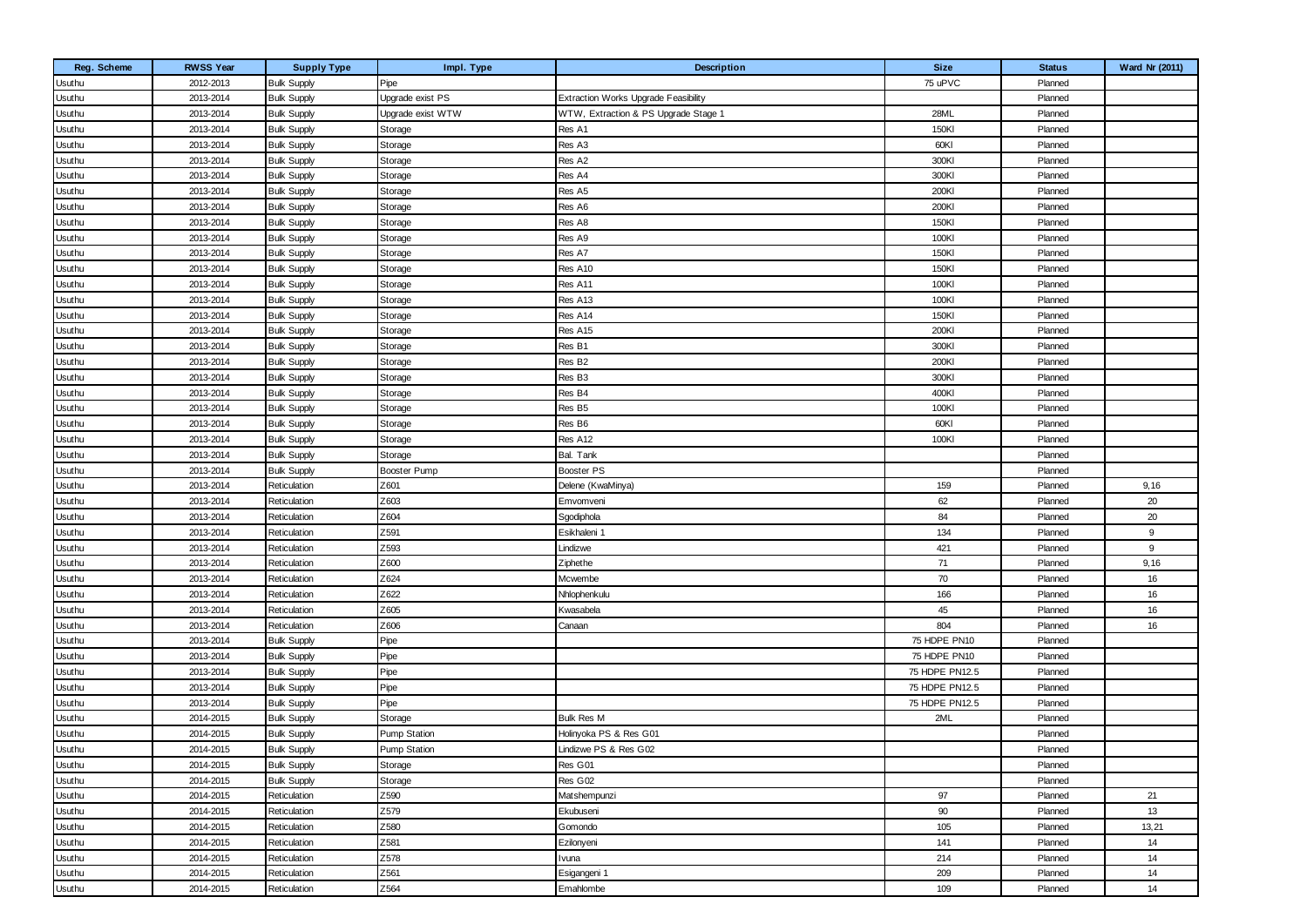| Reg. Scheme | RWSS Year | Supply Type | Impl. Type | Description | Size | Status | Ward Nr (2011) |
|---|---|---|---|---|---|---|---|
| Usuthu | 2012-2013 | Bulk Supply | Pipe | | 75 uPVC | Planned | |
| Usuthu | 2013-2014 | Bulk Supply | Upgrade exist PS | Extraction Works Upgrade Feasibility | | Planned | |
| Usuthu | 2013-2014 | Bulk Supply | Upgrade exist WTW | WTW, Extraction & PS Upgrade Stage 1 | 28ML | Planned | |
| Usuthu | 2013-2014 | Bulk Supply | Storage | Res A1 | 150Kl | Planned | |
| Usuthu | 2013-2014 | Bulk Supply | Storage | Res A3 | 60Kl | Planned | |
| Usuthu | 2013-2014 | Bulk Supply | Storage | Res A2 | 300Kl | Planned | |
| Usuthu | 2013-2014 | Bulk Supply | Storage | Res A4 | 300Kl | Planned | |
| Usuthu | 2013-2014 | Bulk Supply | Storage | Res A5 | 200Kl | Planned | |
| Usuthu | 2013-2014 | Bulk Supply | Storage | Res A6 | 200Kl | Planned | |
| Usuthu | 2013-2014 | Bulk Supply | Storage | Res A8 | 150Kl | Planned | |
| Usuthu | 2013-2014 | Bulk Supply | Storage | Res A9 | 100Kl | Planned | |
| Usuthu | 2013-2014 | Bulk Supply | Storage | Res A7 | 150Kl | Planned | |
| Usuthu | 2013-2014 | Bulk Supply | Storage | Res A10 | 150Kl | Planned | |
| Usuthu | 2013-2014 | Bulk Supply | Storage | Res A11 | 100Kl | Planned | |
| Usuthu | 2013-2014 | Bulk Supply | Storage | Res A13 | 100Kl | Planned | |
| Usuthu | 2013-2014 | Bulk Supply | Storage | Res A14 | 150Kl | Planned | |
| Usuthu | 2013-2014 | Bulk Supply | Storage | Res A15 | 200Kl | Planned | |
| Usuthu | 2013-2014 | Bulk Supply | Storage | Res B1 | 300Kl | Planned | |
| Usuthu | 2013-2014 | Bulk Supply | Storage | Res B2 | 200Kl | Planned | |
| Usuthu | 2013-2014 | Bulk Supply | Storage | Res B3 | 300Kl | Planned | |
| Usuthu | 2013-2014 | Bulk Supply | Storage | Res B4 | 400Kl | Planned | |
| Usuthu | 2013-2014 | Bulk Supply | Storage | Res B5 | 100Kl | Planned | |
| Usuthu | 2013-2014 | Bulk Supply | Storage | Res B6 | 60Kl | Planned | |
| Usuthu | 2013-2014 | Bulk Supply | Storage | Res A12 | 100Kl | Planned | |
| Usuthu | 2013-2014 | Bulk Supply | Storage | Bal. Tank | | Planned | |
| Usuthu | 2013-2014 | Bulk Supply | Booster Pump | Booster PS | | Planned | |
| Usuthu | 2013-2014 | Reticulation | Z601 | Delene (KwaMinya) | 159 | Planned | 9,16 |
| Usuthu | 2013-2014 | Reticulation | Z603 | Emvomveni | 62 | Planned | 20 |
| Usuthu | 2013-2014 | Reticulation | Z604 | Sgodiphola | 84 | Planned | 20 |
| Usuthu | 2013-2014 | Reticulation | Z591 | Esikhaleni 1 | 134 | Planned | 9 |
| Usuthu | 2013-2014 | Reticulation | Z593 | Lindizwe | 421 | Planned | 9 |
| Usuthu | 2013-2014 | Reticulation | Z600 | Ziphethe | 71 | Planned | 9,16 |
| Usuthu | 2013-2014 | Reticulation | Z624 | Mcwembe | 70 | Planned | 16 |
| Usuthu | 2013-2014 | Reticulation | Z622 | Nhlophenkulu | 166 | Planned | 16 |
| Usuthu | 2013-2014 | Reticulation | Z605 | Kwasabela | 45 | Planned | 16 |
| Usuthu | 2013-2014 | Reticulation | Z606 | Canaan | 804 | Planned | 16 |
| Usuthu | 2013-2014 | Bulk Supply | Pipe | | 75 HDPE PN10 | Planned | |
| Usuthu | 2013-2014 | Bulk Supply | Pipe | | 75 HDPE PN10 | Planned | |
| Usuthu | 2013-2014 | Bulk Supply | Pipe | | 75 HDPE PN12.5 | Planned | |
| Usuthu | 2013-2014 | Bulk Supply | Pipe | | 75 HDPE PN12.5 | Planned | |
| Usuthu | 2013-2014 | Bulk Supply | Pipe | | 75 HDPE PN12.5 | Planned | |
| Usuthu | 2014-2015 | Bulk Supply | Storage | Bulk Res M | 2ML | Planned | |
| Usuthu | 2014-2015 | Bulk Supply | Pump Station | Holinyoka PS & Res G01 | | Planned | |
| Usuthu | 2014-2015 | Bulk Supply | Pump Station | Lindizwe PS & Res G02 | | Planned | |
| Usuthu | 2014-2015 | Bulk Supply | Storage | Res G01 | | Planned | |
| Usuthu | 2014-2015 | Bulk Supply | Storage | Res G02 | | Planned | |
| Usuthu | 2014-2015 | Reticulation | Z590 | Matshempunzi | 97 | Planned | 21 |
| Usuthu | 2014-2015 | Reticulation | Z579 | Ekubuseni | 90 | Planned | 13 |
| Usuthu | 2014-2015 | Reticulation | Z580 | Gomondo | 105 | Planned | 13,21 |
| Usuthu | 2014-2015 | Reticulation | Z581 | Ezilonyeni | 141 | Planned | 14 |
| Usuthu | 2014-2015 | Reticulation | Z578 | Ivuna | 214 | Planned | 14 |
| Usuthu | 2014-2015 | Reticulation | Z561 | Esigangeni 1 | 209 | Planned | 14 |
| Usuthu | 2014-2015 | Reticulation | Z564 | Emahlombe | 109 | Planned | 14 |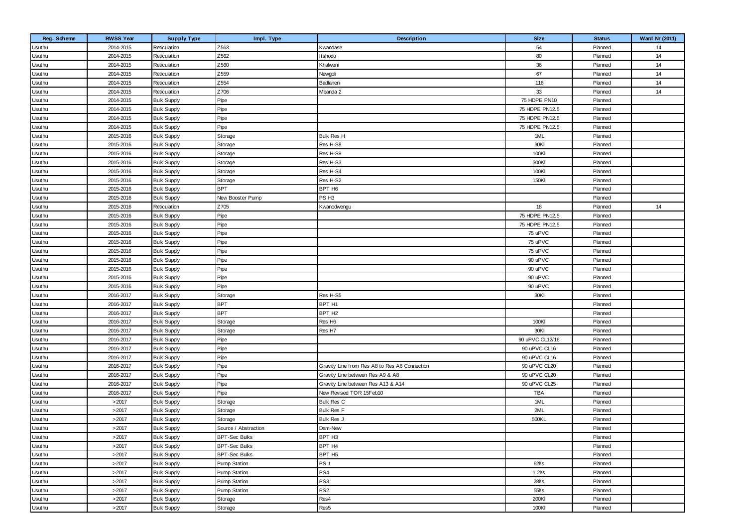| Reg. Scheme | RWSS Year | Supply Type | Impl. Type | Description | Size | Status | Ward Nr (2011) |
|---|---|---|---|---|---|---|---|
| Usuthu | 2014-2015 | Reticulation | Z563 | Kwandase | 54 | Planned | 14 |
| Usuthu | 2014-2015 | Reticulation | Z562 | Itshodo | 80 | Planned | 14 |
| Usuthu | 2014-2015 | Reticulation | Z560 | Khalweni | 36 | Planned | 14 |
| Usuthu | 2014-2015 | Reticulation | Z559 | Newgoli | 67 | Planned | 14 |
| Usuthu | 2014-2015 | Reticulation | Z554 | Badlaneni | 116 | Planned | 14 |
| Usuthu | 2014-2015 | Reticulation | Z706 | Mbanda 2 | 33 | Planned | 14 |
| Usuthu | 2014-2015 | Bulk Supply | Pipe | | 75 HDPE PN10 | Planned | |
| Usuthu | 2014-2015 | Bulk Supply | Pipe | | 75 HDPE PN12.5 | Planned | |
| Usuthu | 2014-2015 | Bulk Supply | Pipe | | 75 HDPE PN12.5 | Planned | |
| Usuthu | 2014-2015 | Bulk Supply | Pipe | | 75 HDPE PN12.5 | Planned | |
| Usuthu | 2015-2016 | Bulk Supply | Storage | Bulk Res H | 1ML | Planned | |
| Usuthu | 2015-2016 | Bulk Supply | Storage | Res H-S8 | 30Kl | Planned | |
| Usuthu | 2015-2016 | Bulk Supply | Storage | Res H-S9 | 100Kl | Planned | |
| Usuthu | 2015-2016 | Bulk Supply | Storage | Res H-S3 | 300Kl | Planned | |
| Usuthu | 2015-2016 | Bulk Supply | Storage | Res H-S4 | 100Kl | Planned | |
| Usuthu | 2015-2016 | Bulk Supply | Storage | Res H-S2 | 150Kl | Planned | |
| Usuthu | 2015-2016 | Bulk Supply | BPT | BPT H6 | | Planned | |
| Usuthu | 2015-2016 | Bulk Supply | New Booster Pump | PS H3 | | Planned | |
| Usuthu | 2015-2016 | Reticulation | Z705 | Kwanodwengu | 18 | Planned | 14 |
| Usuthu | 2015-2016 | Bulk Supply | Pipe | | 75 HDPE PN12.5 | Planned | |
| Usuthu | 2015-2016 | Bulk Supply | Pipe | | 75 HDPE PN12.5 | Planned | |
| Usuthu | 2015-2016 | Bulk Supply | Pipe | | 75 uPVC | Planned | |
| Usuthu | 2015-2016 | Bulk Supply | Pipe | | 75 uPVC | Planned | |
| Usuthu | 2015-2016 | Bulk Supply | Pipe | | 75 uPVC | Planned | |
| Usuthu | 2015-2016 | Bulk Supply | Pipe | | 90 uPVC | Planned | |
| Usuthu | 2015-2016 | Bulk Supply | Pipe | | 90 uPVC | Planned | |
| Usuthu | 2015-2016 | Bulk Supply | Pipe | | 90 uPVC | Planned | |
| Usuthu | 2015-2016 | Bulk Supply | Pipe | | 90 uPVC | Planned | |
| Usuthu | 2016-2017 | Bulk Supply | Storage | Res H-S5 | 30Kl | Planned | |
| Usuthu | 2016-2017 | Bulk Supply | BPT | BPT H1 | | Planned | |
| Usuthu | 2016-2017 | Bulk Supply | BPT | BPT H2 | | Planned | |
| Usuthu | 2016-2017 | Bulk Supply | Storage | Res H6 | 100Kl | Planned | |
| Usuthu | 2016-2017 | Bulk Supply | Storage | Res H7 | 30Kl | Planned | |
| Usuthu | 2016-2017 | Bulk Supply | Pipe | | 90 uPVC CL12/16 | Planned | |
| Usuthu | 2016-2017 | Bulk Supply | Pipe | | 90 uPVC CL16 | Planned | |
| Usuthu | 2016-2017 | Bulk Supply | Pipe | | 90 uPVC CL16 | Planned | |
| Usuthu | 2016-2017 | Bulk Supply | Pipe | Gravity Line from Res A8 to Res A6 Connection | 90 uPVC CL20 | Planned | |
| Usuthu | 2016-2017 | Bulk Supply | Pipe | Gravity Line between Res A9 & A8 | 90 uPVC CL20 | Planned | |
| Usuthu | 2016-2017 | Bulk Supply | Pipe | Gravity Line between Res A13 & A14 | 90 uPVC CL25 | Planned | |
| Usuthu | 2016-2017 | Bulk Supply | Pipe | New Revised TOR 15Feb10 | TBA | Planned | |
| Usuthu | >2017 | Bulk Supply | Storage | Bulk Res C | 1ML | Planned | |
| Usuthu | >2017 | Bulk Supply | Storage | Bulk Res F | 2ML | Planned | |
| Usuthu | >2017 | Bulk Supply | Storage | Bulk Res J | 500KL | Planned | |
| Usuthu | >2017 | Bulk Supply | Source / Abstraction | Dam-New | | Planned | |
| Usuthu | >2017 | Bulk Supply | BPT-Sec Bulks | BPT H3 | | Planned | |
| Usuthu | >2017 | Bulk Supply | BPT-Sec Bulks | BPT H4 | | Planned | |
| Usuthu | >2017 | Bulk Supply | BPT-Sec Bulks | BPT H5 | | Planned | |
| Usuthu | >2017 | Bulk Supply | Pump Station | PS 1 | 62l/s | Planned | |
| Usuthu | >2017 | Bulk Supply | Pump Station | PS4 | 1.2l/s | Planned | |
| Usuthu | >2017 | Bulk Supply | Pump Station | PS3 | 28l/s | Planned | |
| Usuthu | >2017 | Bulk Supply | Pump Station | PS2 | 55l/s | Planned | |
| Usuthu | >2017 | Bulk Supply | Storage | Res4 | 200Kl | Planned | |
| Usuthu | >2017 | Bulk Supply | Storage | Res5 | 100Kl | Planned | |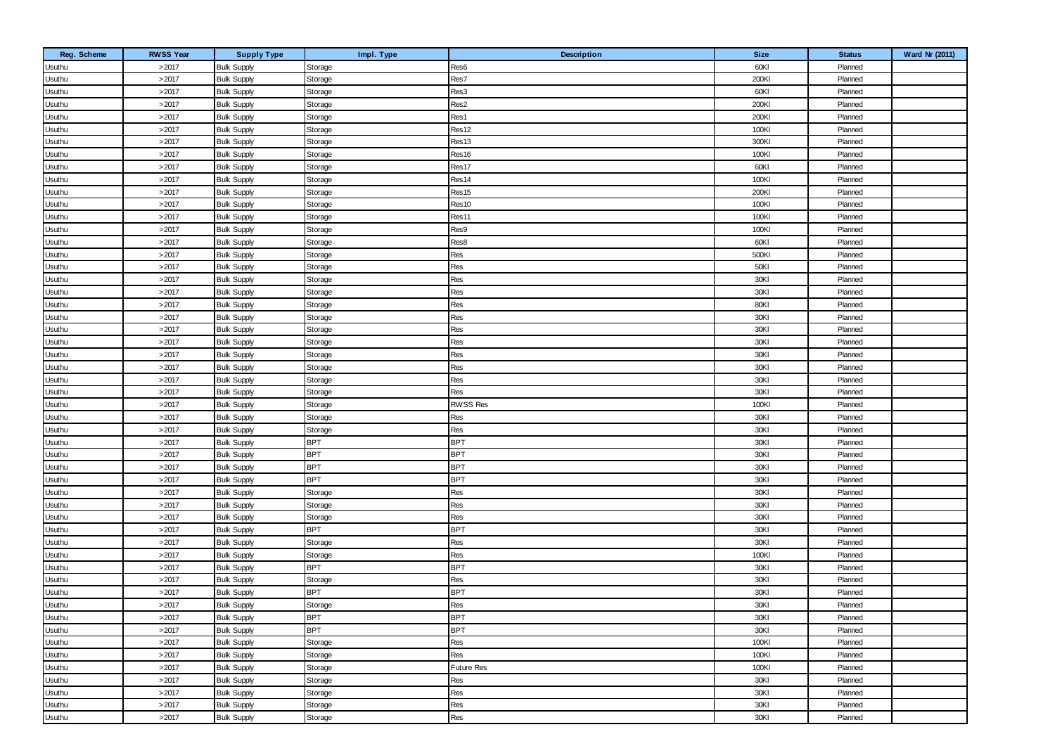| Reg. Scheme | RWSS Year | Supply Type | Impl. Type | Description | Size | Status | Ward Nr (2011) |
|---|---|---|---|---|---|---|---|
| Usuthu | >2017 | Bulk Supply | Storage | Res6 | 60Kl | Planned | |
| Usuthu | >2017 | Bulk Supply | Storage | Res7 | 200Kl | Planned | |
| Usuthu | >2017 | Bulk Supply | Storage | Res3 | 60Kl | Planned | |
| Usuthu | >2017 | Bulk Supply | Storage | Res2 | 200Kl | Planned | |
| Usuthu | >2017 | Bulk Supply | Storage | Res1 | 200Kl | Planned | |
| Usuthu | >2017 | Bulk Supply | Storage | Res12 | 100Kl | Planned | |
| Usuthu | >2017 | Bulk Supply | Storage | Res13 | 300Kl | Planned | |
| Usuthu | >2017 | Bulk Supply | Storage | Res16 | 100Kl | Planned | |
| Usuthu | >2017 | Bulk Supply | Storage | Res17 | 60Kl | Planned | |
| Usuthu | >2017 | Bulk Supply | Storage | Res14 | 100Kl | Planned | |
| Usuthu | >2017 | Bulk Supply | Storage | Res15 | 200Kl | Planned | |
| Usuthu | >2017 | Bulk Supply | Storage | Res10 | 100Kl | Planned | |
| Usuthu | >2017 | Bulk Supply | Storage | Res11 | 100Kl | Planned | |
| Usuthu | >2017 | Bulk Supply | Storage | Res9 | 100Kl | Planned | |
| Usuthu | >2017 | Bulk Supply | Storage | Res8 | 60Kl | Planned | |
| Usuthu | >2017 | Bulk Supply | Storage | Res | 500Kl | Planned | |
| Usuthu | >2017 | Bulk Supply | Storage | Res | 50Kl | Planned | |
| Usuthu | >2017 | Bulk Supply | Storage | Res | 30Kl | Planned | |
| Usuthu | >2017 | Bulk Supply | Storage | Res | 30Kl | Planned | |
| Usuthu | >2017 | Bulk Supply | Storage | Res | 80Kl | Planned | |
| Usuthu | >2017 | Bulk Supply | Storage | Res | 30Kl | Planned | |
| Usuthu | >2017 | Bulk Supply | Storage | Res | 30Kl | Planned | |
| Usuthu | >2017 | Bulk Supply | Storage | Res | 30Kl | Planned | |
| Usuthu | >2017 | Bulk Supply | Storage | Res | 30Kl | Planned | |
| Usuthu | >2017 | Bulk Supply | Storage | Res | 30Kl | Planned | |
| Usuthu | >2017 | Bulk Supply | Storage | Res | 30Kl | Planned | |
| Usuthu | >2017 | Bulk Supply | Storage | Res | 30Kl | Planned | |
| Usuthu | >2017 | Bulk Supply | Storage | RWSS Res | 100Kl | Planned | |
| Usuthu | >2017 | Bulk Supply | Storage | Res | 30Kl | Planned | |
| Usuthu | >2017 | Bulk Supply | Storage | Res | 30Kl | Planned | |
| Usuthu | >2017 | Bulk Supply | BPT | BPT | 30Kl | Planned | |
| Usuthu | >2017 | Bulk Supply | BPT | BPT | 30Kl | Planned | |
| Usuthu | >2017 | Bulk Supply | BPT | BPT | 30Kl | Planned | |
| Usuthu | >2017 | Bulk Supply | BPT | BPT | 30Kl | Planned | |
| Usuthu | >2017 | Bulk Supply | Storage | Res | 30Kl | Planned | |
| Usuthu | >2017 | Bulk Supply | Storage | Res | 30Kl | Planned | |
| Usuthu | >2017 | Bulk Supply | Storage | Res | 30Kl | Planned | |
| Usuthu | >2017 | Bulk Supply | BPT | BPT | 30Kl | Planned | |
| Usuthu | >2017 | Bulk Supply | Storage | Res | 30Kl | Planned | |
| Usuthu | >2017 | Bulk Supply | Storage | Res | 100Kl | Planned | |
| Usuthu | >2017 | Bulk Supply | BPT | BPT | 30Kl | Planned | |
| Usuthu | >2017 | Bulk Supply | Storage | Res | 30Kl | Planned | |
| Usuthu | >2017 | Bulk Supply | BPT | BPT | 30Kl | Planned | |
| Usuthu | >2017 | Bulk Supply | Storage | Res | 30Kl | Planned | |
| Usuthu | >2017 | Bulk Supply | BPT | BPT | 30Kl | Planned | |
| Usuthu | >2017 | Bulk Supply | BPT | BPT | 30Kl | Planned | |
| Usuthu | >2017 | Bulk Supply | Storage | Res | 100Kl | Planned | |
| Usuthu | >2017 | Bulk Supply | Storage | Res | 100Kl | Planned | |
| Usuthu | >2017 | Bulk Supply | Storage | Future Res | 100Kl | Planned | |
| Usuthu | >2017 | Bulk Supply | Storage | Res | 30Kl | Planned | |
| Usuthu | >2017 | Bulk Supply | Storage | Res | 30Kl | Planned | |
| Usuthu | >2017 | Bulk Supply | Storage | Res | 30Kl | Planned | |
| Usuthu | >2017 | Bulk Supply | Storage | Res | 30Kl | Planned | |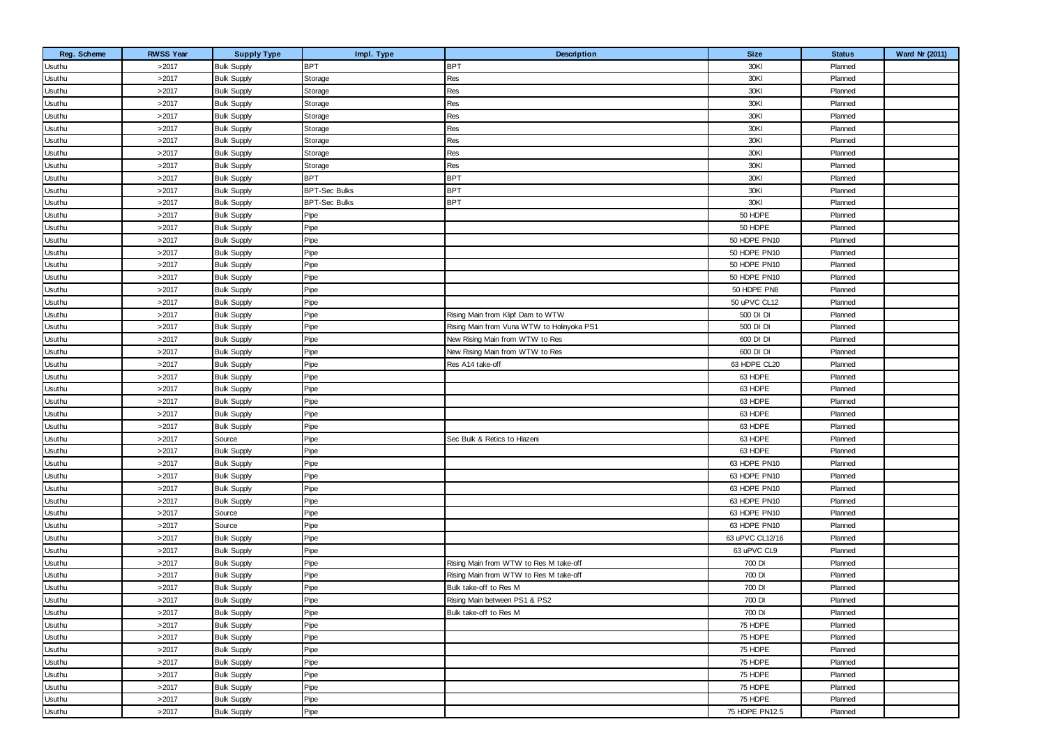| Reg. Scheme | RWSS Year | Supply Type | Impl. Type | Description | Size | Status | Ward Nr (2011) |
|---|---|---|---|---|---|---|---|
| Usuthu | >2017 | Bulk Supply | BPT | BPT | 30Kl | Planned | |
| Usuthu | >2017 | Bulk Supply | Storage | Res | 30Kl | Planned | |
| Usuthu | >2017 | Bulk Supply | Storage | Res | 30Kl | Planned | |
| Usuthu | >2017 | Bulk Supply | Storage | Res | 30Kl | Planned | |
| Usuthu | >2017 | Bulk Supply | Storage | Res | 30Kl | Planned | |
| Usuthu | >2017 | Bulk Supply | Storage | Res | 30Kl | Planned | |
| Usuthu | >2017 | Bulk Supply | Storage | Res | 30Kl | Planned | |
| Usuthu | >2017 | Bulk Supply | Storage | Res | 30Kl | Planned | |
| Usuthu | >2017 | Bulk Supply | Storage | Res | 30Kl | Planned | |
| Usuthu | >2017 | Bulk Supply | BPT | BPT | 30Kl | Planned | |
| Usuthu | >2017 | Bulk Supply | BPT-Sec Bulks | BPT | 30Kl | Planned | |
| Usuthu | >2017 | Bulk Supply | BPT-Sec Bulks | BPT | 30Kl | Planned | |
| Usuthu | >2017 | Bulk Supply | Pipe | | 50 HDPE | Planned | |
| Usuthu | >2017 | Bulk Supply | Pipe | | 50 HDPE | Planned | |
| Usuthu | >2017 | Bulk Supply | Pipe | | 50 HDPE PN10 | Planned | |
| Usuthu | >2017 | Bulk Supply | Pipe | | 50 HDPE PN10 | Planned | |
| Usuthu | >2017 | Bulk Supply | Pipe | | 50 HDPE PN10 | Planned | |
| Usuthu | >2017 | Bulk Supply | Pipe | | 50 HDPE PN10 | Planned | |
| Usuthu | >2017 | Bulk Supply | Pipe | | 50 HDPE PN8 | Planned | |
| Usuthu | >2017 | Bulk Supply | Pipe | | 50 uPVC CL12 | Planned | |
| Usuthu | >2017 | Bulk Supply | Pipe | Rising Main from Klipf Dam to WTW | 500 DI DI | Planned | |
| Usuthu | >2017 | Bulk Supply | Pipe | Rising Main from Vuna WTW to Holinyoka PS1 | 500 DI DI | Planned | |
| Usuthu | >2017 | Bulk Supply | Pipe | New Rising Main from WTW to Res | 600 DI DI | Planned | |
| Usuthu | >2017 | Bulk Supply | Pipe | New Rising Main from WTW to Res | 600 DI DI | Planned | |
| Usuthu | >2017 | Bulk Supply | Pipe | Res A14 take-off | 63 HDPE CL20 | Planned | |
| Usuthu | >2017 | Bulk Supply | Pipe | | 63 HDPE | Planned | |
| Usuthu | >2017 | Bulk Supply | Pipe | | 63 HDPE | Planned | |
| Usuthu | >2017 | Bulk Supply | Pipe | | 63 HDPE | Planned | |
| Usuthu | >2017 | Bulk Supply | Pipe | | 63 HDPE | Planned | |
| Usuthu | >2017 | Bulk Supply | Pipe | | 63 HDPE | Planned | |
| Usuthu | >2017 | Source | Pipe | Sec Bulk & Retics to Hlazeni | 63 HDPE | Planned | |
| Usuthu | >2017 | Bulk Supply | Pipe | | 63 HDPE | Planned | |
| Usuthu | >2017 | Bulk Supply | Pipe | | 63 HDPE PN10 | Planned | |
| Usuthu | >2017 | Bulk Supply | Pipe | | 63 HDPE PN10 | Planned | |
| Usuthu | >2017 | Bulk Supply | Pipe | | 63 HDPE PN10 | Planned | |
| Usuthu | >2017 | Bulk Supply | Pipe | | 63 HDPE PN10 | Planned | |
| Usuthu | >2017 | Source | Pipe | | 63 HDPE PN10 | Planned | |
| Usuthu | >2017 | Source | Pipe | | 63 HDPE PN10 | Planned | |
| Usuthu | >2017 | Bulk Supply | Pipe | | 63 uPVC CL12/16 | Planned | |
| Usuthu | >2017 | Bulk Supply | Pipe | | 63 uPVC CL9 | Planned | |
| Usuthu | >2017 | Bulk Supply | Pipe | Rising Main from WTW to Res M take-off | 700 DI | Planned | |
| Usuthu | >2017 | Bulk Supply | Pipe | Rising Main from WTW to Res M take-off | 700 DI | Planned | |
| Usuthu | >2017 | Bulk Supply | Pipe | Bulk take-off to Res M | 700 DI | Planned | |
| Usuthu | >2017 | Bulk Supply | Pipe | Rising Main between PS1 & PS2 | 700 DI | Planned | |
| Usuthu | >2017 | Bulk Supply | Pipe | Bulk take-off to Res M | 700 DI | Planned | |
| Usuthu | >2017 | Bulk Supply | Pipe | | 75 HDPE | Planned | |
| Usuthu | >2017 | Bulk Supply | Pipe | | 75 HDPE | Planned | |
| Usuthu | >2017 | Bulk Supply | Pipe | | 75 HDPE | Planned | |
| Usuthu | >2017 | Bulk Supply | Pipe | | 75 HDPE | Planned | |
| Usuthu | >2017 | Bulk Supply | Pipe | | 75 HDPE | Planned | |
| Usuthu | >2017 | Bulk Supply | Pipe | | 75 HDPE | Planned | |
| Usuthu | >2017 | Bulk Supply | Pipe | | 75 HDPE | Planned | |
| Usuthu | >2017 | Bulk Supply | Pipe | | 75 HDPE PN12.5 | Planned | |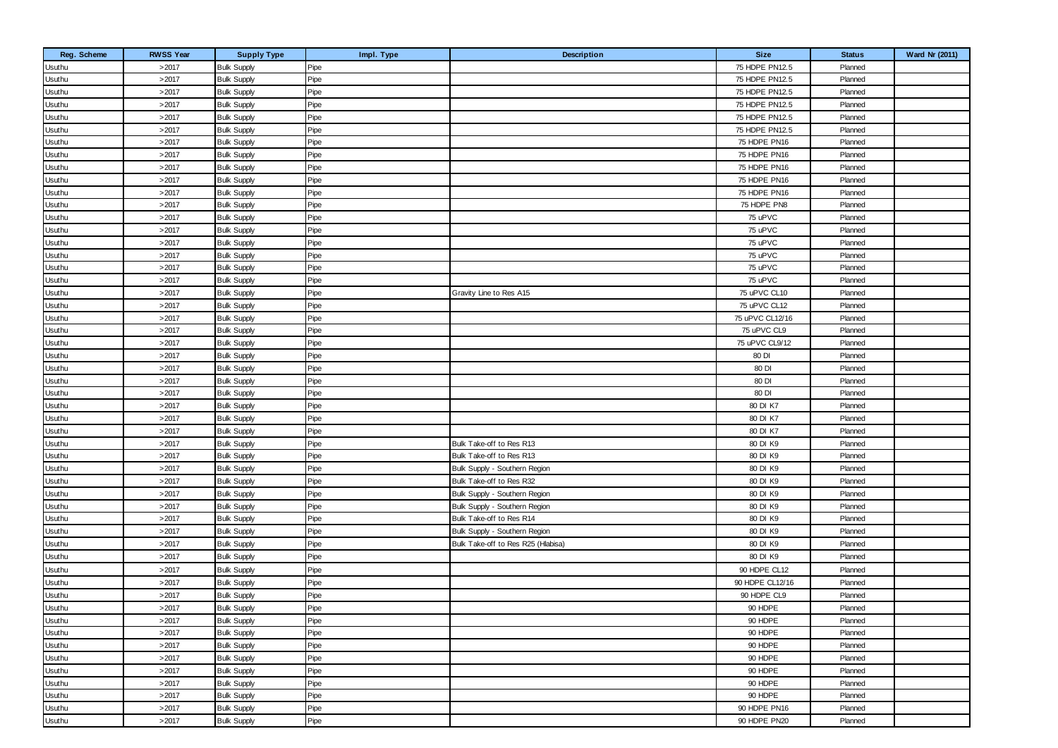| Reg. Scheme | RWSS Year | Supply Type | Impl. Type | Description | Size | Status | Ward Nr (2011) |
|---|---|---|---|---|---|---|---|
| Usuthu | >2017 | Bulk Supply | Pipe | | 75 HDPE PN12.5 | Planned | |
| Usuthu | >2017 | Bulk Supply | Pipe | | 75 HDPE PN12.5 | Planned | |
| Usuthu | >2017 | Bulk Supply | Pipe | | 75 HDPE PN12.5 | Planned | |
| Usuthu | >2017 | Bulk Supply | Pipe | | 75 HDPE PN12.5 | Planned | |
| Usuthu | >2017 | Bulk Supply | Pipe | | 75 HDPE PN12.5 | Planned | |
| Usuthu | >2017 | Bulk Supply | Pipe | | 75 HDPE PN12.5 | Planned | |
| Usuthu | >2017 | Bulk Supply | Pipe | | 75 HDPE PN16 | Planned | |
| Usuthu | >2017 | Bulk Supply | Pipe | | 75 HDPE PN16 | Planned | |
| Usuthu | >2017 | Bulk Supply | Pipe | | 75 HDPE PN16 | Planned | |
| Usuthu | >2017 | Bulk Supply | Pipe | | 75 HDPE PN16 | Planned | |
| Usuthu | >2017 | Bulk Supply | Pipe | | 75 HDPE PN16 | Planned | |
| Usuthu | >2017 | Bulk Supply | Pipe | | 75 HDPE PN8 | Planned | |
| Usuthu | >2017 | Bulk Supply | Pipe | | 75 uPVC | Planned | |
| Usuthu | >2017 | Bulk Supply | Pipe | | 75 uPVC | Planned | |
| Usuthu | >2017 | Bulk Supply | Pipe | | 75 uPVC | Planned | |
| Usuthu | >2017 | Bulk Supply | Pipe | | 75 uPVC | Planned | |
| Usuthu | >2017 | Bulk Supply | Pipe | | 75 uPVC | Planned | |
| Usuthu | >2017 | Bulk Supply | Pipe | | 75 uPVC | Planned | |
| Usuthu | >2017 | Bulk Supply | Pipe | Gravity Line to Res A15 | 75 uPVC CL10 | Planned | |
| Usuthu | >2017 | Bulk Supply | Pipe | | 75 uPVC CL12 | Planned | |
| Usuthu | >2017 | Bulk Supply | Pipe | | 75 uPVC CL12/16 | Planned | |
| Usuthu | >2017 | Bulk Supply | Pipe | | 75 uPVC CL9 | Planned | |
| Usuthu | >2017 | Bulk Supply | Pipe | | 75 uPVC CL9/12 | Planned | |
| Usuthu | >2017 | Bulk Supply | Pipe | | 80 DI | Planned | |
| Usuthu | >2017 | Bulk Supply | Pipe | | 80 DI | Planned | |
| Usuthu | >2017 | Bulk Supply | Pipe | | 80 DI | Planned | |
| Usuthu | >2017 | Bulk Supply | Pipe | | 80 DI | Planned | |
| Usuthu | >2017 | Bulk Supply | Pipe | | 80 DI K7 | Planned | |
| Usuthu | >2017 | Bulk Supply | Pipe | | 80 DI K7 | Planned | |
| Usuthu | >2017 | Bulk Supply | Pipe | | 80 DI K7 | Planned | |
| Usuthu | >2017 | Bulk Supply | Pipe | Bulk Take-off to Res R13 | 80 DI K9 | Planned | |
| Usuthu | >2017 | Bulk Supply | Pipe | Bulk Take-off to Res R13 | 80 DI K9 | Planned | |
| Usuthu | >2017 | Bulk Supply | Pipe | Bulk Supply - Southern Region | 80 DI K9 | Planned | |
| Usuthu | >2017 | Bulk Supply | Pipe | Bulk Take-off to Res R32 | 80 DI K9 | Planned | |
| Usuthu | >2017 | Bulk Supply | Pipe | Bulk Supply - Southern Region | 80 DI K9 | Planned | |
| Usuthu | >2017 | Bulk Supply | Pipe | Bulk Supply - Southern Region | 80 DI K9 | Planned | |
| Usuthu | >2017 | Bulk Supply | Pipe | Bulk Take-off to Res R14 | 80 DI K9 | Planned | |
| Usuthu | >2017 | Bulk Supply | Pipe | Bulk Supply - Southern Region | 80 DI K9 | Planned | |
| Usuthu | >2017 | Bulk Supply | Pipe | Bulk Take-off to Res R25 (Hlabisa) | 80 DI K9 | Planned | |
| Usuthu | >2017 | Bulk Supply | Pipe | | 80 DI K9 | Planned | |
| Usuthu | >2017 | Bulk Supply | Pipe | | 90 HDPE CL12 | Planned | |
| Usuthu | >2017 | Bulk Supply | Pipe | | 90 HDPE CL12/16 | Planned | |
| Usuthu | >2017 | Bulk Supply | Pipe | | 90 HDPE CL9 | Planned | |
| Usuthu | >2017 | Bulk Supply | Pipe | | 90 HDPE | Planned | |
| Usuthu | >2017 | Bulk Supply | Pipe | | 90 HDPE | Planned | |
| Usuthu | >2017 | Bulk Supply | Pipe | | 90 HDPE | Planned | |
| Usuthu | >2017 | Bulk Supply | Pipe | | 90 HDPE | Planned | |
| Usuthu | >2017 | Bulk Supply | Pipe | | 90 HDPE | Planned | |
| Usuthu | >2017 | Bulk Supply | Pipe | | 90 HDPE | Planned | |
| Usuthu | >2017 | Bulk Supply | Pipe | | 90 HDPE | Planned | |
| Usuthu | >2017 | Bulk Supply | Pipe | | 90 HDPE | Planned | |
| Usuthu | >2017 | Bulk Supply | Pipe | | 90 HDPE PN16 | Planned | |
| Usuthu | >2017 | Bulk Supply | Pipe | | 90 HDPE PN20 | Planned | |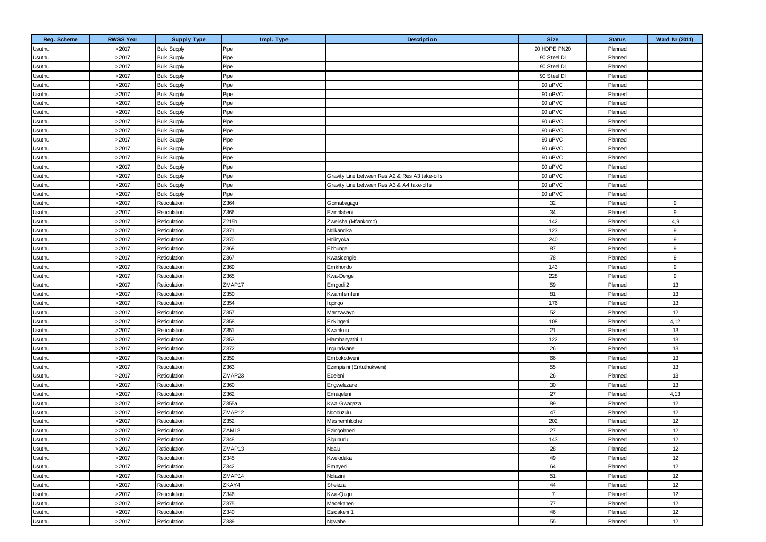| Reg. Scheme | RWSS Year | Supply Type | Impl. Type | Description | Size | Status | Ward Nr (2011) |
|---|---|---|---|---|---|---|---|
| Usuthu | >2017 | Bulk Supply | Pipe | | 90 HDPE PN20 | Planned | |
| Usuthu | >2017 | Bulk Supply | Pipe | | 90 Steel DI | Planned | |
| Usuthu | >2017 | Bulk Supply | Pipe | | 90 Steel DI | Planned | |
| Usuthu | >2017 | Bulk Supply | Pipe | | 90 Steel DI | Planned | |
| Usuthu | >2017 | Bulk Supply | Pipe | | 90 uPVC | Planned | |
| Usuthu | >2017 | Bulk Supply | Pipe | | 90 uPVC | Planned | |
| Usuthu | >2017 | Bulk Supply | Pipe | | 90 uPVC | Planned | |
| Usuthu | >2017 | Bulk Supply | Pipe | | 90 uPVC | Planned | |
| Usuthu | >2017 | Bulk Supply | Pipe | | 90 uPVC | Planned | |
| Usuthu | >2017 | Bulk Supply | Pipe | | 90 uPVC | Planned | |
| Usuthu | >2017 | Bulk Supply | Pipe | | 90 uPVC | Planned | |
| Usuthu | >2017 | Bulk Supply | Pipe | | 90 uPVC | Planned | |
| Usuthu | >2017 | Bulk Supply | Pipe | | 90 uPVC | Planned | |
| Usuthu | >2017 | Bulk Supply | Pipe | | 90 uPVC | Planned | |
| Usuthu | >2017 | Bulk Supply | Pipe | Gravity Line between Res A2 & Res A3 take-offs | 90 uPVC | Planned | |
| Usuthu | >2017 | Bulk Supply | Pipe | Gravity Line between Res A3 & A4 take-offs | 90 uPVC | Planned | |
| Usuthu | >2017 | Bulk Supply | Pipe | | 90 uPVC | Planned | |
| Usuthu | >2017 | Reticulation | Z364 | Gomabagagu | 32 | Planned | 9 |
| Usuthu | >2017 | Reticulation | Z366 | Ezinhlabeni | 34 | Planned | 9 |
| Usuthu | >2017 | Reticulation | Z215b | Zwelisha (Mfankomo) | 142 | Planned | 4,9 |
| Usuthu | >2017 | Reticulation | Z371 | Ndikandika | 123 | Planned | 9 |
| Usuthu | >2017 | Reticulation | Z370 | Holinyoka | 240 | Planned | 9 |
| Usuthu | >2017 | Reticulation | Z368 | Ebhunge | 87 | Planned | 9 |
| Usuthu | >2017 | Reticulation | Z367 | Kwasicengile | 78 | Planned | 9 |
| Usuthu | >2017 | Reticulation | Z369 | Emkhondo | 143 | Planned | 9 |
| Usuthu | >2017 | Reticulation | Z365 | Kwa-Denge | 228 | Planned | 9 |
| Usuthu | >2017 | Reticulation | ZMAP17 | Emgodi 2 | 59 | Planned | 13 |
| Usuthu | >2017 | Reticulation | Z350 | Kwamfemfeni | 81 | Planned | 13 |
| Usuthu | >2017 | Reticulation | Z354 | Iqonqo | 176 | Planned | 13 |
| Usuthu | >2017 | Reticulation | Z357 | Manzawayo | 52 | Planned | 12 |
| Usuthu | >2017 | Reticulation | Z358 | Enkingeni | 108 | Planned | 4,12 |
| Usuthu | >2017 | Reticulation | Z351 | Kwankulu | 21 | Planned | 13 |
| Usuthu | >2017 | Reticulation | Z353 | Hlambanyathi 1 | 122 | Planned | 13 |
| Usuthu | >2017 | Reticulation | Z372 | Ingundwane | 26 | Planned | 13 |
| Usuthu | >2017 | Reticulation | Z359 | Embokodweni | 66 | Planned | 13 |
| Usuthu | >2017 | Reticulation | Z363 | Ezimpisini (Entuthukweni) | 55 | Planned | 13 |
| Usuthu | >2017 | Reticulation | ZMAP23 | Eqeleni | 26 | Planned | 13 |
| Usuthu | >2017 | Reticulation | Z360 | Engwelezane | 30 | Planned | 13 |
| Usuthu | >2017 | Reticulation | Z362 | Emaqeleni | 27 | Planned | 4,13 |
| Usuthu | >2017 | Reticulation | Z355a | Kwa Gwaqaza | 89 | Planned | 12 |
| Usuthu | >2017 | Reticulation | ZMAP12 | Nqobuzulu | 47 | Planned | 12 |
| Usuthu | >2017 | Reticulation | Z352 | Mashemhlophe | 202 | Planned | 12 |
| Usuthu | >2017 | Reticulation | ZAM12 | Ezingolaneni | 27 | Planned | 12 |
| Usuthu | >2017 | Reticulation | Z348 | Sigubudu | 143 | Planned | 12 |
| Usuthu | >2017 | Reticulation | ZMAP13 | Nqalu | 28 | Planned | 12 |
| Usuthu | >2017 | Reticulation | Z345 | Kwelodaka | 49 | Planned | 12 |
| Usuthu | >2017 | Reticulation | Z342 | Emayeni | 64 | Planned | 12 |
| Usuthu | >2017 | Reticulation | ZMAP14 | Ndlazini | 51 | Planned | 12 |
| Usuthu | >2017 | Reticulation | ZKAY4 | Sheleza | 44 | Planned | 12 |
| Usuthu | >2017 | Reticulation | Z346 | Kwa-Ququ | 7 | Planned | 12 |
| Usuthu | >2017 | Reticulation | Z375 | Macekaneni | 77 | Planned | 12 |
| Usuthu | >2017 | Reticulation | Z340 | Esidakeni 1 | 46 | Planned | 12 |
| Usuthu | >2017 | Reticulation | Z339 | Ngwabe | 55 | Planned | 12 |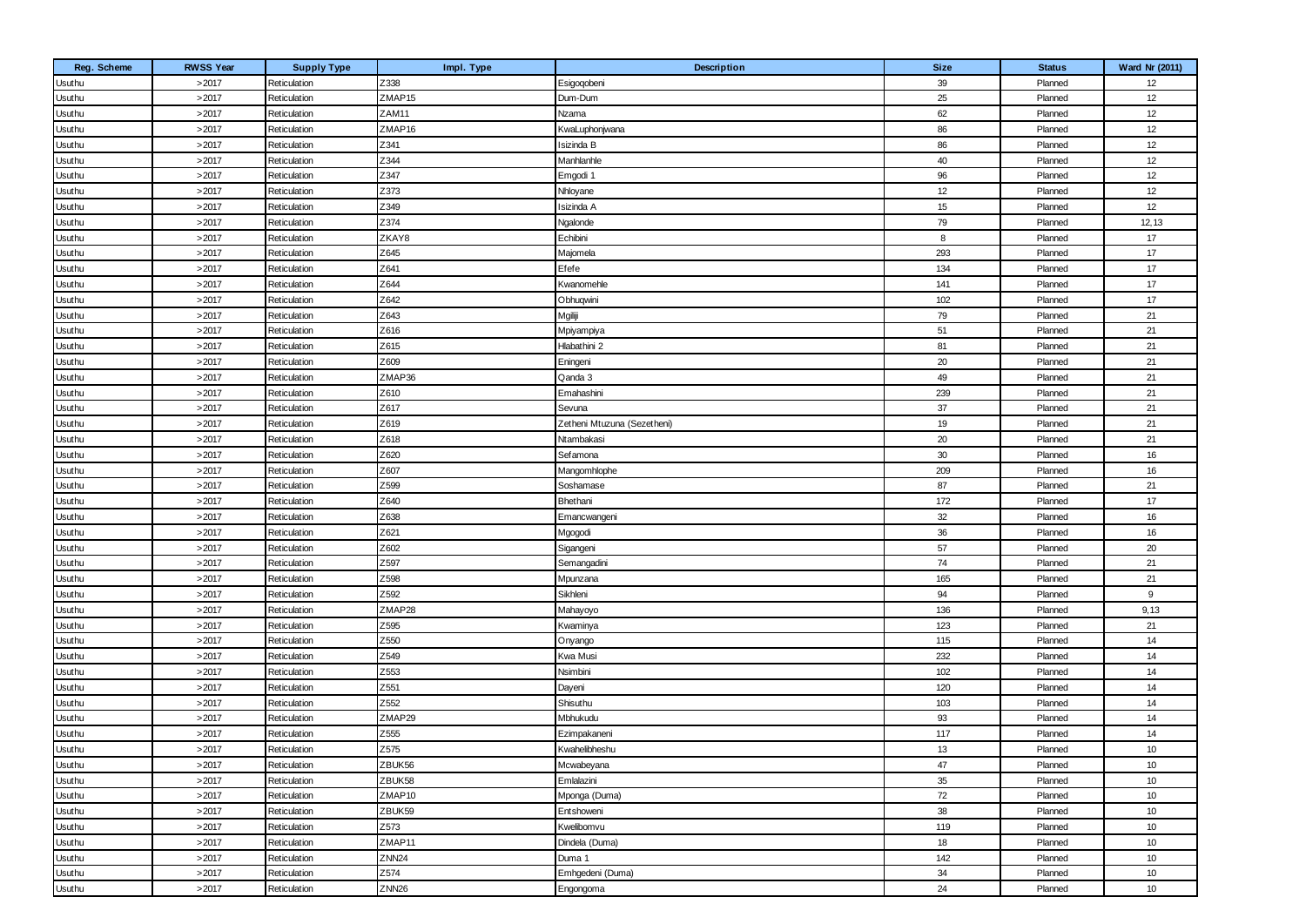| Reg. Scheme | RWSS Year | Supply Type | Impl. Type | Description | Size | Status | Ward Nr (2011) |
|---|---|---|---|---|---|---|---|
| Usuthu | >2017 | Reticulation | Z338 | Esigoqobeni | 39 | Planned | 12 |
| Usuthu | >2017 | Reticulation | ZMAP15 | Dum-Dum | 25 | Planned | 12 |
| Usuthu | >2017 | Reticulation | ZAM11 | Nzama | 62 | Planned | 12 |
| Usuthu | >2017 | Reticulation | ZMAP16 | KwaLuphonjwana | 86 | Planned | 12 |
| Usuthu | >2017 | Reticulation | Z341 | Isizinda B | 86 | Planned | 12 |
| Usuthu | >2017 | Reticulation | Z344 | Manhlanhle | 40 | Planned | 12 |
| Usuthu | >2017 | Reticulation | Z347 | Emgodi 1 | 96 | Planned | 12 |
| Usuthu | >2017 | Reticulation | Z373 | Nhloyane | 12 | Planned | 12 |
| Usuthu | >2017 | Reticulation | Z349 | Isizinda A | 15 | Planned | 12 |
| Usuthu | >2017 | Reticulation | Z374 | Ngalonde | 79 | Planned | 12,13 |
| Usuthu | >2017 | Reticulation | ZKAY8 | Echibini | 8 | Planned | 17 |
| Usuthu | >2017 | Reticulation | Z645 | Majomela | 293 | Planned | 17 |
| Usuthu | >2017 | Reticulation | Z641 | Efefe | 134 | Planned | 17 |
| Usuthu | >2017 | Reticulation | Z644 | Kwanomehle | 141 | Planned | 17 |
| Usuthu | >2017 | Reticulation | Z642 | Obhuqwini | 102 | Planned | 17 |
| Usuthu | >2017 | Reticulation | Z643 | Mgilji | 79 | Planned | 21 |
| Usuthu | >2017 | Reticulation | Z616 | Mpiyampiya | 51 | Planned | 21 |
| Usuthu | >2017 | Reticulation | Z615 | Hlabathini 2 | 81 | Planned | 21 |
| Usuthu | >2017 | Reticulation | Z609 | Eningeni | 20 | Planned | 21 |
| Usuthu | >2017 | Reticulation | ZMAP36 | Qanda 3 | 49 | Planned | 21 |
| Usuthu | >2017 | Reticulation | Z610 | Emahashini | 239 | Planned | 21 |
| Usuthu | >2017 | Reticulation | Z617 | Sevuna | 37 | Planned | 21 |
| Usuthu | >2017 | Reticulation | Z619 | Zetheni Mtuzuna (Sezetheni) | 19 | Planned | 21 |
| Usuthu | >2017 | Reticulation | Z618 | Ntambakasi | 20 | Planned | 21 |
| Usuthu | >2017 | Reticulation | Z620 | Sefamona | 30 | Planned | 16 |
| Usuthu | >2017 | Reticulation | Z607 | Mangomhlophe | 209 | Planned | 16 |
| Usuthu | >2017 | Reticulation | Z599 | Soshamase | 87 | Planned | 21 |
| Usuthu | >2017 | Reticulation | Z640 | Bhethani | 172 | Planned | 17 |
| Usuthu | >2017 | Reticulation | Z638 | Emancwangeni | 32 | Planned | 16 |
| Usuthu | >2017 | Reticulation | Z621 | Mgogodi | 36 | Planned | 16 |
| Usuthu | >2017 | Reticulation | Z602 | Sigangeni | 57 | Planned | 20 |
| Usuthu | >2017 | Reticulation | Z597 | Semangadini | 74 | Planned | 21 |
| Usuthu | >2017 | Reticulation | Z598 | Mpunzana | 165 | Planned | 21 |
| Usuthu | >2017 | Reticulation | Z592 | Sikhleni | 94 | Planned | 9 |
| Usuthu | >2017 | Reticulation | ZMAP28 | Mahayoyo | 136 | Planned | 9,13 |
| Usuthu | >2017 | Reticulation | Z595 | Kwaminya | 123 | Planned | 21 |
| Usuthu | >2017 | Reticulation | Z550 | Onyango | 115 | Planned | 14 |
| Usuthu | >2017 | Reticulation | Z549 | Kwa Musi | 232 | Planned | 14 |
| Usuthu | >2017 | Reticulation | Z553 | Nsimbini | 102 | Planned | 14 |
| Usuthu | >2017 | Reticulation | Z551 | Dayeni | 120 | Planned | 14 |
| Usuthu | >2017 | Reticulation | Z552 | Shisuthu | 103 | Planned | 14 |
| Usuthu | >2017 | Reticulation | ZMAP29 | Mbhukudu | 93 | Planned | 14 |
| Usuthu | >2017 | Reticulation | Z555 | Ezimpakaneni | 117 | Planned | 14 |
| Usuthu | >2017 | Reticulation | Z575 | Kwahelibheshu | 13 | Planned | 10 |
| Usuthu | >2017 | Reticulation | ZBUK56 | Mcwabeyana | 47 | Planned | 10 |
| Usuthu | >2017 | Reticulation | ZBUK58 | Emlalazini | 35 | Planned | 10 |
| Usuthu | >2017 | Reticulation | ZMAP10 | Mponga (Duma) | 72 | Planned | 10 |
| Usuthu | >2017 | Reticulation | ZBUK59 | Entshoweni | 38 | Planned | 10 |
| Usuthu | >2017 | Reticulation | Z573 | Kwelibomvu | 119 | Planned | 10 |
| Usuthu | >2017 | Reticulation | ZMAP11 | Dindela (Duma) | 18 | Planned | 10 |
| Usuthu | >2017 | Reticulation | ZNN24 | Duma 1 | 142 | Planned | 10 |
| Usuthu | >2017 | Reticulation | Z574 | Emhgedeni (Duma) | 34 | Planned | 10 |
| Usuthu | >2017 | Reticulation | ZNN26 | Engongoma | 24 | Planned | 10 |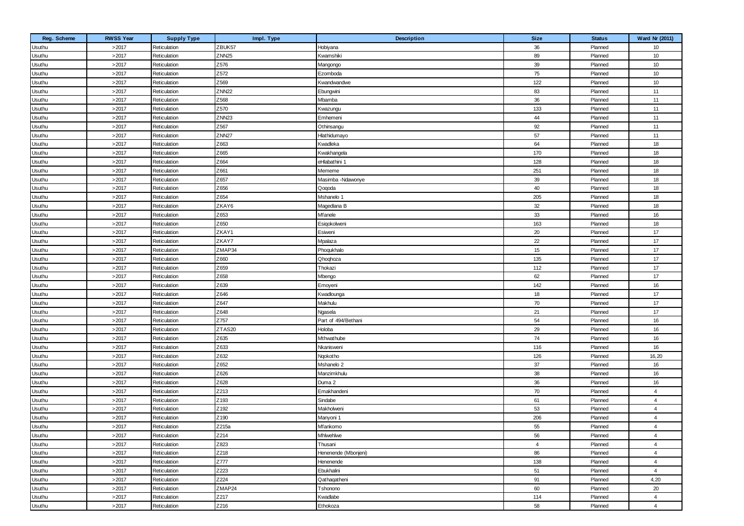| Reg. Scheme | RWSS Year | Supply Type | Impl. Type | Description | Size | Status | Ward Nr (2011) |
|---|---|---|---|---|---|---|---|
| Usuthu | >2017 | Reticulation | ZBUK57 | Hobiyana | 36 | Planned | 10 |
| Usuthu | >2017 | Reticulation | ZNN25 | Kwamshiki | 89 | Planned | 10 |
| Usuthu | >2017 | Reticulation | Z576 | Mangongo | 39 | Planned | 10 |
| Usuthu | >2017 | Reticulation | Z572 | Ezomboda | 75 | Planned | 10 |
| Usuthu | >2017 | Reticulation | Z569 | Kwandwandwe | 122 | Planned | 10 |
| Usuthu | >2017 | Reticulation | ZNN22 | Ebungwini | 83 | Planned | 11 |
| Usuthu | >2017 | Reticulation | Z568 | Mbamba | 36 | Planned | 11 |
| Usuthu | >2017 | Reticulation | Z570 | Kwazungu | 133 | Planned | 11 |
| Usuthu | >2017 | Reticulation | ZNN23 | Emhemeni | 44 | Planned | 11 |
| Usuthu | >2017 | Reticulation | Z567 | Othinsangu | 92 | Planned | 11 |
| Usuthu | >2017 | Reticulation | ZNN27 | Hlathidumayo | 57 | Planned | 11 |
| Usuthu | >2017 | Reticulation | Z663 | Kwadleka | 64 | Planned | 18 |
| Usuthu | >2017 | Reticulation | Z665 | Kwakhangela | 170 | Planned | 18 |
| Usuthu | >2017 | Reticulation | Z664 | eHlabathini 1 | 128 | Planned | 18 |
| Usuthu | >2017 | Reticulation | Z661 | Mememe | 251 | Planned | 18 |
| Usuthu | >2017 | Reticulation | Z657 | Masimba -Ndawonye | 39 | Planned | 18 |
| Usuthu | >2017 | Reticulation | Z656 | Qoqoda | 40 | Planned | 18 |
| Usuthu | >2017 | Reticulation | Z654 | Mshanelo 1 | 205 | Planned | 18 |
| Usuthu | >2017 | Reticulation | ZKAY6 | Magedlana B | 32 | Planned | 18 |
| Usuthu | >2017 | Reticulation | Z653 | Mfanele | 33 | Planned | 16 |
| Usuthu | >2017 | Reticulation | Z650 | Esiqokolweni | 163 | Planned | 18 |
| Usuthu | >2017 | Reticulation | ZKAY1 | Esiweni | 20 | Planned | 17 |
| Usuthu | >2017 | Reticulation | ZKAY7 | Mpalaza | 22 | Planned | 17 |
| Usuthu | >2017 | Reticulation | ZMAP34 | Phoqukhalo | 15 | Planned | 17 |
| Usuthu | >2017 | Reticulation | Z660 | Qhoqhoza | 135 | Planned | 17 |
| Usuthu | >2017 | Reticulation | Z659 | Thokazi | 112 | Planned | 17 |
| Usuthu | >2017 | Reticulation | Z658 | Mbengo | 62 | Planned | 17 |
| Usuthu | >2017 | Reticulation | Z639 | Emoyeni | 142 | Planned | 16 |
| Usuthu | >2017 | Reticulation | Z646 | Kwadlounga | 18 | Planned | 17 |
| Usuthu | >2017 | Reticulation | Z647 | Makhulu | 70 | Planned | 17 |
| Usuthu | >2017 | Reticulation | Z648 | Ngasela | 21 | Planned | 17 |
| Usuthu | >2017 | Reticulation | Z757 | Part of 494/Bethani | 54 | Planned | 16 |
| Usuthu | >2017 | Reticulation | ZTAS20 | Holoba | 29 | Planned | 16 |
| Usuthu | >2017 | Reticulation | Z635 | Mthwathube | 74 | Planned | 16 |
| Usuthu | >2017 | Reticulation | Z633 | Nkanisweni | 116 | Planned | 16 |
| Usuthu | >2017 | Reticulation | Z632 | Nqokotho | 126 | Planned | 16,20 |
| Usuthu | >2017 | Reticulation | Z652 | Mshanelo 2 | 37 | Planned | 16 |
| Usuthu | >2017 | Reticulation | Z626 | Manzimkhulu | 38 | Planned | 16 |
| Usuthu | >2017 | Reticulation | Z628 | Duma 2 | 36 | Planned | 16 |
| Usuthu | >2017 | Reticulation | Z213 | Emakhandeni | 70 | Planned | 4 |
| Usuthu | >2017 | Reticulation | Z193 | Sindabe | 61 | Planned | 4 |
| Usuthu | >2017 | Reticulation | Z192 | Makholweni | 53 | Planned | 4 |
| Usuthu | >2017 | Reticulation | Z190 | Manyoni 1 | 206 | Planned | 4 |
| Usuthu | >2017 | Reticulation | Z215a | Mfankomo | 55 | Planned | 4 |
| Usuthu | >2017 | Reticulation | Z214 | Mhlwehlwe | 56 | Planned | 4 |
| Usuthu | >2017 | Reticulation | Z823 | Thusani | 4 | Planned | 4 |
| Usuthu | >2017 | Reticulation | Z218 | Henenende (Mbonjeni) | 86 | Planned | 4 |
| Usuthu | >2017 | Reticulation | Z777 | Henenende | 138 | Planned | 4 |
| Usuthu | >2017 | Reticulation | Z223 | Ebukhalini | 51 | Planned | 4 |
| Usuthu | >2017 | Reticulation | Z224 | Qathaqatheni | 91 | Planned | 4,20 |
| Usuthu | >2017 | Reticulation | ZMAP24 | Tshonono | 60 | Planned | 20 |
| Usuthu | >2017 | Reticulation | Z217 | Kwadlabe | 114 | Planned | 4 |
| Usuthu | >2017 | Reticulation | Z216 | Ethokoza | 58 | Planned | 4 |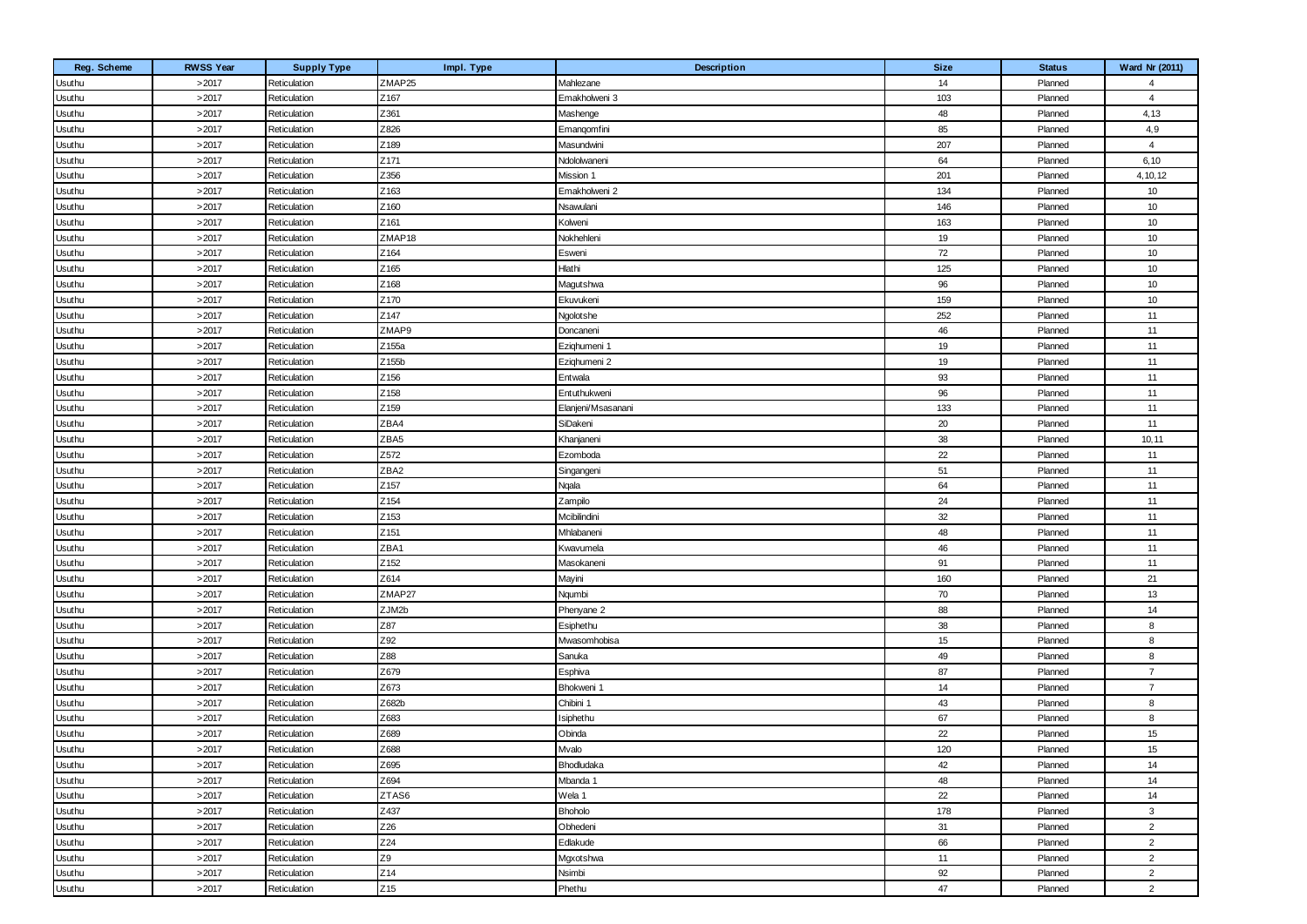| Reg. Scheme | RWSS Year | Supply Type | Impl. Type | Description | Size | Status | Ward Nr (2011) |
|---|---|---|---|---|---|---|---|
| Usuthu | >2017 | Reticulation | ZMAP25 | Mahlezane | 14 | Planned | 4 |
| Usuthu | >2017 | Reticulation | Z167 | Emakholweni 3 | 103 | Planned | 4 |
| Usuthu | >2017 | Reticulation | Z361 | Mashenge | 48 | Planned | 4,13 |
| Usuthu | >2017 | Reticulation | Z826 | Emanqomfini | 85 | Planned | 4,9 |
| Usuthu | >2017 | Reticulation | Z189 | Masundwini | 207 | Planned | 4 |
| Usuthu | >2017 | Reticulation | Z171 | Ndololwaneni | 64 | Planned | 6,10 |
| Usuthu | >2017 | Reticulation | Z356 | Mission 1 | 201 | Planned | 4,10,12 |
| Usuthu | >2017 | Reticulation | Z163 | Emakholweni 2 | 134 | Planned | 10 |
| Usuthu | >2017 | Reticulation | Z160 | Nsawulani | 146 | Planned | 10 |
| Usuthu | >2017 | Reticulation | Z161 | Kolweni | 163 | Planned | 10 |
| Usuthu | >2017 | Reticulation | ZMAP18 | Nokhehleni | 19 | Planned | 10 |
| Usuthu | >2017 | Reticulation | Z164 | Esweni | 72 | Planned | 10 |
| Usuthu | >2017 | Reticulation | Z165 | Hlathi | 125 | Planned | 10 |
| Usuthu | >2017 | Reticulation | Z168 | Magutshwa | 96 | Planned | 10 |
| Usuthu | >2017 | Reticulation | Z170 | Ekuvukeni | 159 | Planned | 10 |
| Usuthu | >2017 | Reticulation | Z147 | Ngolotshe | 252 | Planned | 11 |
| Usuthu | >2017 | Reticulation | ZMAP9 | Doncaneni | 46 | Planned | 11 |
| Usuthu | >2017 | Reticulation | Z155a | Eziqhumeni 1 | 19 | Planned | 11 |
| Usuthu | >2017 | Reticulation | Z155b | Eziqhumeni 2 | 19 | Planned | 11 |
| Usuthu | >2017 | Reticulation | Z156 | Entwala | 93 | Planned | 11 |
| Usuthu | >2017 | Reticulation | Z158 | Entuthukweni | 96 | Planned | 11 |
| Usuthu | >2017 | Reticulation | Z159 | Elanjeni/Msasanani | 133 | Planned | 11 |
| Usuthu | >2017 | Reticulation | ZBA4 | SiDakeni | 20 | Planned | 11 |
| Usuthu | >2017 | Reticulation | ZBA5 | Khanjaneni | 38 | Planned | 10,11 |
| Usuthu | >2017 | Reticulation | Z572 | Ezomboda | 22 | Planned | 11 |
| Usuthu | >2017 | Reticulation | ZBA2 | Singangeni | 51 | Planned | 11 |
| Usuthu | >2017 | Reticulation | Z157 | Nqala | 64 | Planned | 11 |
| Usuthu | >2017 | Reticulation | Z154 | Zampilo | 24 | Planned | 11 |
| Usuthu | >2017 | Reticulation | Z153 | Mcibilindini | 32 | Planned | 11 |
| Usuthu | >2017 | Reticulation | Z151 | Mhlabaneni | 48 | Planned | 11 |
| Usuthu | >2017 | Reticulation | ZBA1 | Kwavumela | 46 | Planned | 11 |
| Usuthu | >2017 | Reticulation | Z152 | Masokaneni | 91 | Planned | 11 |
| Usuthu | >2017 | Reticulation | Z614 | Mayini | 160 | Planned | 21 |
| Usuthu | >2017 | Reticulation | ZMAP27 | Nqumbi | 70 | Planned | 13 |
| Usuthu | >2017 | Reticulation | ZJM2b | Phenyane 2 | 88 | Planned | 14 |
| Usuthu | >2017 | Reticulation | Z87 | Esiphethu | 38 | Planned | 8 |
| Usuthu | >2017 | Reticulation | Z92 | Mwasomhobisa | 15 | Planned | 8 |
| Usuthu | >2017 | Reticulation | Z88 | Sanuka | 49 | Planned | 8 |
| Usuthu | >2017 | Reticulation | Z679 | Esphiva | 87 | Planned | 7 |
| Usuthu | >2017 | Reticulation | Z673 | Bhokweni 1 | 14 | Planned | 7 |
| Usuthu | >2017 | Reticulation | Z682b | Chibini 1 | 43 | Planned | 8 |
| Usuthu | >2017 | Reticulation | Z683 | Isiphethu | 67 | Planned | 8 |
| Usuthu | >2017 | Reticulation | Z689 | Obinda | 22 | Planned | 15 |
| Usuthu | >2017 | Reticulation | Z688 | Mvalo | 120 | Planned | 15 |
| Usuthu | >2017 | Reticulation | Z695 | Bhodludaka | 42 | Planned | 14 |
| Usuthu | >2017 | Reticulation | Z694 | Mbanda 1 | 48 | Planned | 14 |
| Usuthu | >2017 | Reticulation | ZTAS6 | Wela 1 | 22 | Planned | 14 |
| Usuthu | >2017 | Reticulation | Z437 | Bhoholo | 178 | Planned | 3 |
| Usuthu | >2017 | Reticulation | Z26 | Obhedeni | 31 | Planned | 2 |
| Usuthu | >2017 | Reticulation | Z24 | Edlakude | 66 | Planned | 2 |
| Usuthu | >2017 | Reticulation | Z9 | Mgxotshwa | 11 | Planned | 2 |
| Usuthu | >2017 | Reticulation | Z14 | Nsimbi | 92 | Planned | 2 |
| Usuthu | >2017 | Reticulation | Z15 | Phethu | 47 | Planned | 2 |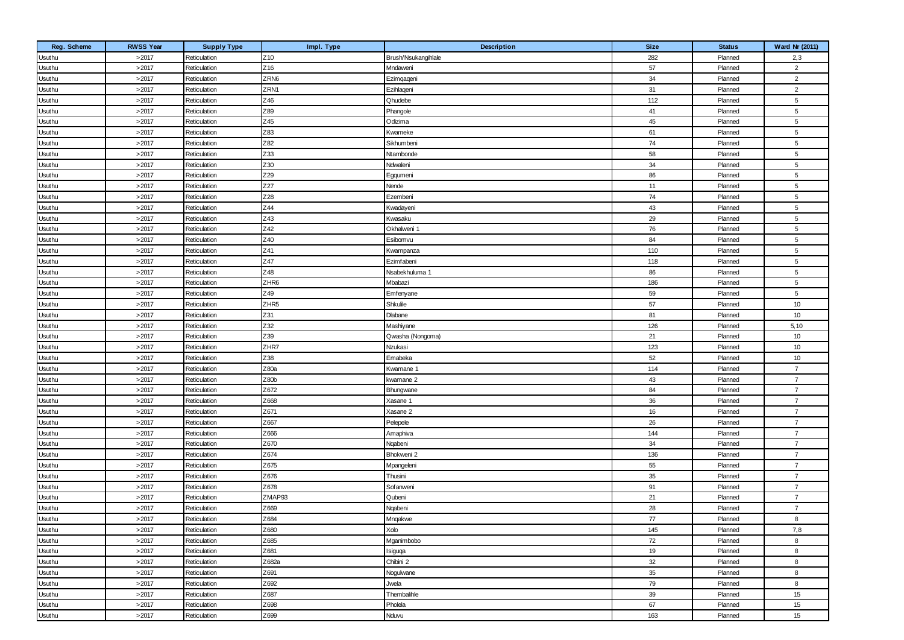| Reg. Scheme | RWSS Year | Supply Type | Impl. Type | Description | Size | Status | Ward Nr (2011) |
|---|---|---|---|---|---|---|---|
| Usuthu | >2017 | Reticulation | Z10 | Brush/Nsukangihlale | 282 | Planned | 2,3 |
| Usuthu | >2017 | Reticulation | Z16 | Mndaweni | 57 | Planned | 2 |
| Usuthu | >2017 | Reticulation | ZRN6 | Ezimqaqeni | 34 | Planned | 2 |
| Usuthu | >2017 | Reticulation | ZRN1 | Ezihlaqeni | 31 | Planned | 2 |
| Usuthu | >2017 | Reticulation | Z46 | Qhudebe | 112 | Planned | 5 |
| Usuthu | >2017 | Reticulation | Z89 | Phangole | 41 | Planned | 5 |
| Usuthu | >2017 | Reticulation | Z45 | Odizima | 45 | Planned | 5 |
| Usuthu | >2017 | Reticulation | Z83 | Kwameke | 61 | Planned | 5 |
| Usuthu | >2017 | Reticulation | Z82 | Sikhumbeni | 74 | Planned | 5 |
| Usuthu | >2017 | Reticulation | Z33 | Ntambonde | 58 | Planned | 5 |
| Usuthu | >2017 | Reticulation | Z30 | Ndwaleni | 34 | Planned | 5 |
| Usuthu | >2017 | Reticulation | Z29 | Egqumeni | 86 | Planned | 5 |
| Usuthu | >2017 | Reticulation | Z27 | Nende | 11 | Planned | 5 |
| Usuthu | >2017 | Reticulation | Z28 | Ezembeni | 74 | Planned | 5 |
| Usuthu | >2017 | Reticulation | Z44 | Kwadayeni | 43 | Planned | 5 |
| Usuthu | >2017 | Reticulation | Z43 | Kwasaku | 29 | Planned | 5 |
| Usuthu | >2017 | Reticulation | Z42 | Okhalweni 1 | 76 | Planned | 5 |
| Usuthu | >2017 | Reticulation | Z40 | Esibomvu | 84 | Planned | 5 |
| Usuthu | >2017 | Reticulation | Z41 | Kwampanza | 110 | Planned | 5 |
| Usuthu | >2017 | Reticulation | Z47 | Ezimfabeni | 118 | Planned | 5 |
| Usuthu | >2017 | Reticulation | Z48 | Nsabekhuluma 1 | 86 | Planned | 5 |
| Usuthu | >2017 | Reticulation | ZHR6 | Mbabazi | 186 | Planned | 5 |
| Usuthu | >2017 | Reticulation | Z49 | Emfenyane | 59 | Planned | 5 |
| Usuthu | >2017 | Reticulation | ZHR5 | Shkulile | 57 | Planned | 10 |
| Usuthu | >2017 | Reticulation | Z31 | Dlabane | 81 | Planned | 10 |
| Usuthu | >2017 | Reticulation | Z32 | Mashiyane | 126 | Planned | 5,10 |
| Usuthu | >2017 | Reticulation | Z39 | Qwasha (Nongoma) | 21 | Planned | 10 |
| Usuthu | >2017 | Reticulation | ZHR7 | Nzukasi | 123 | Planned | 10 |
| Usuthu | >2017 | Reticulation | Z38 | Emabeka | 52 | Planned | 10 |
| Usuthu | >2017 | Reticulation | Z80a | Kwamane 1 | 114 | Planned | 7 |
| Usuthu | >2017 | Reticulation | Z80b | kwamane 2 | 43 | Planned | 7 |
| Usuthu | >2017 | Reticulation | Z672 | Bhungwane | 84 | Planned | 7 |
| Usuthu | >2017 | Reticulation | Z668 | Xasane 1 | 36 | Planned | 7 |
| Usuthu | >2017 | Reticulation | Z671 | Xasane 2 | 16 | Planned | 7 |
| Usuthu | >2017 | Reticulation | Z667 | Pelepele | 26 | Planned | 7 |
| Usuthu | >2017 | Reticulation | Z666 | Amaphiva | 144 | Planned | 7 |
| Usuthu | >2017 | Reticulation | Z670 | Nqabeni | 34 | Planned | 7 |
| Usuthu | >2017 | Reticulation | Z674 | Bhokweni 2 | 136 | Planned | 7 |
| Usuthu | >2017 | Reticulation | Z675 | Mpangeleni | 55 | Planned | 7 |
| Usuthu | >2017 | Reticulation | Z676 | Thusini | 35 | Planned | 7 |
| Usuthu | >2017 | Reticulation | Z678 | Sofanweni | 91 | Planned | 7 |
| Usuthu | >2017 | Reticulation | ZMAP93 | Qubeni | 21 | Planned | 7 |
| Usuthu | >2017 | Reticulation | Z669 | Nqabeni | 28 | Planned | 7 |
| Usuthu | >2017 | Reticulation | Z684 | Mnqakwe | 77 | Planned | 8 |
| Usuthu | >2017 | Reticulation | Z680 | Xolo | 145 | Planned | 7,8 |
| Usuthu | >2017 | Reticulation | Z685 | Mganimbobo | 72 | Planned | 8 |
| Usuthu | >2017 | Reticulation | Z681 | Isiguqa | 19 | Planned | 8 |
| Usuthu | >2017 | Reticulation | Z682a | Chibini 2 | 32 | Planned | 8 |
| Usuthu | >2017 | Reticulation | Z691 | Nogulwane | 35 | Planned | 8 |
| Usuthu | >2017 | Reticulation | Z692 | Jwela | 79 | Planned | 8 |
| Usuthu | >2017 | Reticulation | Z687 | Thembalihle | 39 | Planned | 15 |
| Usuthu | >2017 | Reticulation | Z698 | Pholela | 67 | Planned | 15 |
| Usuthu | >2017 | Reticulation | Z699 | Nduvu | 163 | Planned | 15 |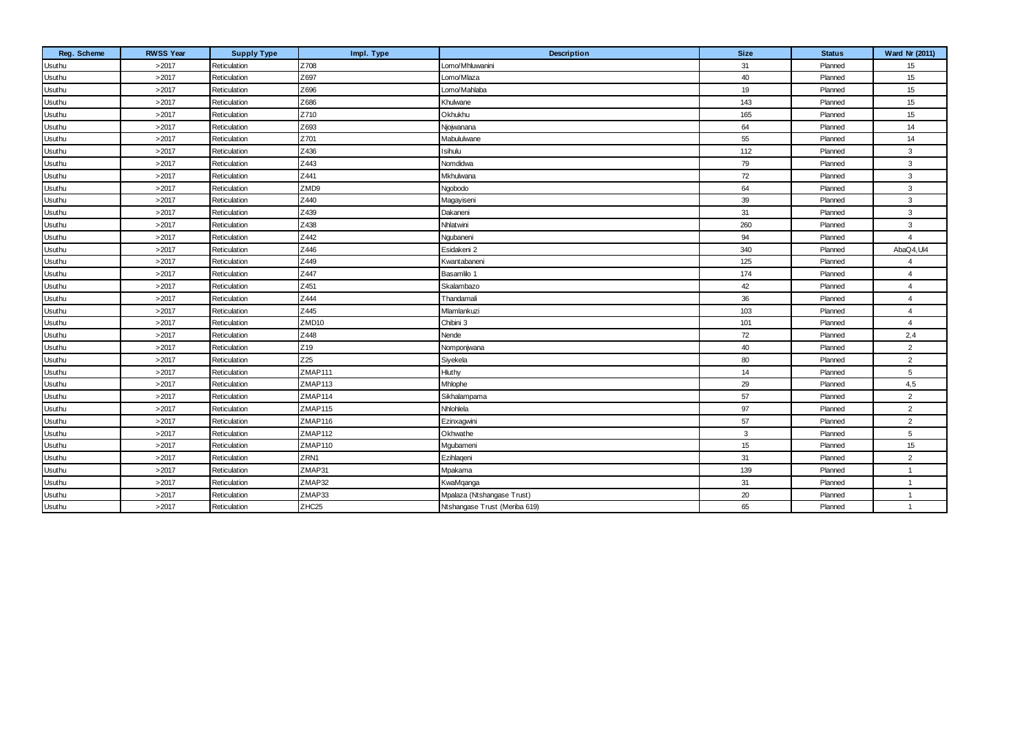| Reg. Scheme | RWSS Year | Supply Type | Impl. Type | Description | Size | Status | Ward Nr (2011) |
|---|---|---|---|---|---|---|---|
| Usuthu | >2017 | Reticulation | Z708 | Lomo/Mhluwanini | 31 | Planned | 15 |
| Usuthu | >2017 | Reticulation | Z697 | Lomo/Mlaza | 40 | Planned | 15 |
| Usuthu | >2017 | Reticulation | Z696 | Lomo/Mahlaba | 19 | Planned | 15 |
| Usuthu | >2017 | Reticulation | Z686 | Khulwane | 143 | Planned | 15 |
| Usuthu | >2017 | Reticulation | Z710 | Okhukhu | 165 | Planned | 15 |
| Usuthu | >2017 | Reticulation | Z693 | Njojwanana | 64 | Planned | 14 |
| Usuthu | >2017 | Reticulation | Z701 | Mabululwane | 55 | Planned | 14 |
| Usuthu | >2017 | Reticulation | Z436 | Isihulu | 112 | Planned | 3 |
| Usuthu | >2017 | Reticulation | Z443 | Nomdidwa | 79 | Planned | 3 |
| Usuthu | >2017 | Reticulation | Z441 | Mkhulwana | 72 | Planned | 3 |
| Usuthu | >2017 | Reticulation | ZMD9 | Ngobodo | 64 | Planned | 3 |
| Usuthu | >2017 | Reticulation | Z440 | Magayiseni | 39 | Planned | 3 |
| Usuthu | >2017 | Reticulation | Z439 | Dakaneni | 31 | Planned | 3 |
| Usuthu | >2017 | Reticulation | Z438 | Nhlatwini | 260 | Planned | 3 |
| Usuthu | >2017 | Reticulation | Z442 | Ngubaneni | 94 | Planned | 4 |
| Usuthu | >2017 | Reticulation | Z446 | Esidakeni 2 | 340 | Planned | AbaQ4,Ul4 |
| Usuthu | >2017 | Reticulation | Z449 | Kwantabaneni | 125 | Planned | 4 |
| Usuthu | >2017 | Reticulation | Z447 | Basamlilo 1 | 174 | Planned | 4 |
| Usuthu | >2017 | Reticulation | Z451 | Skalambazo | 42 | Planned | 4 |
| Usuthu | >2017 | Reticulation | Z444 | Thandamali | 36 | Planned | 4 |
| Usuthu | >2017 | Reticulation | Z445 | Mlamlankuzi | 103 | Planned | 4 |
| Usuthu | >2017 | Reticulation | ZMD10 | Chibini 3 | 101 | Planned | 4 |
| Usuthu | >2017 | Reticulation | Z448 | Nende | 72 | Planned | 2,4 |
| Usuthu | >2017 | Reticulation | Z19 | Nomponjwana | 40 | Planned | 2 |
| Usuthu | >2017 | Reticulation | Z25 | Siyekela | 80 | Planned | 2 |
| Usuthu | >2017 | Reticulation | ZMAP111 | Hluthy | 14 | Planned | 5 |
| Usuthu | >2017 | Reticulation | ZMAP113 | Mhlophe | 29 | Planned | 4,5 |
| Usuthu | >2017 | Reticulation | ZMAP114 | Sikhalampama | 57 | Planned | 2 |
| Usuthu | >2017 | Reticulation | ZMAP115 | Nhlohlela | 97 | Planned | 2 |
| Usuthu | >2017 | Reticulation | ZMAP116 | Ezinxagwini | 57 | Planned | 2 |
| Usuthu | >2017 | Reticulation | ZMAP112 | Okhwathe | 3 | Planned | 5 |
| Usuthu | >2017 | Reticulation | ZMAP110 | Mgubameni | 15 | Planned | 15 |
| Usuthu | >2017 | Reticulation | ZRN1 | Ezihlaqeni | 31 | Planned | 2 |
| Usuthu | >2017 | Reticulation | ZMAP31 | Mpakama | 139 | Planned | 1 |
| Usuthu | >2017 | Reticulation | ZMAP32 | KwaMqanga | 31 | Planned | 1 |
| Usuthu | >2017 | Reticulation | ZMAP33 | Mpalaza (Ntshangase Trust) | 20 | Planned | 1 |
| Usuthu | >2017 | Reticulation | ZHC25 | Ntshangase Trust (Meriba 619) | 65 | Planned | 1 |